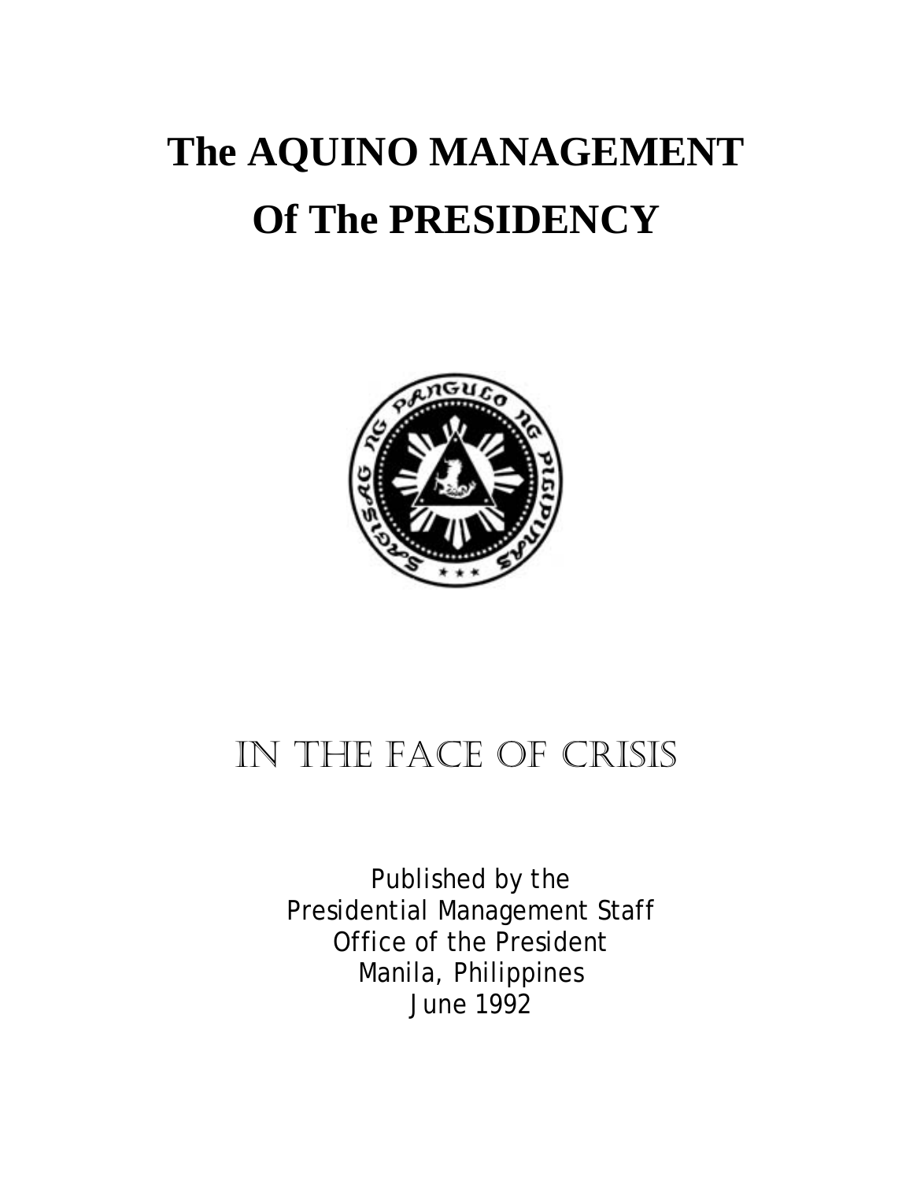# The AQUINO MANAGEMENT Of The PRESIDENCY

## IN THE FACE OF CRISIS

Published by the
Presidential Management Staff
Office of the President
Manila, Philippines
June 1992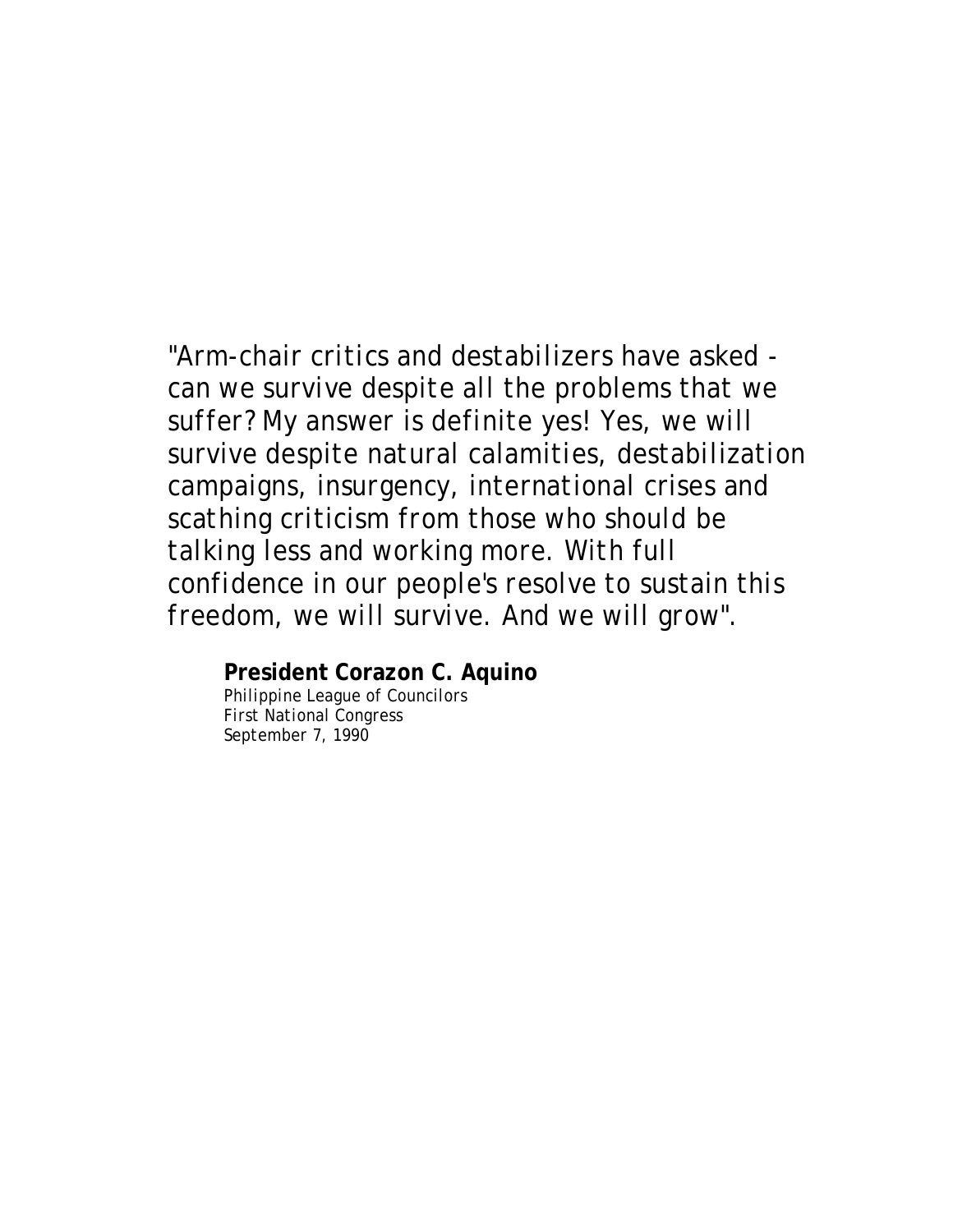"Arm-chair critics and destabilizers have asked - can we survive despite all the problems that we suffer? My answer is definite yes! Yes, we will survive despite natural calamities, destabilization campaigns, insurgency, international crises and scathing criticism from those who should be talking less and working more. With full confidence in our people's resolve to sustain this freedom, we will survive. And we will grow".

**President Corazon C. Aquino**
Philippine League of Councilors
First National Congress
September 7, 1990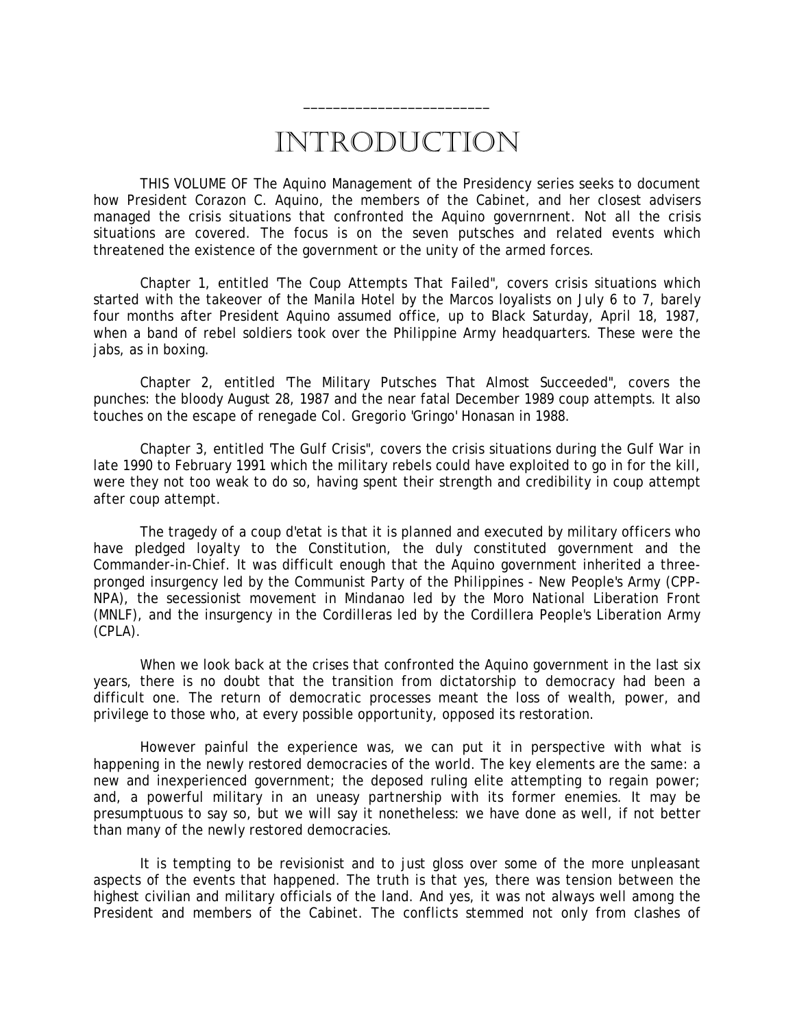# INTRODUCTION

THIS VOLUME OF The Aquino Management of the Presidency series seeks to document how President Corazon C. Aquino, the members of the Cabinet, and her closest advisers managed the crisis situations that confronted the Aquino governrnent. Not all the crisis situations are covered. The focus is on the seven putsches and related events which threatened the existence of the government or the unity of the armed forces.

Chapter 1, entitled 'The Coup Attempts That Failed", covers crisis situations which started with the takeover of the Manila Hotel by the Marcos loyalists on July 6 to 7, barely four months after President Aquino assumed office, up to Black Saturday, April 18, 1987, when a band of rebel soldiers took over the Philippine Army headquarters. These were the jabs, as in boxing.

Chapter 2, entitled 'The Military Putsches That Almost Succeeded", covers the punches: the bloody August 28, 1987 and the near fatal December 1989 coup attempts. It also touches on the escape of renegade Col. Gregorio 'Gringo' Honasan in 1988.

Chapter 3, entitled 'The Gulf Crisis", covers the crisis situations during the Gulf War in late 1990 to February 1991 which the military rebels could have exploited to go in for the kill, were they not too weak to do so, having spent their strength and credibility in coup attempt after coup attempt.

The tragedy of a coup d'etat is that it is planned and executed by military officers who have pledged loyalty to the Constitution, the duly constituted government and the Commander-in-Chief. It was difficult enough that the Aquino government inherited a three-pronged insurgency led by the Communist Party of the Philippines - New People's Army (CPP-NPA), the secessionist movement in Mindanao led by the Moro National Liberation Front (MNLF), and the insurgency in the Cordilleras led by the Cordillera People's Liberation Army (CPLA).

When we look back at the crises that confronted the Aquino government in the last six years, there is no doubt that the transition from dictatorship to democracy had been a difficult one. The return of democratic processes meant the loss of wealth, power, and privilege to those who, at every possible opportunity, opposed its restoration.

However painful the experience was, we can put it in perspective with what is happening in the newly restored democracies of the world. The key elements are the same: a new and inexperienced government; the deposed ruling elite attempting to regain power; and, a powerful military in an uneasy partnership with its former enemies. It may be presumptuous to say so, but we will say it nonetheless: we have done as well, if not better than many of the newly restored democracies.

It is tempting to be revisionist and to just gloss over some of the more unpleasant aspects of the events that happened. The truth is that yes, there was tension between the highest civilian and military officials of the land. And yes, it was not always well among the President and members of the Cabinet. The conflicts stemmed not only from clashes of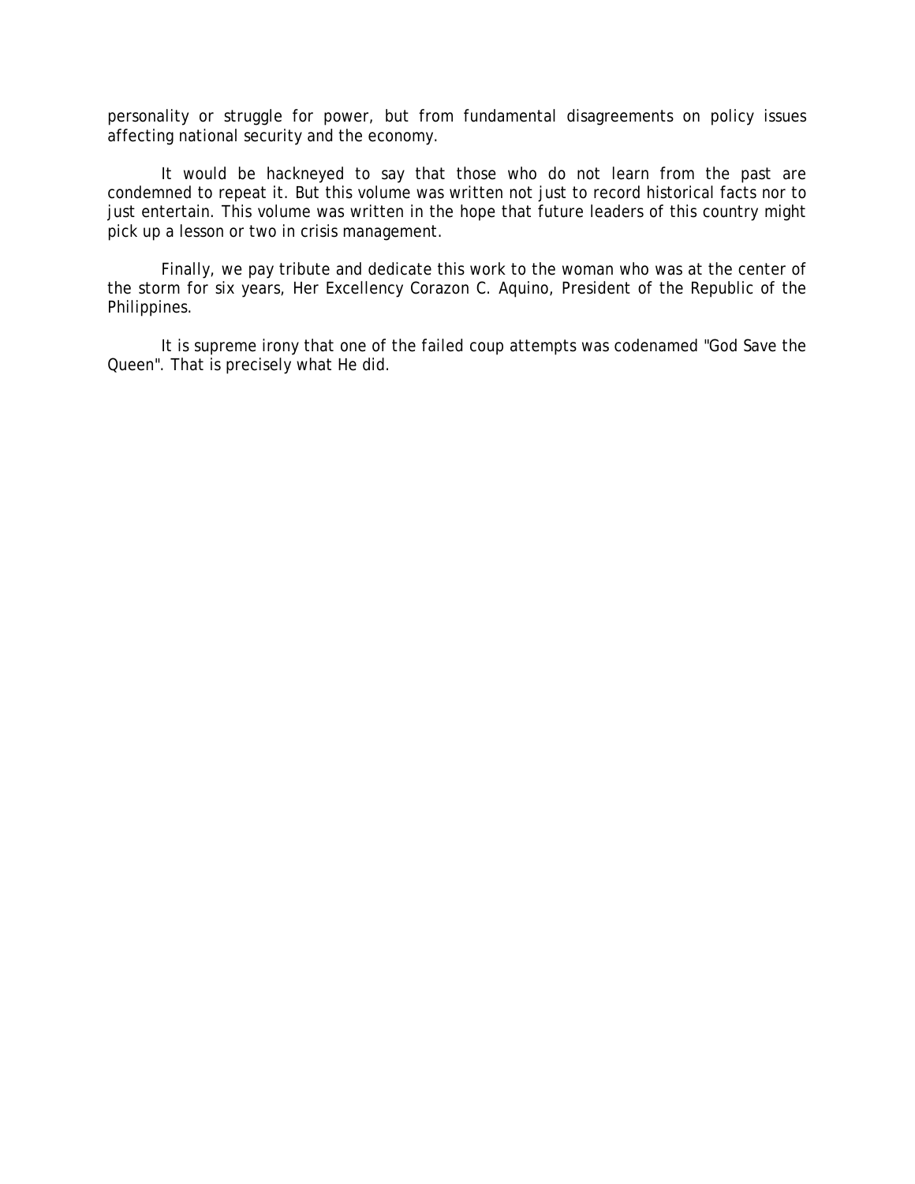personality or struggle for power, but from fundamental disagreements on policy issues affecting national security and the economy.

It would be hackneyed to say that those who do not learn from the past are condemned to repeat it. But this volume was written not just to record historical facts nor to just entertain. This volume was written in the hope that future leaders of this country might pick up a lesson or two in crisis management.

Finally, we pay tribute and dedicate this work to the woman who was at the center of the storm for six years, Her Excellency Corazon C. Aquino, President of the Republic of the Philippines.

It is supreme irony that one of the failed coup attempts was codenamed "God Save the Queen". That is precisely what He did.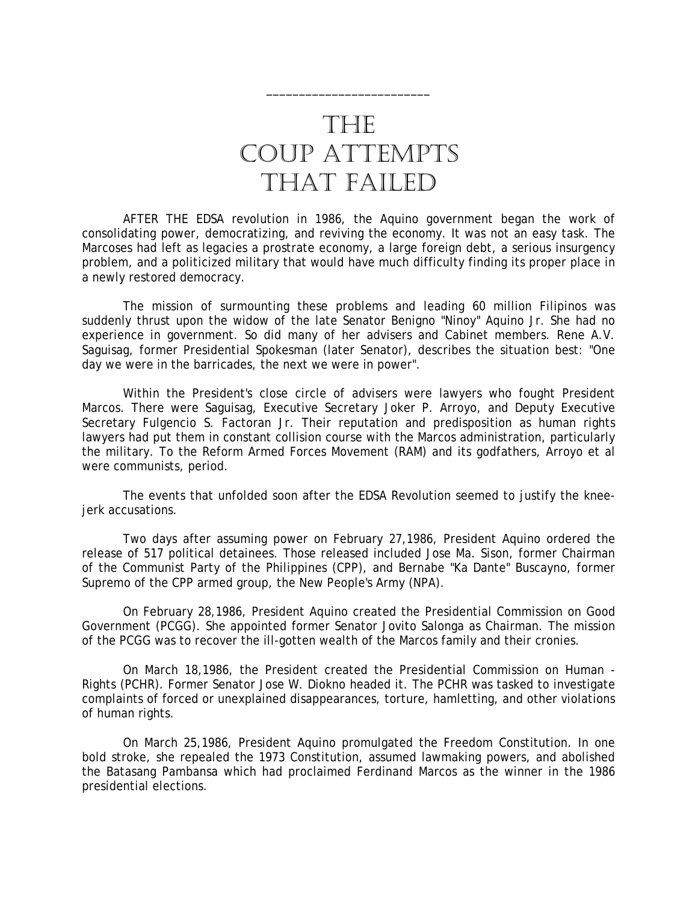# THE COUP ATTEMPTS THAT FAILED

AFTER THE EDSA revolution in 1986, the Aquino government began the work of consolidating power, democratizing, and reviving the economy. It was not an easy task. The Marcoses had left as legacies a prostrate economy, a large foreign debt, a serious insurgency problem, and a politicized military that would have much difficulty finding its proper place in a newly restored democracy.

The mission of surmounting these problems and leading 60 million Filipinos was suddenly thrust upon the widow of the late Senator Benigno "Ninoy" Aquino Jr. She had no experience in government. So did many of her advisers and Cabinet members. Rene A.V. Saguisag, former Presidential Spokesman (later Senator), describes the situation best: "One day we were in the barricades, the next we were in power".

Within the President's close circle of advisers were lawyers who fought President Marcos. There were Saguisag, Executive Secretary Joker P. Arroyo, and Deputy Executive Secretary Fulgencio S. Factoran Jr. Their reputation and predisposition as human rights lawyers had put them in constant collision course with the Marcos administration, particularly the military. To the Reform Armed Forces Movement (RAM) and its godfathers, Arroyo et al were communists, period.

The events that unfolded soon after the EDSA Revolution seemed to justify the knee-jerk accusations.

Two days after assuming power on February 27,1986, President Aquino ordered the release of 517 political detainees. Those released included Jose Ma. Sison, former Chairman of the Communist Party of the Philippines (CPP), and Bernabe "Ka Dante" Buscayno, former Supremo of the CPP armed group, the New People's Army (NPA).

On February 28,1986, President Aquino created the Presidential Commission on Good Government (PCGG). She appointed former Senator Jovito Salonga as Chairman. The mission of the PCGG was to recover the ill-gotten wealth of the Marcos family and their cronies.

On March 18,1986, the President created the Presidential Commission on Human - Rights (PCHR). Former Senator Jose W. Diokno headed it. The PCHR was tasked to investigate complaints of forced or unexplained disappearances, torture, hamletting, and other violations of human rights.

On March 25,1986, President Aquino promulgated the Freedom Constitution. In one bold stroke, she repealed the 1973 Constitution, assumed lawmaking powers, and abolished the Batasang Pambansa which had proclaimed Ferdinand Marcos as the winner in the 1986 presidential elections.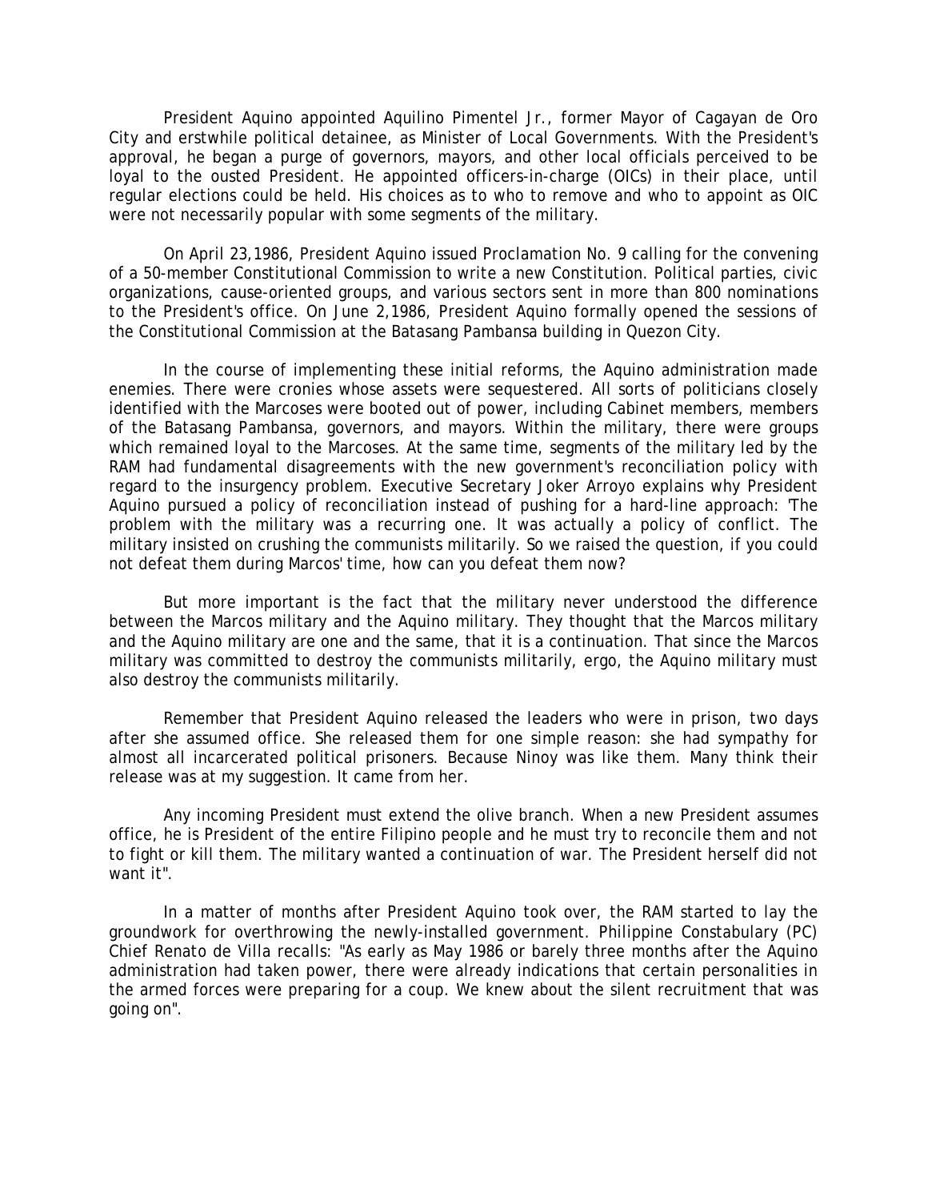President Aquino appointed Aquilino Pimentel Jr., former Mayor of Cagayan de Oro City and erstwhile political detainee, as Minister of Local Governments. With the President's approval, he began a purge of governors, mayors, and other local officials perceived to be loyal to the ousted President. He appointed officers-in-charge (OICs) in their place, until regular elections could be held. His choices as to who to remove and who to appoint as OIC were not necessarily popular with some segments of the military.

On April 23,1986, President Aquino issued Proclamation No. 9 calling for the convening of a 50-member Constitutional Commission to write a new Constitution. Political parties, civic organizations, cause-oriented groups, and various sectors sent in more than 800 nominations to the President's office. On June 2,1986, President Aquino formally opened the sessions of the Constitutional Commission at the Batasang Pambansa building in Quezon City.

In the course of implementing these initial reforms, the Aquino administration made enemies. There were cronies whose assets were sequestered. All sorts of politicians closely identified with the Marcoses were booted out of power, including Cabinet members, members of the Batasang Pambansa, governors, and mayors. Within the military, there were groups which remained loyal to the Marcoses. At the same time, segments of the military led by the RAM had fundamental disagreements with the new government's reconciliation policy with regard to the insurgency problem. Executive Secretary Joker Arroyo explains why President Aquino pursued a policy of reconciliation instead of pushing for a hard-line approach: 'The problem with the military was a recurring one. It was actually a policy of conflict. The military insisted on crushing the communists militarily. So we raised the question, if you could not defeat them during Marcos' time, how can you defeat them now?

But more important is the fact that the military never understood the difference between the Marcos military and the Aquino military. They thought that the Marcos military and the Aquino military are one and the same, that it is a continuation. That since the Marcos military was committed to destroy the communists militarily, ergo, the Aquino military must also destroy the communists militarily.

Remember that President Aquino released the leaders who were in prison, two days after she assumed office. She released them for one simple reason: she had sympathy for almost all incarcerated political prisoners. Because Ninoy was like them. Many think their release was at my suggestion. It came from her.

Any incoming President must extend the olive branch. When a new President assumes office, he is President of the entire Filipino people and he must try to reconcile them and not to fight or kill them. The military wanted a continuation of war. The President herself did not want it".

In a matter of months after President Aquino took over, the RAM started to lay the groundwork for overthrowing the newly-installed government. Philippine Constabulary (PC) Chief Renato de Villa recalls: "As early as May 1986 or barely three months after the Aquino administration had taken power, there were already indications that certain personalities in the armed forces were preparing for a coup. We knew about the silent recruitment that was going on".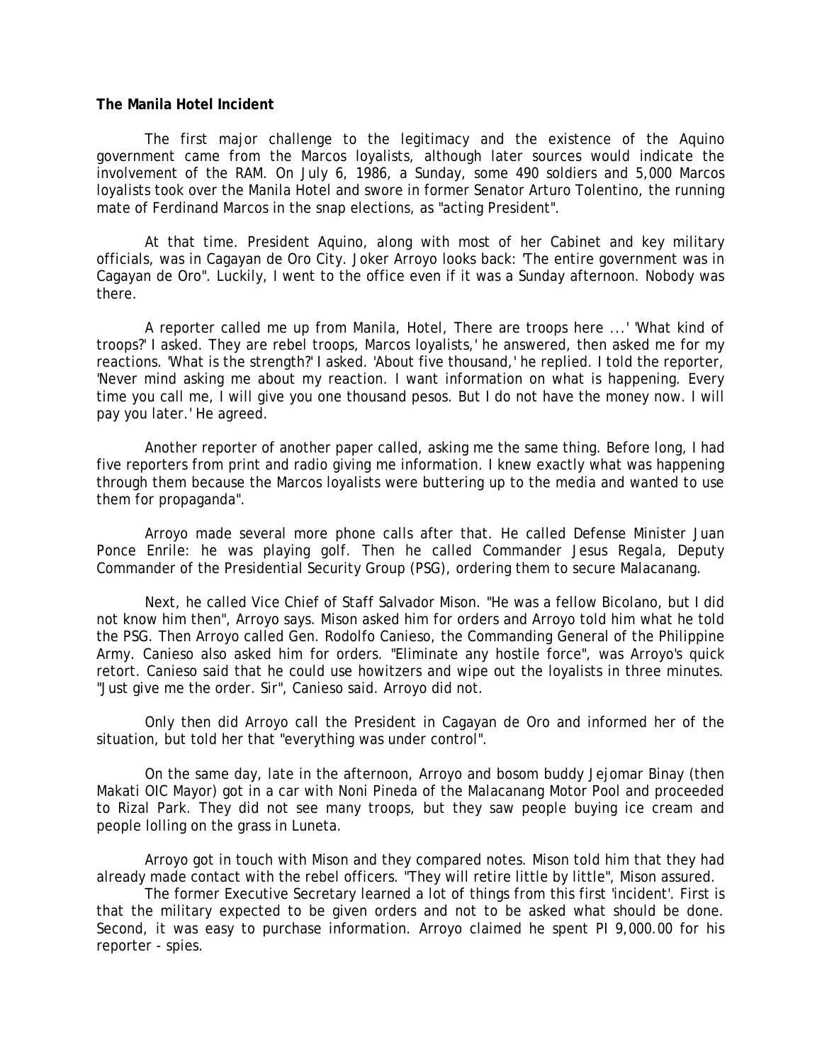**The Manila Hotel Incident**

The first major challenge to the legitimacy and the existence of the Aquino government came from the Marcos loyalists, although later sources would indicate the involvement of the RAM. On July 6, 1986, a Sunday, some 490 soldiers and 5,000 Marcos loyalists took over the Manila Hotel and swore in former Senator Arturo Tolentino, the running mate of Ferdinand Marcos in the snap elections, as "acting President".

At that time. President Aquino, along with most of her Cabinet and key military officials, was in Cagayan de Oro City. Joker Arroyo looks back: 'The entire government was in Cagayan de Oro". Luckily, I went to the office even if it was a Sunday afternoon. Nobody was there.

A reporter called me up from Manila, Hotel, There are troops here ...' 'What kind of troops?' I asked. They are rebel troops, Marcos loyalists,' he answered, then asked me for my reactions. 'What is the strength?' I asked. 'About five thousand,' he replied. I told the reporter, 'Never mind asking me about my reaction. I want information on what is happening. Every time you call me, I will give you one thousand pesos. But I do not have the money now. I will pay you later.' He agreed.

Another reporter of another paper called, asking me the same thing. Before long, I had five reporters from print and radio giving me information. I knew exactly what was happening through them because the Marcos loyalists were buttering up to the media and wanted to use them for propaganda".

Arroyo made several more phone calls after that. He called Defense Minister Juan Ponce Enrile: he was playing golf. Then he called Commander Jesus Regala, Deputy Commander of the Presidential Security Group (PSG), ordering them to secure Malacanang.

Next, he called Vice Chief of Staff Salvador Mison. "He was a fellow Bicolano, but I did not know him then", Arroyo says. Mison asked him for orders and Arroyo told him what he told the PSG. Then Arroyo called Gen. Rodolfo Canieso, the Commanding General of the Philippine Army. Canieso also asked him for orders. "Eliminate any hostile force", was Arroyo's quick retort. Canieso said that he could use howitzers and wipe out the loyalists in three minutes. "Just give me the order. Sir", Canieso said. Arroyo did not.

Only then did Arroyo call the President in Cagayan de Oro and informed her of the situation, but told her that "everything was under control".

On the same day, late in the afternoon, Arroyo and bosom buddy Jejomar Binay (then Makati OIC Mayor) got in a car with Noni Pineda of the Malacanang Motor Pool and proceeded to Rizal Park. They did not see many troops, but they saw people buying ice cream and people lolling on the grass in Luneta.

Arroyo got in touch with Mison and they compared notes. Mison told him that they had already made contact with the rebel officers. "They will retire little by little", Mison assured.

The former Executive Secretary learned a lot of things from this first 'incident'. First is that the military expected to be given orders and not to be asked what should be done. Second, it was easy to purchase information. Arroyo claimed he spent PI 9,000.00 for his reporter - spies.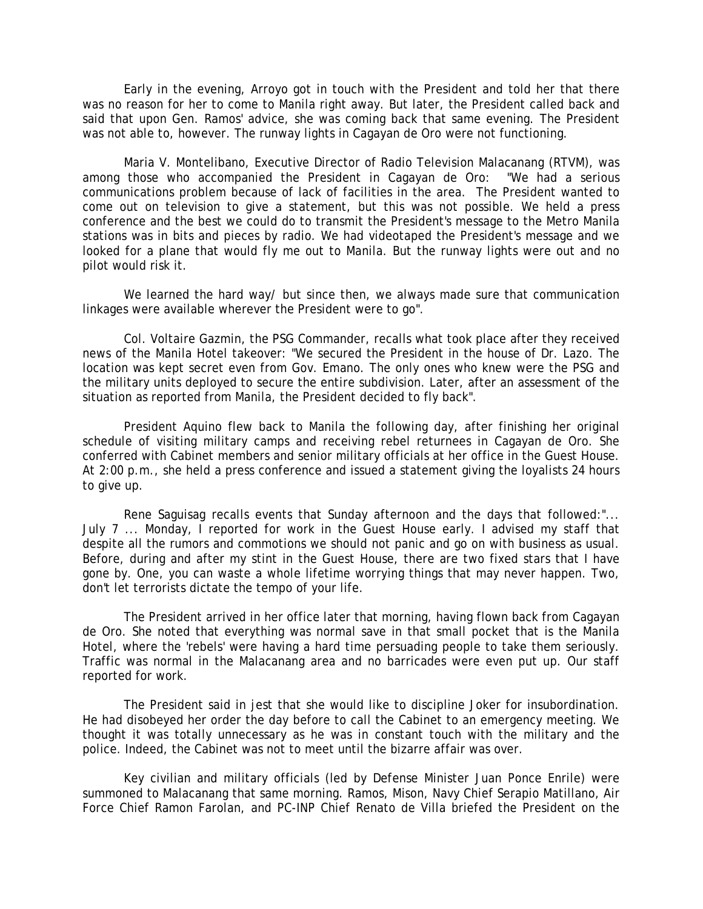Early in the evening, Arroyo got in touch with the President and told her that there was no reason for her to come to Manila right away. But later, the President called back and said that upon Gen. Ramos' advice, she was coming back that same evening. The President was not able to, however. The runway lights in Cagayan de Oro were not functioning.

Maria V. Montelibano, Executive Director of Radio Television Malacanang (RTVM), was among those who accompanied the President in Cagayan de Oro: "We had a serious communications problem because of lack of facilities in the area. The President wanted to come out on television to give a statement, but this was not possible. We held a press conference and the best we could do to transmit the President's message to the Metro Manila stations was in bits and pieces by radio. We had videotaped the President's message and we looked for a plane that would fly me out to Manila. But the runway lights were out and no pilot would risk it.

We learned the hard way/ but since then, we always made sure that communication linkages were available wherever the President were to go".

Col. Voltaire Gazmin, the PSG Commander, recalls what took place after they received news of the Manila Hotel takeover: "We secured the President in the house of Dr. Lazo. The location was kept secret even from Gov. Emano. The only ones who knew were the PSG and the military units deployed to secure the entire subdivision. Later, after an assessment of the situation as reported from Manila, the President decided to fly back".

President Aquino flew back to Manila the following day, after finishing her original schedule of visiting military camps and receiving rebel returnees in Cagayan de Oro. She conferred with Cabinet members and senior military officials at her office in the Guest House. At 2:00 p.m., she held a press conference and issued a statement giving the loyalists 24 hours to give up.

Rene Saguisag recalls events that Sunday afternoon and the days that followed:"... July 7 ... Monday, I reported for work in the Guest House early. I advised my staff that despite all the rumors and commotions we should not panic and go on with business as usual. Before, during and after my stint in the Guest House, there are two fixed stars that I have gone by. One, you can waste a whole lifetime worrying things that may never happen. Two, don't let terrorists dictate the tempo of your life.

The President arrived in her office later that morning, having flown back from Cagayan de Oro. She noted that everything was normal save in that small pocket that is the Manila Hotel, where the 'rebels' were having a hard time persuading people to take them seriously. Traffic was normal in the Malacanang area and no barricades were even put up. Our staff reported for work.

The President said in jest that she would like to discipline Joker for insubordination. He had disobeyed her order the day before to call the Cabinet to an emergency meeting. We thought it was totally unnecessary as he was in constant touch with the military and the police. Indeed, the Cabinet was not to meet until the bizarre affair was over.

Key civilian and military officials (led by Defense Minister Juan Ponce Enrile) were summoned to Malacanang that same morning. Ramos, Mison, Navy Chief Serapio Matillano, Air Force Chief Ramon Farolan, and PC-INP Chief Renato de Villa briefed the President on the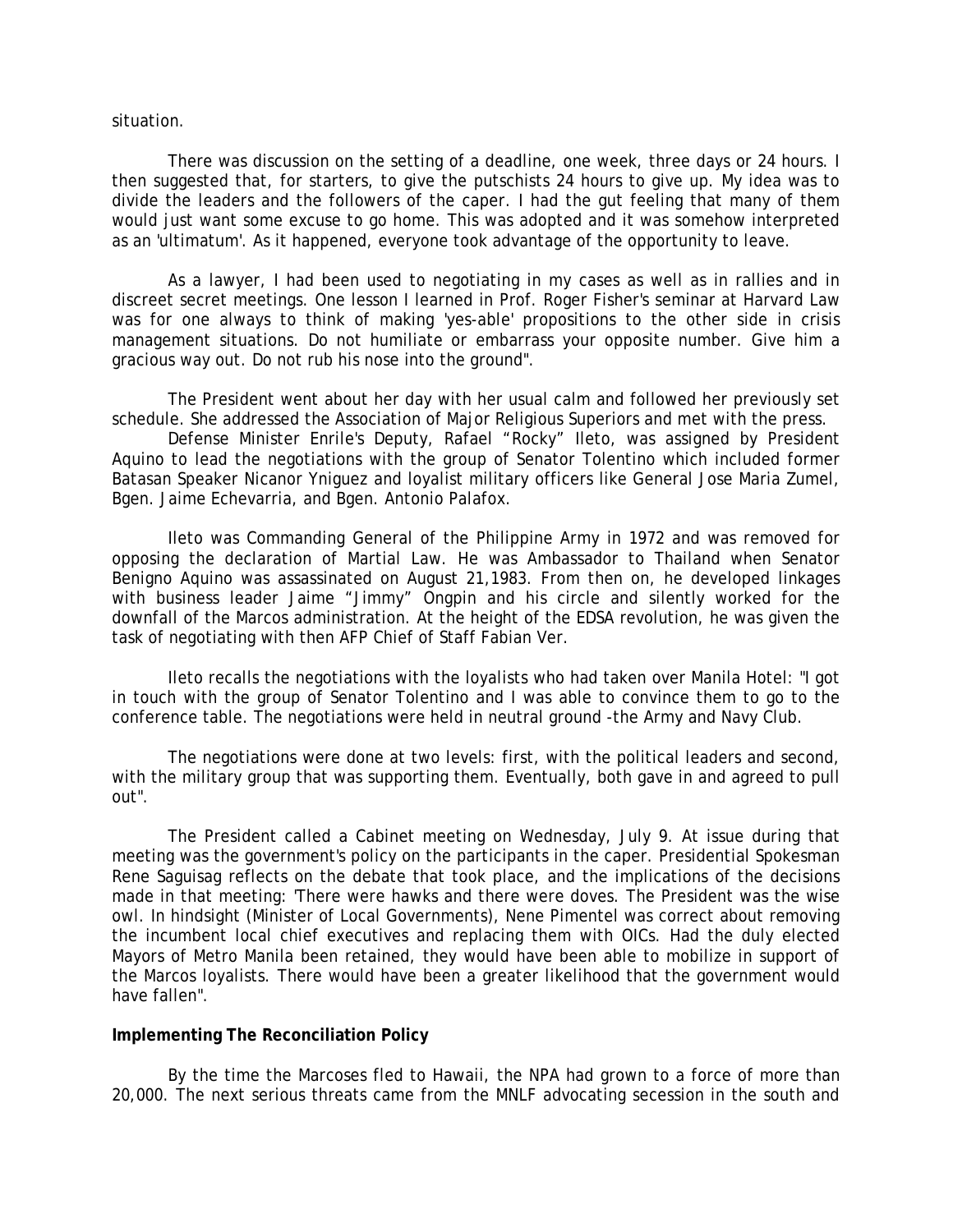situation.

There was discussion on the setting of a deadline, one week, three days or 24 hours. I then suggested that, for starters, to give the putschists 24 hours to give up. My idea was to divide the leaders and the followers of the caper. I had the gut feeling that many of them would just want some excuse to go home. This was adopted and it was somehow interpreted as an 'ultimatum'. As it happened, everyone took advantage of the opportunity to leave.

As a lawyer, I had been used to negotiating in my cases as well as in rallies and in discreet secret meetings. One lesson I learned in Prof. Roger Fisher's seminar at Harvard Law was for one always to think of making 'yes-able' propositions to the other side in crisis management situations. Do not humiliate or embarrass your opposite number. Give him a gracious way out. Do not rub his nose into the ground".

The President went about her day with her usual calm and followed her previously set schedule. She addressed the Association of Major Religious Superiors and met with the press.

Defense Minister Enrile's Deputy, Rafael "Rocky" Ileto, was assigned by President Aquino to lead the negotiations with the group of Senator Tolentino which included former Batasan Speaker Nicanor Yniguez and loyalist military officers like General Jose Maria Zumel, Bgen. Jaime Echevarria, and Bgen. Antonio Palafox.

Ileto was Commanding General of the Philippine Army in 1972 and was removed for opposing the declaration of Martial Law. He was Ambassador to Thailand when Senator Benigno Aquino was assassinated on August 21,1983. From then on, he developed linkages with business leader Jaime "Jimmy" Ongpin and his circle and silently worked for the downfall of the Marcos administration. At the height of the EDSA revolution, he was given the task of negotiating with then AFP Chief of Staff Fabian Ver.

Ileto recalls the negotiations with the loyalists who had taken over Manila Hotel: "I got in touch with the group of Senator Tolentino and I was able to convince them to go to the conference table. The negotiations were held in neutral ground -the Army and Navy Club.

The negotiations were done at two levels: first, with the political leaders and second, with the military group that was supporting them. Eventually, both gave in and agreed to pull out".

The President called a Cabinet meeting on Wednesday, July 9. At issue during that meeting was the government's policy on the participants in the caper. Presidential Spokesman Rene Saguisag reflects on the debate that took place, and the implications of the decisions made in that meeting: 'There were hawks and there were doves. The President was the wise owl. In hindsight (Minister of Local Governments), Nene Pimentel was correct about removing the incumbent local chief executives and replacing them with OICs. Had the duly elected Mayors of Metro Manila been retained, they would have been able to mobilize in support of the Marcos loyalists. There would have been a greater likelihood that the government would have fallen".

**Implementing The Reconciliation Policy**

By the time the Marcoses fled to Hawaii, the NPA had grown to a force of more than 20,000. The next serious threats came from the MNLF advocating secession in the south and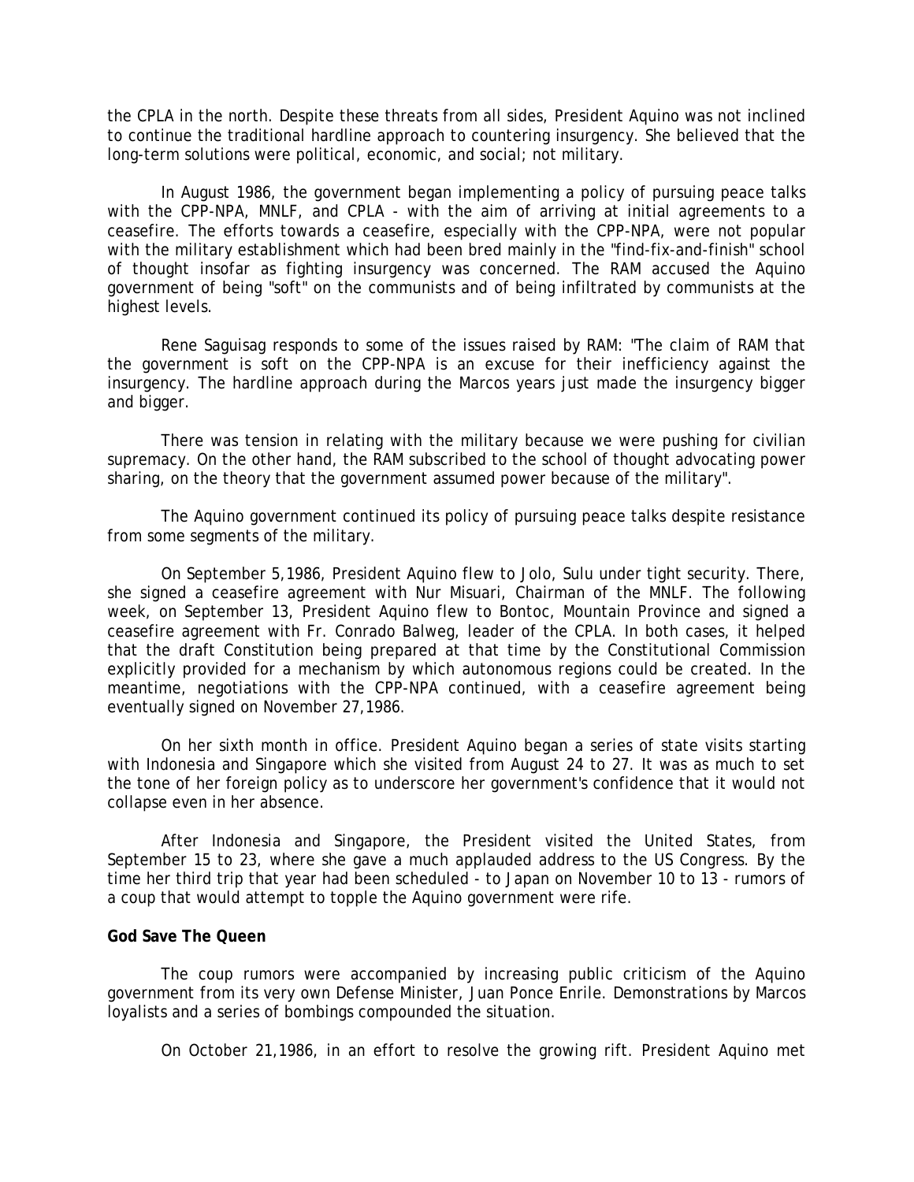the CPLA in the north. Despite these threats from all sides, President Aquino was not inclined to continue the traditional hardline approach to countering insurgency. She believed that the long-term solutions were political, economic, and social; not military.

In August 1986, the government began implementing a policy of pursuing peace talks with the CPP-NPA, MNLF, and CPLA - with the aim of arriving at initial agreements to a ceasefire. The efforts towards a ceasefire, especially with the CPP-NPA, were not popular with the military establishment which had been bred mainly in the "find-fix-and-finish" school of thought insofar as fighting insurgency was concerned. The RAM accused the Aquino government of being "soft" on the communists and of being infiltrated by communists at the highest levels.

Rene Saguisag responds to some of the issues raised by RAM: "The claim of RAM that the government is soft on the CPP-NPA is an excuse for their inefficiency against the insurgency. The hardline approach during the Marcos years just made the insurgency bigger and bigger.

There was tension in relating with the military because we were pushing for civilian supremacy. On the other hand, the RAM subscribed to the school of thought advocating power sharing, on the theory that the government assumed power because of the military".

The Aquino government continued its policy of pursuing peace talks despite resistance from some segments of the military.

On September 5,1986, President Aquino flew to Jolo, Sulu under tight security. There, she signed a ceasefire agreement with Nur Misuari, Chairman of the MNLF. The following week, on September 13, President Aquino flew to Bontoc, Mountain Province and signed a ceasefire agreement with Fr. Conrado Balweg, leader of the CPLA. In both cases, it helped that the draft Constitution being prepared at that time by the Constitutional Commission explicitly provided for a mechanism by which autonomous regions could be created. In the meantime, negotiations with the CPP-NPA continued, with a ceasefire agreement being eventually signed on November 27,1986.

On her sixth month in office. President Aquino began a series of state visits starting with Indonesia and Singapore which she visited from August 24 to 27. It was as much to set the tone of her foreign policy as to underscore her government's confidence that it would not collapse even in her absence.

After Indonesia and Singapore, the President visited the United States, from September 15 to 23, where she gave a much applauded address to the US Congress. By the time her third trip that year had been scheduled - to Japan on November 10 to 13 - rumors of a coup that would attempt to topple the Aquino government were rife.

**God Save The Queen**

The coup rumors were accompanied by increasing public criticism of the Aquino government from its very own Defense Minister, Juan Ponce Enrile. Demonstrations by Marcos loyalists and a series of bombings compounded the situation.

On October 21,1986, in an effort to resolve the growing rift. President Aquino met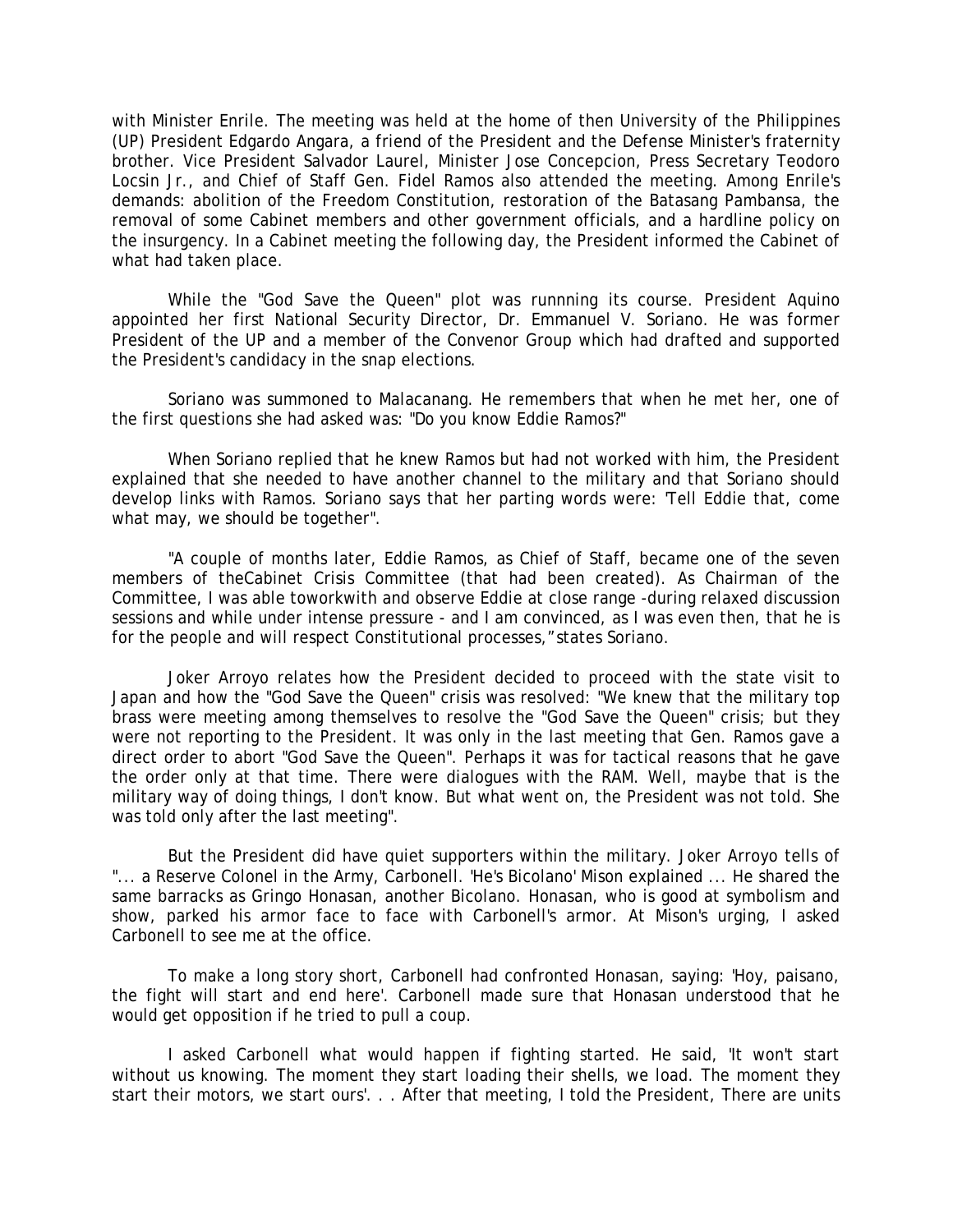with Minister Enrile. The meeting was held at the home of then University of the Philippines (UP) President Edgardo Angara, a friend of the President and the Defense Minister's fraternity brother. Vice President Salvador Laurel, Minister Jose Concepcion, Press Secretary Teodoro Locsin Jr., and Chief of Staff Gen. Fidel Ramos also attended the meeting. Among Enrile's demands: abolition of the Freedom Constitution, restoration of the Batasang Pambansa, the removal of some Cabinet members and other government officials, and a hardline policy on the insurgency. In a Cabinet meeting the following day, the President informed the Cabinet of what had taken place.

While the "God Save the Queen" plot was runnning its course. President Aquino appointed her first National Security Director, Dr. Emmanuel V. Soriano. He was former President of the UP and a member of the Convenor Group which had drafted and supported the President's candidacy in the snap elections.

Soriano was summoned to Malacanang. He remembers that when he met her, one of the first questions she had asked was: "Do you know Eddie Ramos?"

When Soriano replied that he knew Ramos but had not worked with him, the President explained that she needed to have another channel to the military and that Soriano should develop links with Ramos. Soriano says that her parting words were: 'Tell Eddie that, come what may, we should be together".

"A couple of months later, Eddie Ramos, as Chief of Staff, became one of the seven members of theCabinet Crisis Committee (that had been created). As Chairman of the Committee, I was able toworkwith and observe Eddie at close range -during relaxed discussion sessions and while under intense pressure - and I am convinced, as I was even then, that he is for the people and will respect Constitutional processes," states Soriano.

Joker Arroyo relates how the President decided to proceed with the state visit to Japan and how the "God Save the Queen" crisis was resolved: "We knew that the military top brass were meeting among themselves to resolve the "God Save the Queen" crisis; but they were not reporting to the President. It was only in the last meeting that Gen. Ramos gave a direct order to abort "God Save the Queen". Perhaps it was for tactical reasons that he gave the order only at that time. There were dialogues with the RAM. Well, maybe that is the military way of doing things, I don't know. But what went on, the President was not told. She was told only after the last meeting".

But the President did have quiet supporters within the military. Joker Arroyo tells of "... a Reserve Colonel in the Army, Carbonell. 'He's Bicolano' Mison explained ... He shared the same barracks as Gringo Honasan, another Bicolano. Honasan, who is good at symbolism and show, parked his armor face to face with Carbonell's armor. At Mison's urging, I asked Carbonell to see me at the office.

To make a long story short, Carbonell had confronted Honasan, saying: 'Hoy, paisano, the fight will start and end here'. Carbonell made sure that Honasan understood that he would get opposition if he tried to pull a coup.

I asked Carbonell what would happen if fighting started. He said, 'It won't start without us knowing. The moment they start loading their shells, we load. The moment they start their motors, we start ours'. . . After that meeting, I told the President, There are units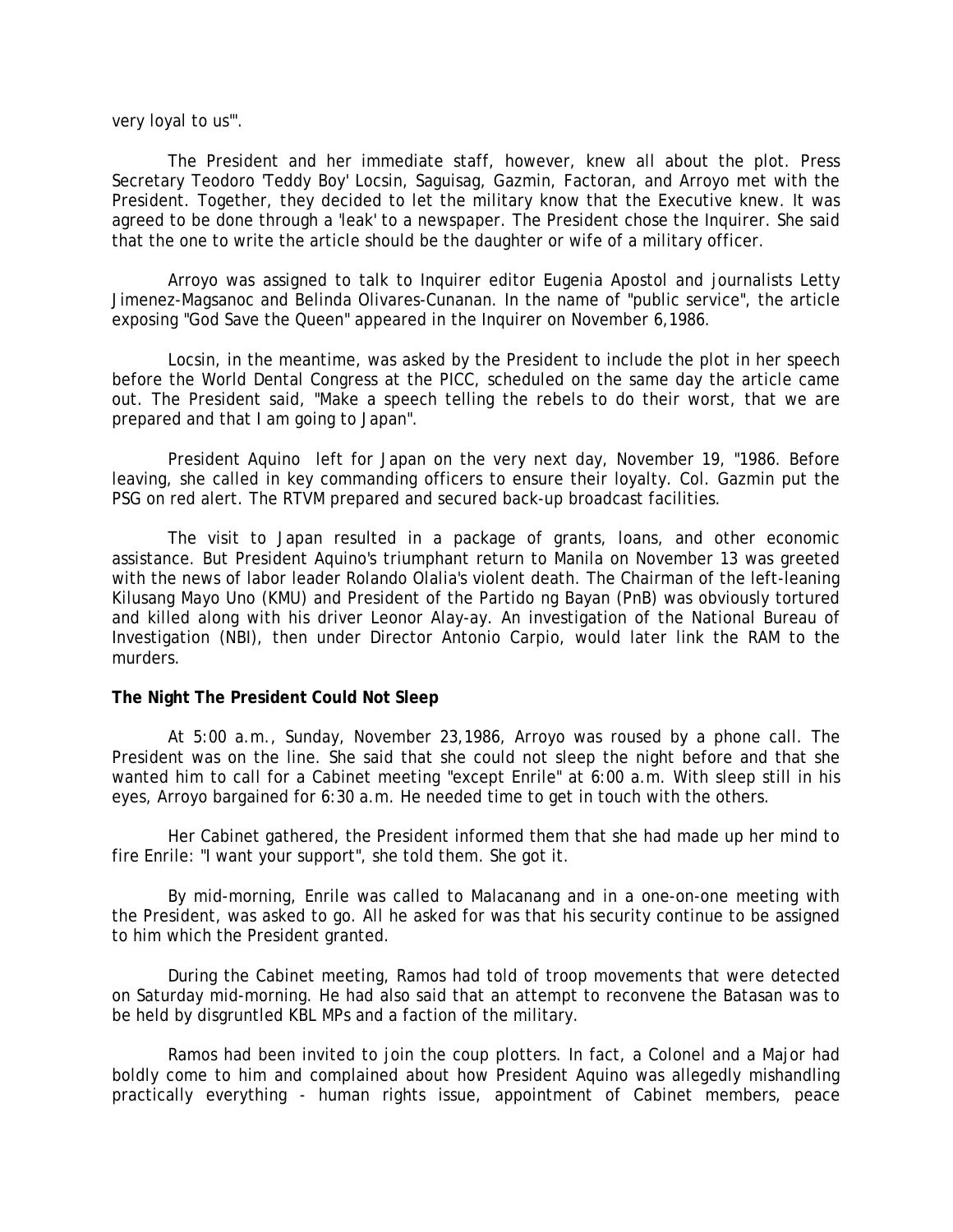very loyal to us'".

The President and her immediate staff, however, knew all about the plot. Press Secretary Teodoro 'Teddy Boy' Locsin, Saguisag, Gazmin, Factoran, and Arroyo met with the President. Together, they decided to let the military know that the Executive knew. It was agreed to be done through a 'leak' to a newspaper. The President chose the Inquirer. She said that the one to write the article should be the daughter or wife of a military officer.

Arroyo was assigned to talk to Inquirer editor Eugenia Apostol and journalists Letty Jimenez-Magsanoc and Belinda Olivares-Cunanan. In the name of "public service", the article exposing "God Save the Queen" appeared in the Inquirer on November 6,1986.

Locsin, in the meantime, was asked by the President to include the plot in her speech before the World Dental Congress at the PICC, scheduled on the same day the article came out. The President said, "Make a speech telling the rebels to do their worst, that we are prepared and that I am going to Japan".

President Aquino left for Japan on the very next day, November 19, "1986. Before leaving, she called in key commanding officers to ensure their loyalty. Col. Gazmin put the PSG on red alert. The RTVM prepared and secured back-up broadcast facilities.

The visit to Japan resulted in a package of grants, loans, and other economic assistance. But President Aquino's triumphant return to Manila on November 13 was greeted with the news of labor leader Rolando Olalia's violent death. The Chairman of the left-leaning Kilusang Mayo Uno (KMU) and President of the Partido ng Bayan (PnB) was obviously tortured and killed along with his driver Leonor Alay-ay. An investigation of the National Bureau of Investigation (NBI), then under Director Antonio Carpio, would later link the RAM to the murders.

**The Night The President Could Not Sleep**

At 5:00 a.m., Sunday, November 23,1986, Arroyo was roused by a phone call. The President was on the line. She said that she could not sleep the night before and that she wanted him to call for a Cabinet meeting "except Enrile" at 6:00 a.m. With sleep still in his eyes, Arroyo bargained for 6:30 a.m. He needed time to get in touch with the others.

Her Cabinet gathered, the President informed them that she had made up her mind to fire Enrile: "I want your support", she told them. She got it.

By mid-morning, Enrile was called to Malacanang and in a one-on-one meeting with the President, was asked to go. All he asked for was that his security continue to be assigned to him which the President granted.

During the Cabinet meeting, Ramos had told of troop movements that were detected on Saturday mid-morning. He had also said that an attempt to reconvene the Batasan was to be held by disgruntled KBL MPs and a faction of the military.

Ramos had been invited to join the coup plotters. In fact, a Colonel and a Major had boldly come to him and complained about how President Aquino was allegedly mishandling practically everything - human rights issue, appointment of Cabinet members, peace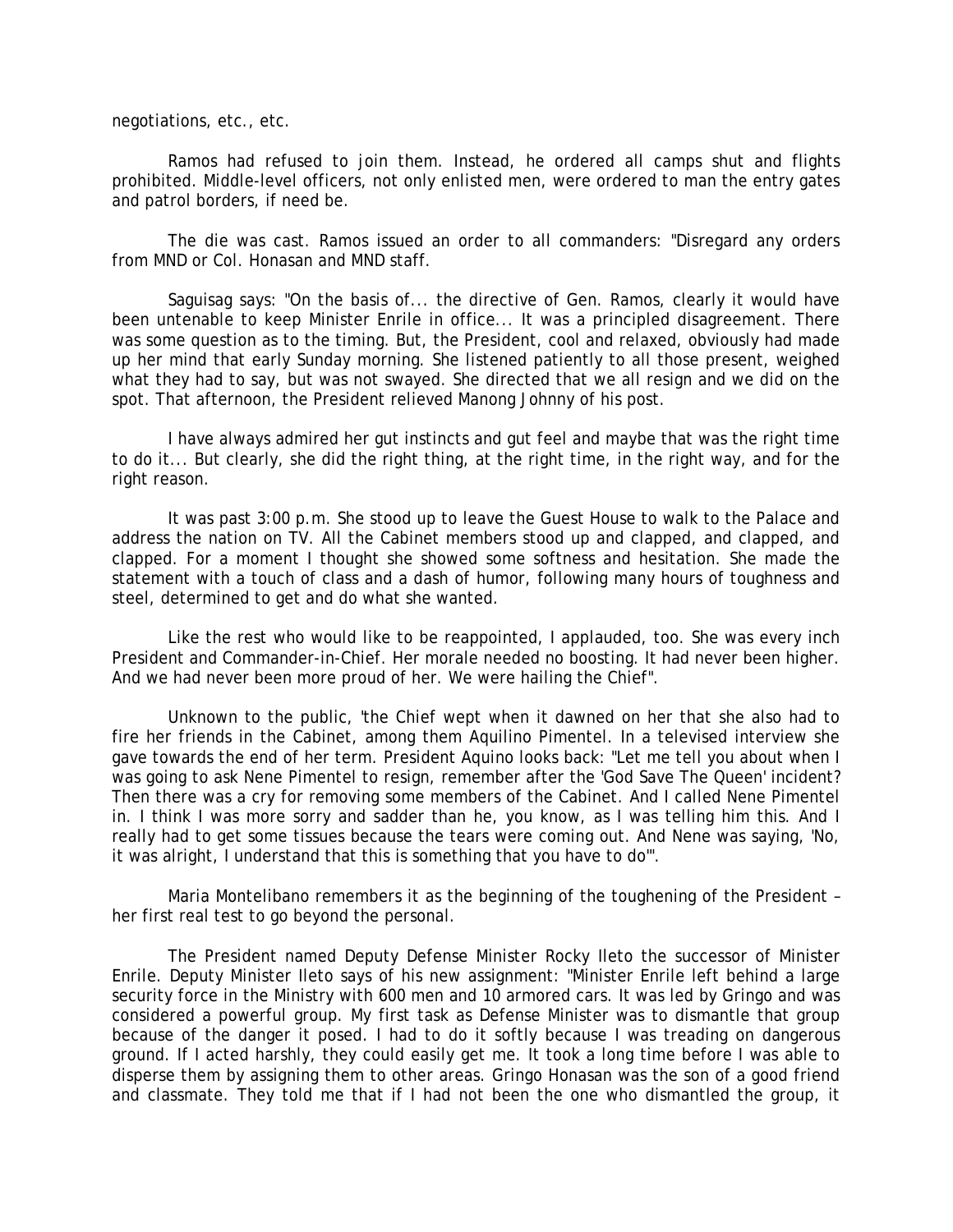negotiations, etc., etc.

Ramos had refused to join them. Instead, he ordered all camps shut and flights prohibited. Middle-level officers, not only enlisted men, were ordered to man the entry gates and patrol borders, if need be.

The die was cast. Ramos issued an order to all commanders: "Disregard any orders from MND or Col. Honasan and MND staff.

Saguisag says: "On the basis of... the directive of Gen. Ramos, clearly it would have been untenable to keep Minister Enrile in office... It was a principled disagreement. There was some question as to the timing. But, the President, cool and relaxed, obviously had made up her mind that early Sunday morning. She listened patiently to all those present, weighed what they had to say, but was not swayed. She directed that we all resign and we did on the spot. That afternoon, the President relieved Manong Johnny of his post.

I have always admired her gut instincts and gut feel and maybe that was the right time to do it... But clearly, she did the right thing, at the right time, in the right way, and for the right reason.

It was past 3:00 p.m. She stood up to leave the Guest House to walk to the Palace and address the nation on TV. All the Cabinet members stood up and clapped, and clapped, and clapped. For a moment I thought she showed some softness and hesitation. She made the statement with a touch of class and a dash of humor, following many hours of toughness and steel, determined to get and do what she wanted.

Like the rest who would like to be reappointed, I applauded, too. She was every inch President and Commander-in-Chief. Her morale needed no boosting. It had never been higher. And we had never been more proud of her. We were hailing the Chief".

Unknown to the public, 'the Chief wept when it dawned on her that she also had to fire her friends in the Cabinet, among them Aquilino Pimentel. In a televised interview she gave towards the end of her term. President Aquino looks back: "Let me tell you about when I was going to ask Nene Pimentel to resign, remember after the 'God Save The Queen' incident? Then there was a cry for removing some members of the Cabinet. And I called Nene Pimentel in. I think I was more sorry and sadder than he, you know, as I was telling him this. And I really had to get some tissues because the tears were coming out. And Nene was saying, 'No, it was alright, I understand that this is something that you have to do'".

Maria Montelibano remembers it as the beginning of the toughening of the President – her first real test to go beyond the personal.

The President named Deputy Defense Minister Rocky Ileto the successor of Minister Enrile. Deputy Minister Ileto says of his new assignment: "Minister Enrile left behind a large security force in the Ministry with 600 men and 10 armored cars. It was led by Gringo and was considered a powerful group. My first task as Defense Minister was to dismantle that group because of the danger it posed. I had to do it softly because I was treading on dangerous ground. If I acted harshly, they could easily get me. It took a long time before I was able to disperse them by assigning them to other areas. Gringo Honasan was the son of a good friend and classmate. They told me that if I had not been the one who dismantled the group, it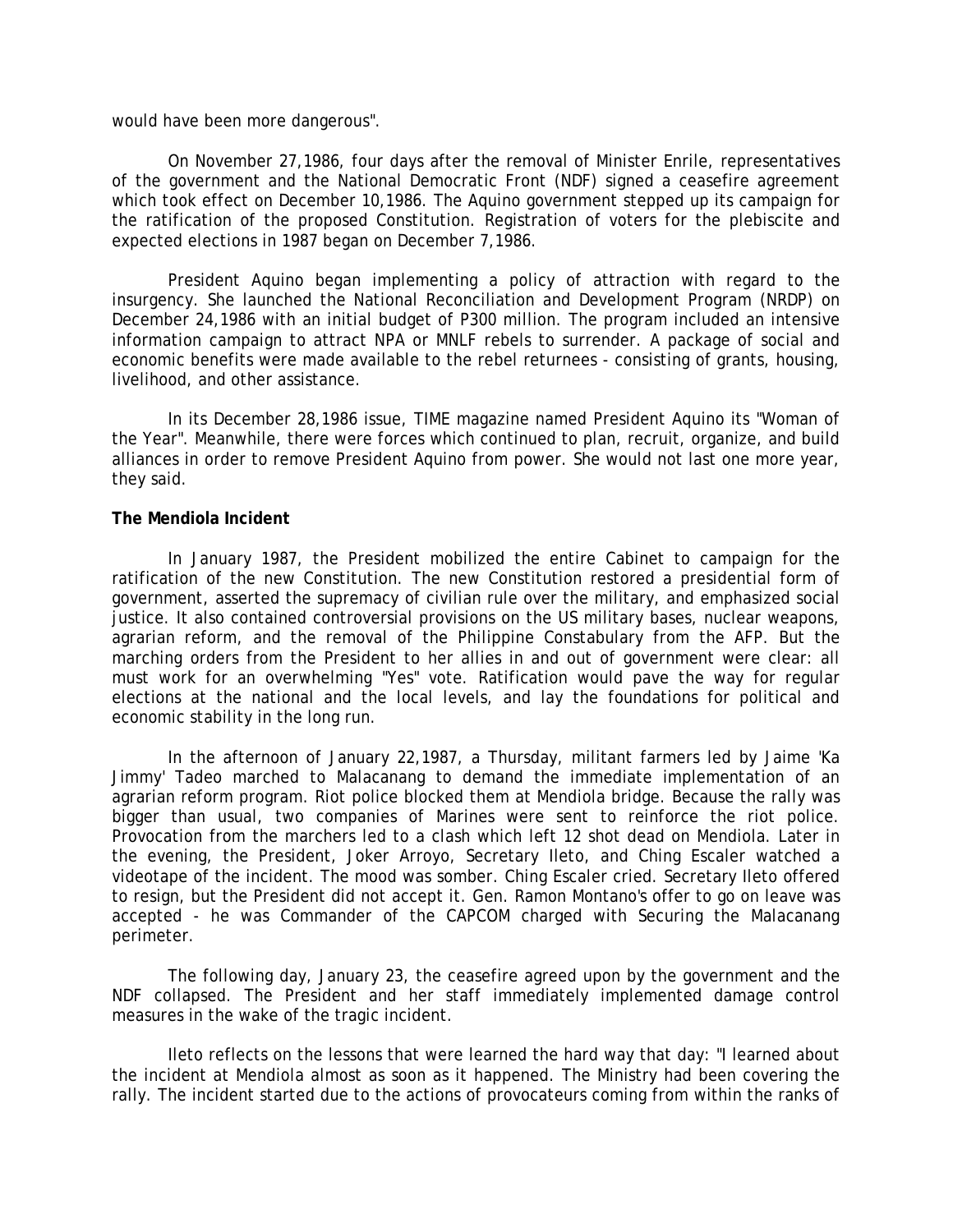would have been more dangerous".

On November 27,1986, four days after the removal of Minister Enrile, representatives of the government and the National Democratic Front (NDF) signed a ceasefire agreement which took effect on December 10,1986. The Aquino government stepped up its campaign for the ratification of the proposed Constitution. Registration of voters for the plebiscite and expected elections in 1987 began on December 7,1986.

President Aquino began implementing a policy of attraction with regard to the insurgency. She launched the National Reconciliation and Development Program (NRDP) on December 24,1986 with an initial budget of P300 million. The program included an intensive information campaign to attract NPA or MNLF rebels to surrender. A package of social and economic benefits were made available to the rebel returnees - consisting of grants, housing, livelihood, and other assistance.

In its December 28,1986 issue, TIME magazine named President Aquino its "Woman of the Year". Meanwhile, there were forces which continued to plan, recruit, organize, and build alliances in order to remove President Aquino from power. She would not last one more year, they said.

**The Mendiola Incident**

In January 1987, the President mobilized the entire Cabinet to campaign for the ratification of the new Constitution. The new Constitution restored a presidential form of government, asserted the supremacy of civilian rule over the military, and emphasized social justice. It also contained controversial provisions on the US military bases, nuclear weapons, agrarian reform, and the removal of the Philippine Constabulary from the AFP. But the marching orders from the President to her allies in and out of government were clear: all must work for an overwhelming "Yes" vote. Ratification would pave the way for regular elections at the national and the local levels, and lay the foundations for political and economic stability in the long run.

In the afternoon of January 22,1987, a Thursday, militant farmers led by Jaime 'Ka Jimmy' Tadeo marched to Malacanang to demand the immediate implementation of an agrarian reform program. Riot police blocked them at Mendiola bridge. Because the rally was bigger than usual, two companies of Marines were sent to reinforce the riot police. Provocation from the marchers led to a clash which left 12 shot dead on Mendiola. Later in the evening, the President, Joker Arroyo, Secretary Ileto, and Ching Escaler watched a videotape of the incident. The mood was somber. Ching Escaler cried. Secretary Ileto offered to resign, but the President did not accept it. Gen. Ramon Montano's offer to go on leave was accepted - he was Commander of the CAPCOM charged with Securing the Malacanang perimeter.

The following day, January 23, the ceasefire agreed upon by the government and the NDF collapsed. The President and her staff immediately implemented damage control measures in the wake of the tragic incident.

Ileto reflects on the lessons that were learned the hard way that day: "I learned about the incident at Mendiola almost as soon as it happened. The Ministry had been covering the rally. The incident started due to the actions of provocateurs coming from within the ranks of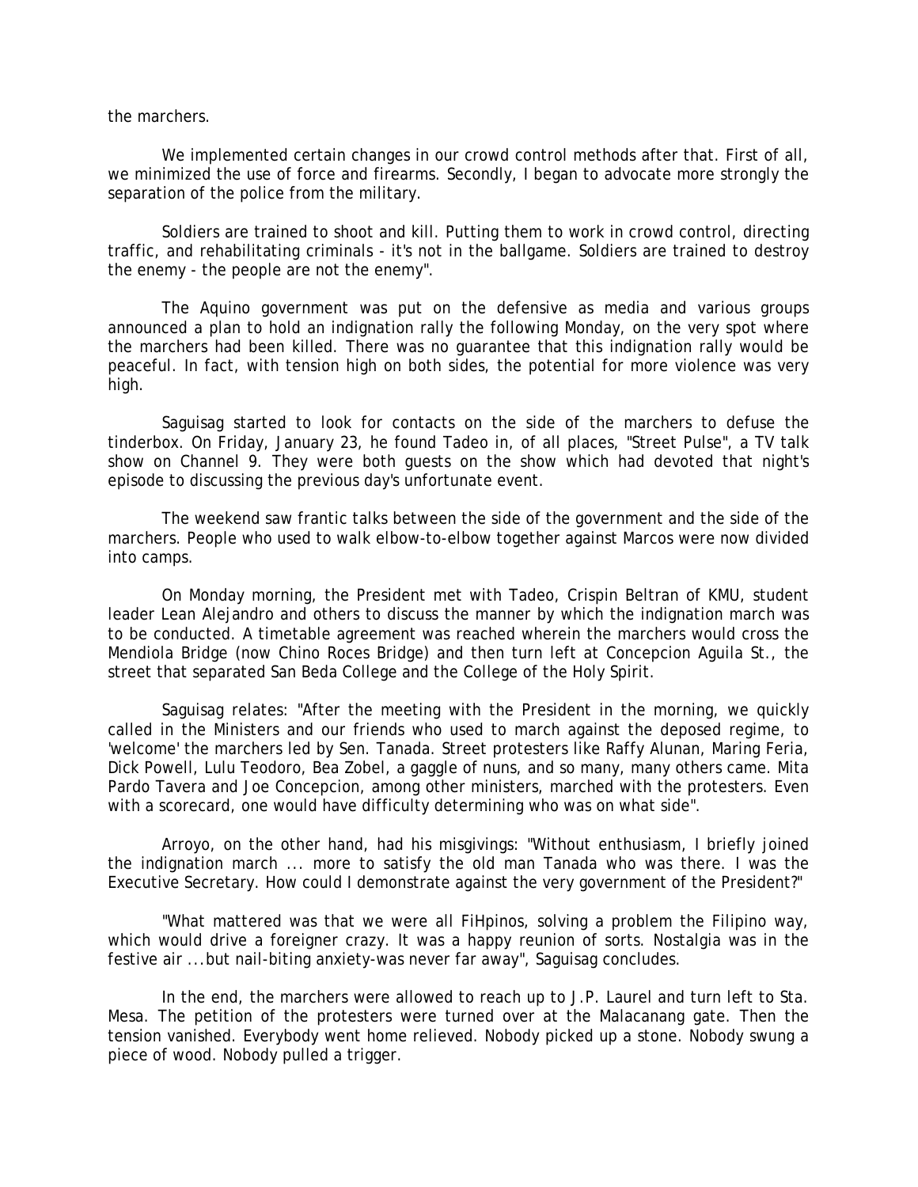the marchers.

We implemented certain changes in our crowd control methods after that. First of all, we minimized the use of force and firearms. Secondly, I began to advocate more strongly the separation of the police from the military.

Soldiers are trained to shoot and kill. Putting them to work in crowd control, directing traffic, and rehabilitating criminals - it's not in the ballgame. Soldiers are trained to destroy the enemy - the people are not the enemy".

The Aquino government was put on the defensive as media and various groups announced a plan to hold an indignation rally the following Monday, on the very spot where the marchers had been killed. There was no guarantee that this indignation rally would be peaceful. In fact, with tension high on both sides, the potential for more violence was very high.

Saguisag started to look for contacts on the side of the marchers to defuse the tinderbox. On Friday, January 23, he found Tadeo in, of all places, "Street Pulse", a TV talk show on Channel 9. They were both guests on the show which had devoted that night's episode to discussing the previous day's unfortunate event.

The weekend saw frantic talks between the side of the government and the side of the marchers. People who used to walk elbow-to-elbow together against Marcos were now divided into camps.

On Monday morning, the President met with Tadeo, Crispin Beltran of KMU, student leader Lean Alejandro and others to discuss the manner by which the indignation march was to be conducted. A timetable agreement was reached wherein the marchers would cross the Mendiola Bridge (now Chino Roces Bridge) and then turn left at Concepcion Aguila St., the street that separated San Beda College and the College of the Holy Spirit.

Saguisag relates: "After the meeting with the President in the morning, we quickly called in the Ministers and our friends who used to march against the deposed regime, to 'welcome' the marchers led by Sen. Tanada. Street protesters like Raffy Alunan, Maring Feria, Dick Powell, Lulu Teodoro, Bea Zobel, a gaggle of nuns, and so many, many others came. Mita Pardo Tavera and Joe Concepcion, among other ministers, marched with the protesters. Even with a scorecard, one would have difficulty determining who was on what side".

Arroyo, on the other hand, had his misgivings: "Without enthusiasm, I briefly joined the indignation march ... more to satisfy the old man Tanada who was there. I was the Executive Secretary. How could I demonstrate against the very government of the President?"

"What mattered was that we were all FiHpinos, solving a problem the Filipino way, which would drive a foreigner crazy. It was a happy reunion of sorts. Nostalgia was in the festive air ... but nail-biting anxiety-was never far away", Saguisag concludes.

In the end, the marchers were allowed to reach up to J.P. Laurel and turn left to Sta. Mesa. The petition of the protesters were turned over at the Malacanang gate. Then the tension vanished. Everybody went home relieved. Nobody picked up a stone. Nobody swung a piece of wood. Nobody pulled a trigger.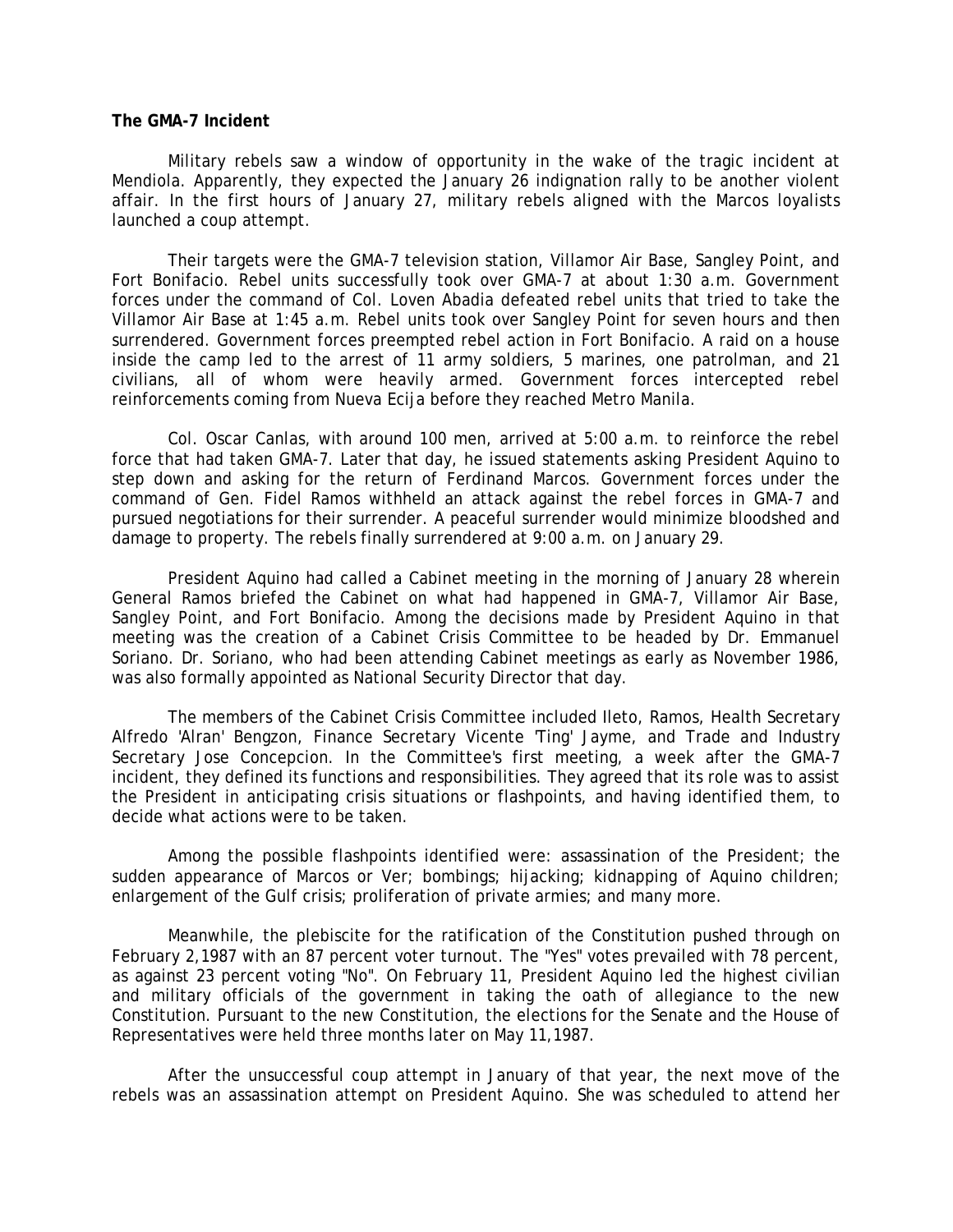**The GMA-7 Incident**

Military rebels saw a window of opportunity in the wake of the tragic incident at Mendiola. Apparently, they expected the January 26 indignation rally to be another violent affair. In the first hours of January 27, military rebels aligned with the Marcos loyalists launched a coup attempt.

Their targets were the GMA-7 television station, Villamor Air Base, Sangley Point, and Fort Bonifacio. Rebel units successfully took over GMA-7 at about 1:30 a.m. Government forces under the command of Col. Loven Abadia defeated rebel units that tried to take the Villamor Air Base at 1:45 a.m. Rebel units took over Sangley Point for seven hours and then surrendered. Government forces preempted rebel action in Fort Bonifacio. A raid on a house inside the camp led to the arrest of 11 army soldiers, 5 marines, one patrolman, and 21 civilians, all of whom were heavily armed. Government forces intercepted rebel reinforcements coming from Nueva Ecija before they reached Metro Manila.

Col. Oscar Canlas, with around 100 men, arrived at 5:00 a.m. to reinforce the rebel force that had taken GMA-7. Later that day, he issued statements asking President Aquino to step down and asking for the return of Ferdinand Marcos. Government forces under the command of Gen. Fidel Ramos withheld an attack against the rebel forces in GMA-7 and pursued negotiations for their surrender. A peaceful surrender would minimize bloodshed and damage to property. The rebels finally surrendered at 9:00 a.m. on January 29.

President Aquino had called a Cabinet meeting in the morning of January 28 wherein General Ramos briefed the Cabinet on what had happened in GMA-7, Villamor Air Base, Sangley Point, and Fort Bonifacio. Among the decisions made by President Aquino in that meeting was the creation of a Cabinet Crisis Committee to be headed by Dr. Emmanuel Soriano. Dr. Soriano, who had been attending Cabinet meetings as early as November 1986, was also formally appointed as National Security Director that day.

The members of the Cabinet Crisis Committee included Ileto, Ramos, Health Secretary Alfredo 'Alran' Bengzon, Finance Secretary Vicente 'Ting' Jayme, and Trade and Industry Secretary Jose Concepcion. In the Committee's first meeting, a week after the GMA-7 incident, they defined its functions and responsibilities. They agreed that its role was to assist the President in anticipating crisis situations or flashpoints, and having identified them, to decide what actions were to be taken.

Among the possible flashpoints identified were: assassination of the President; the sudden appearance of Marcos or Ver; bombings; hijacking; kidnapping of Aquino children; enlargement of the Gulf crisis; proliferation of private armies; and many more.

Meanwhile, the plebiscite for the ratification of the Constitution pushed through on February 2,1987 with an 87 percent voter turnout. The "Yes" votes prevailed with 78 percent, as against 23 percent voting "No". On February 11, President Aquino led the highest civilian and military officials of the government in taking the oath of allegiance to the new Constitution. Pursuant to the new Constitution, the elections for the Senate and the House of Representatives were held three months later on May 11,1987.

After the unsuccessful coup attempt in January of that year, the next move of the rebels was an assassination attempt on President Aquino. She was scheduled to attend her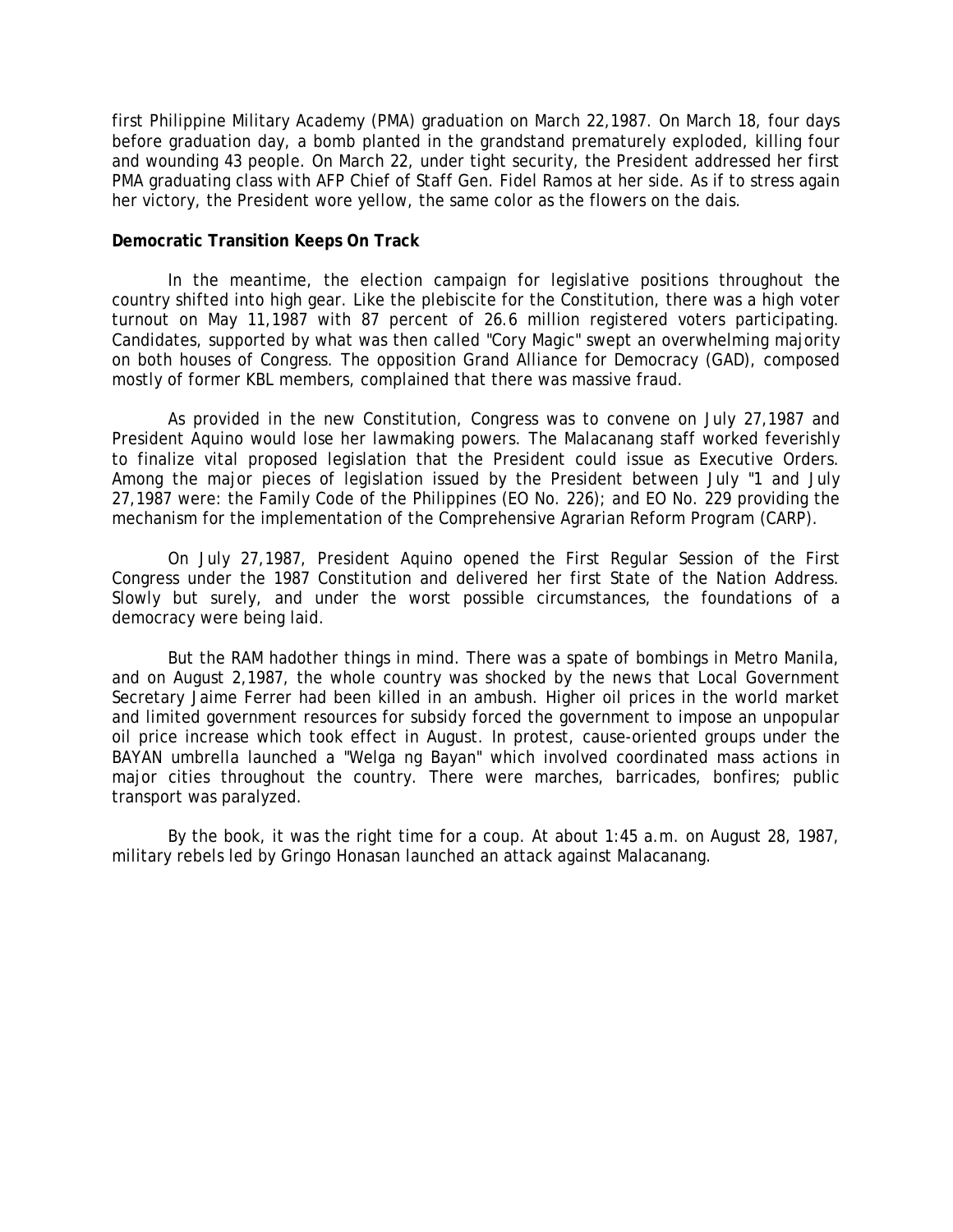first Philippine Military Academy (PMA) graduation on March 22,1987. On March 18, four days before graduation day, a bomb planted in the grandstand prematurely exploded, killing four and wounding 43 people. On March 22, under tight security, the President addressed her first PMA graduating class with AFP Chief of Staff Gen. Fidel Ramos at her side. As if to stress again her victory, the President wore yellow, the same color as the flowers on the dais.

**Democratic Transition Keeps On Track**

In the meantime, the election campaign for legislative positions throughout the country shifted into high gear. Like the plebiscite for the Constitution, there was a high voter turnout on May 11,1987 with 87 percent of 26.6 million registered voters participating. Candidates, supported by what was then called "Cory Magic" swept an overwhelming majority on both houses of Congress. The opposition Grand Alliance for Democracy (GAD), composed mostly of former KBL members, complained that there was massive fraud.

As provided in the new Constitution, Congress was to convene on July 27,1987 and President Aquino would lose her lawmaking powers. The Malacanang staff worked feverishly to finalize vital proposed legislation that the President could issue as Executive Orders. Among the major pieces of legislation issued by the President between July "1 and July 27,1987 were: the Family Code of the Philippines (EO No. 226); and EO No. 229 providing the mechanism for the implementation of the Comprehensive Agrarian Reform Program (CARP).

On July 27,1987, President Aquino opened the First Regular Session of the First Congress under the 1987 Constitution and delivered her first State of the Nation Address. Slowly but surely, and under the worst possible circumstances, the foundations of a democracy were being laid.

But the RAM hadother things in mind. There was a spate of bombings in Metro Manila, and on August 2,1987, the whole country was shocked by the news that Local Government Secretary Jaime Ferrer had been killed in an ambush. Higher oil prices in the world market and limited government resources for subsidy forced the government to impose an unpopular oil price increase which took effect in August. In protest, cause-oriented groups under the BAYAN umbrella launched a "Welga ng Bayan" which involved coordinated mass actions in major cities throughout the country. There were marches, barricades, bonfires; public transport was paralyzed.

By the book, it was the right time for a coup. At about 1:45 a.m. on August 28, 1987, military rebels led by Gringo Honasan launched an attack against Malacanang.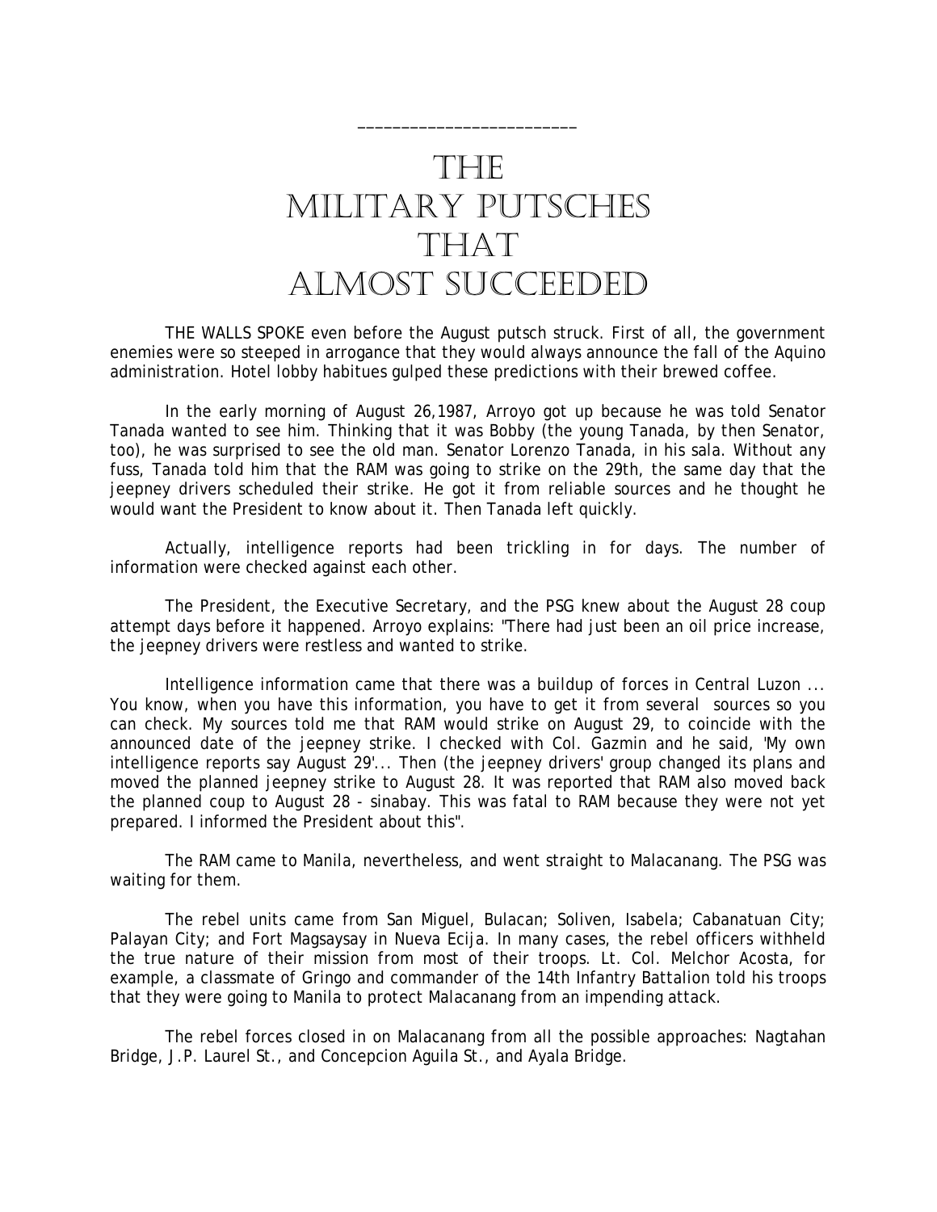# THE MILITARY PUTSCHES THAT ALMOST SUCCEEDED

THE WALLS SPOKE even before the August putsch struck. First of all, the government enemies were so steeped in arrogance that they would always announce the fall of the Aquino administration. Hotel lobby habitues gulped these predictions with their brewed coffee.

In the early morning of August 26,1987, Arroyo got up because he was told Senator Tanada wanted to see him. Thinking that it was Bobby (the young Tanada, by then Senator, too), he was surprised to see the old man. Senator Lorenzo Tanada, in his sala. Without any fuss, Tanada told him that the RAM was going to strike on the 29th, the same day that the jeepney drivers scheduled their strike. He got it from reliable sources and he thought he would want the President to know about it. Then Tanada left quickly.

Actually, intelligence reports had been trickling in for days. The number of information were checked against each other.

The President, the Executive Secretary, and the PSG knew about the August 28 coup attempt days before it happened. Arroyo explains: "There had just been an oil price increase, the jeepney drivers were restless and wanted to strike.

Intelligence information came that there was a buildup of forces in Central Luzon ... You know, when you have this information, you have to get it from several sources so you can check. My sources told me that RAM would strike on August 29, to coincide with the announced date of the jeepney strike. I checked with Col. Gazmin and he said, 'My own intelligence reports say August 29'... Then (the jeepney drivers' group changed its plans and moved the planned jeepney strike to August 28. It was reported that RAM also moved back the planned coup to August 28 - sinabay. This was fatal to RAM because they were not yet prepared. I informed the President about this".

The RAM came to Manila, nevertheless, and went straight to Malacanang. The PSG was waiting for them.

The rebel units came from San Miguel, Bulacan; Soliven, Isabela; Cabanatuan City; Palayan City; and Fort Magsaysay in Nueva Ecija. In many cases, the rebel officers withheld the true nature of their mission from most of their troops. Lt. Col. Melchor Acosta, for example, a classmate of Gringo and commander of the 14th Infantry Battalion told his troops that they were going to Manila to protect Malacanang from an impending attack.

The rebel forces closed in on Malacanang from all the possible approaches: Nagtahan Bridge, J.P. Laurel St., and Concepcion Aguila St., and Ayala Bridge.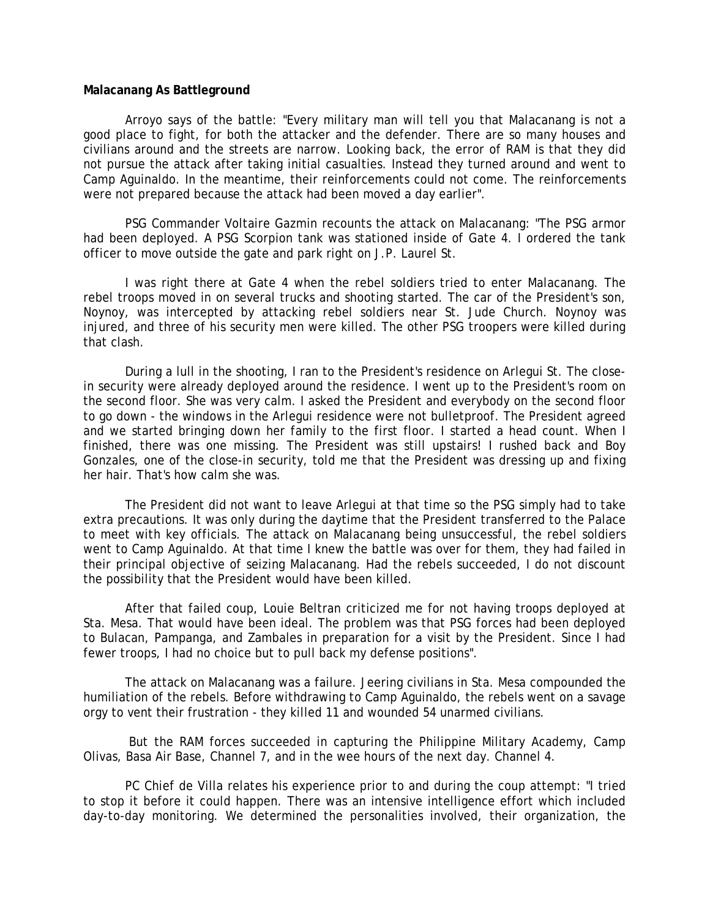**Malacanang As Battleground**

Arroyo says of the battle: "Every military man will tell you that Malacanang is not a good place to fight, for both the attacker and the defender. There are so many houses and civilians around and the streets are narrow. Looking back, the error of RAM is that they did not pursue the attack after taking initial casualties. Instead they turned around and went to Camp Aguinaldo. In the meantime, their reinforcements could not come. The reinforcements were not prepared because the attack had been moved a day earlier".

PSG Commander Voltaire Gazmin recounts the attack on Malacanang: "The PSG armor had been deployed. A PSG Scorpion tank was stationed inside of Gate 4. I ordered the tank officer to move outside the gate and park right on J.P. Laurel St.

I was right there at Gate 4 when the rebel soldiers tried to enter Malacanang. The rebel troops moved in on several trucks and shooting started. The car of the President's son, Noynoy, was intercepted by attacking rebel soldiers near St. Jude Church. Noynoy was injured, and three of his security men were killed. The other PSG troopers were killed during that clash.

During a lull in the shooting, I ran to the President's residence on Arlegui St. The close-in security were already deployed around the residence. I went up to the President's room on the second floor. She was very calm. I asked the President and everybody on the second floor to go down - the windows in the Arlegui residence were not bulletproof. The President agreed and we started bringing down her family to the first floor. I started a head count. When I finished, there was one missing. The President was still upstairs! I rushed back and Boy Gonzales, one of the close-in security, told me that the President was dressing up and fixing her hair. That's how calm she was.

The President did not want to leave Arlegui at that time so the PSG simply had to take extra precautions. It was only during the daytime that the President transferred to the Palace to meet with key officials. The attack on Malacanang being unsuccessful, the rebel soldiers went to Camp Aguinaldo. At that time I knew the battle was over for them, they had failed in their principal objective of seizing Malacanang. Had the rebels succeeded, I do not discount the possibility that the President would have been killed.

After that failed coup, Louie Beltran criticized me for not having troops deployed at Sta. Mesa. That would have been ideal. The problem was that PSG forces had been deployed to Bulacan, Pampanga, and Zambales in preparation for a visit by the President. Since I had fewer troops, I had no choice but to pull back my defense positions".

The attack on Malacanang was a failure. Jeering civilians in Sta. Mesa compounded the humiliation of the rebels. Before withdrawing to Camp Aguinaldo, the rebels went on a savage orgy to vent their frustration - they killed 11 and wounded 54 unarmed civilians.

But the RAM forces succeeded in capturing the Philippine Military Academy, Camp Olivas, Basa Air Base, Channel 7, and in the wee hours of the next day. Channel 4.

PC Chief de Villa relates his experience prior to and during the coup attempt: "I tried to stop it before it could happen. There was an intensive intelligence effort which included day-to-day monitoring. We determined the personalities involved, their organization, the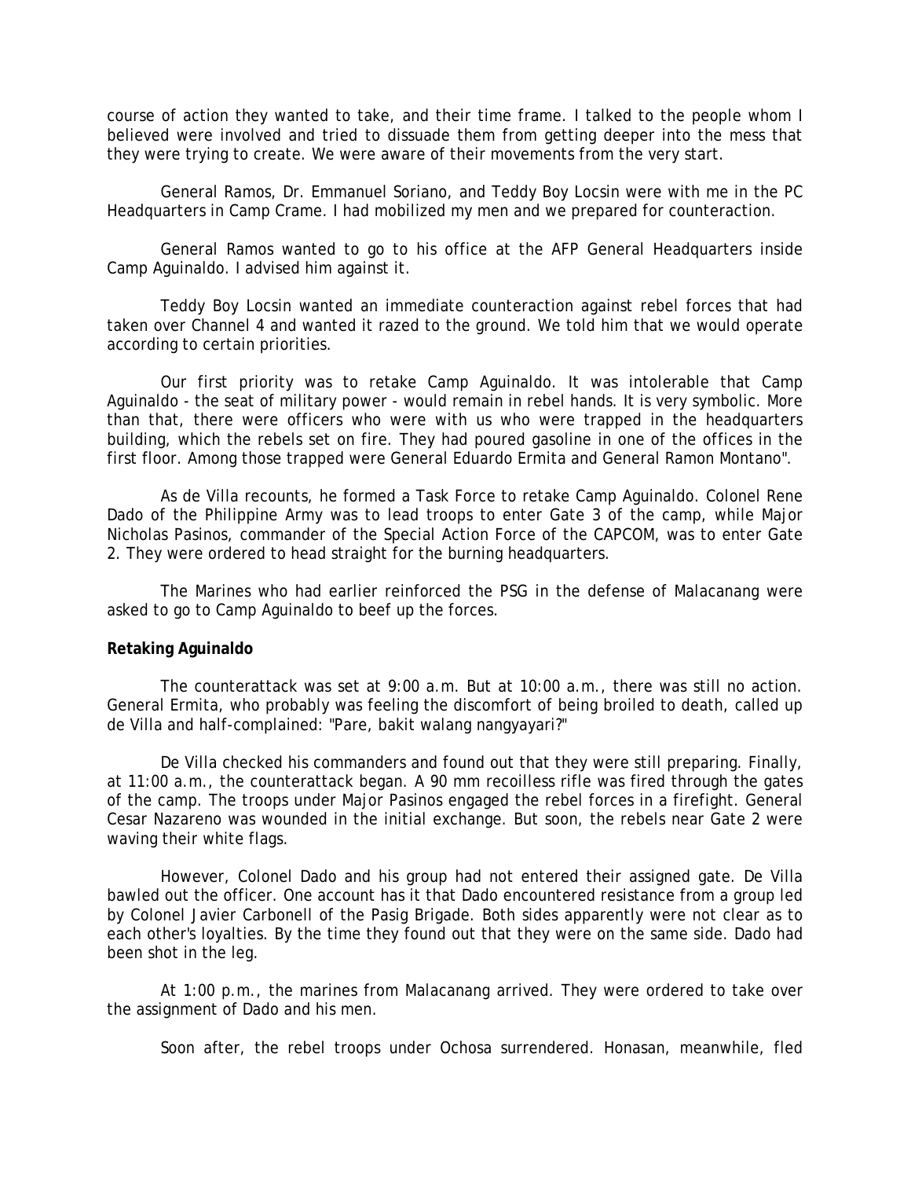course of action they wanted to take, and their time frame. I talked to the people whom I believed were involved and tried to dissuade them from getting deeper into the mess that they were trying to create. We were aware of their movements from the very start.

General Ramos, Dr. Emmanuel Soriano, and Teddy Boy Locsin were with me in the PC Headquarters in Camp Crame. I had mobilized my men and we prepared for counteraction.

General Ramos wanted to go to his office at the AFP General Headquarters inside Camp Aguinaldo. I advised him against it.

Teddy Boy Locsin wanted an immediate counteraction against rebel forces that had taken over Channel 4 and wanted it razed to the ground. We told him that we would operate according to certain priorities.

Our first priority was to retake Camp Aguinaldo. It was intolerable that Camp Aguinaldo - the seat of military power - would remain in rebel hands. It is very symbolic. More than that, there were officers who were with us who were trapped in the headquarters building, which the rebels set on fire. They had poured gasoline in one of the offices in the first floor. Among those trapped were General Eduardo Ermita and General Ramon Montano".

As de Villa recounts, he formed a Task Force to retake Camp Aguinaldo. Colonel Rene Dado of the Philippine Army was to lead troops to enter Gate 3 of the camp, while Major Nicholas Pasinos, commander of the Special Action Force of the CAPCOM, was to enter Gate 2. They were ordered to head straight for the burning headquarters.

The Marines who had earlier reinforced the PSG in the defense of Malacanang were asked to go to Camp Aguinaldo to beef up the forces.

**Retaking Aguinaldo**

The counterattack was set at 9:00 a.m. But at 10:00 a.m., there was still no action. General Ermita, who probably was feeling the discomfort of being broiled to death, called up de Villa and half-complained: "Pare, bakit walang nangyayari?"

De Villa checked his commanders and found out that they were still preparing. Finally, at 11:00 a.m., the counterattack began. A 90 mm recoilless rifle was fired through the gates of the camp. The troops under Major Pasinos engaged the rebel forces in a firefight. General Cesar Nazareno was wounded in the initial exchange. But soon, the rebels near Gate 2 were waving their white flags.

However, Colonel Dado and his group had not entered their assigned gate. De Villa bawled out the officer. One account has it that Dado encountered resistance from a group led by Colonel Javier Carbonell of the Pasig Brigade. Both sides apparently were not clear as to each other's loyalties. By the time they found out that they were on the same side. Dado had been shot in the leg.

At 1:00 p.m., the marines from Malacanang arrived. They were ordered to take over the assignment of Dado and his men.

Soon after, the rebel troops under Ochosa surrendered. Honasan, meanwhile, fled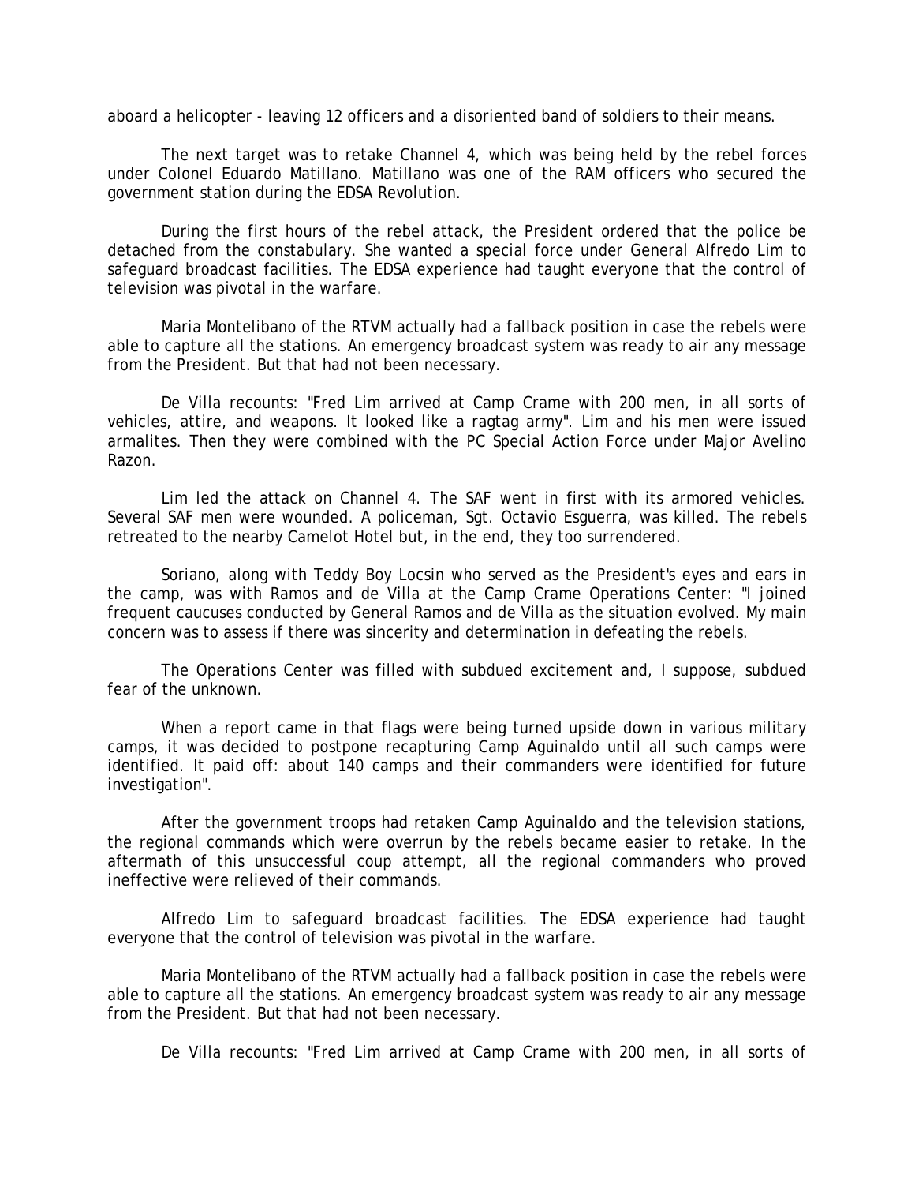aboard a helicopter - leaving 12 officers and a disoriented band of soldiers to their means.

The next target was to retake Channel 4, which was being held by the rebel forces under Colonel Eduardo Matillano. Matillano was one of the RAM officers who secured the government station during the EDSA Revolution.

During the first hours of the rebel attack, the President ordered that the police be detached from the constabulary. She wanted a special force under General Alfredo Lim to safeguard broadcast facilities. The EDSA experience had taught everyone that the control of television was pivotal in the warfare.

Maria Montelibano of the RTVM actually had a fallback position in case the rebels were able to capture all the stations. An emergency broadcast system was ready to air any message from the President. But that had not been necessary.

De Villa recounts: "Fred Lim arrived at Camp Crame with 200 men, in all sorts of vehicles, attire, and weapons. It looked like a ragtag army". Lim and his men were issued armalites. Then they were combined with the PC Special Action Force under Major Avelino Razon.

Lim led the attack on Channel 4. The SAF went in first with its armored vehicles. Several SAF men were wounded. A policeman, Sgt. Octavio Esguerra, was killed. The rebels retreated to the nearby Camelot Hotel but, in the end, they too surrendered.

Soriano, along with Teddy Boy Locsin who served as the President's eyes and ears in the camp, was with Ramos and de Villa at the Camp Crame Operations Center: "I joined frequent caucuses conducted by General Ramos and de Villa as the situation evolved. My main concern was to assess if there was sincerity and determination in defeating the rebels.

The Operations Center was filled with subdued excitement and, I suppose, subdued fear of the unknown.

When a report came in that flags were being turned upside down in various military camps, it was decided to postpone recapturing Camp Aguinaldo until all such camps were identified. It paid off: about 140 camps and their commanders were identified for future investigation".

After the government troops had retaken Camp Aguinaldo and the television stations, the regional commands which were overrun by the rebels became easier to retake. In the aftermath of this unsuccessful coup attempt, all the regional commanders who proved ineffective were relieved of their commands.

Alfredo Lim to safeguard broadcast facilities. The EDSA experience had taught everyone that the control of television was pivotal in the warfare.

Maria Montelibano of the RTVM actually had a fallback position in case the rebels were able to capture all the stations. An emergency broadcast system was ready to air any message from the President. But that had not been necessary.

De Villa recounts: "Fred Lim arrived at Camp Crame with 200 men, in all sorts of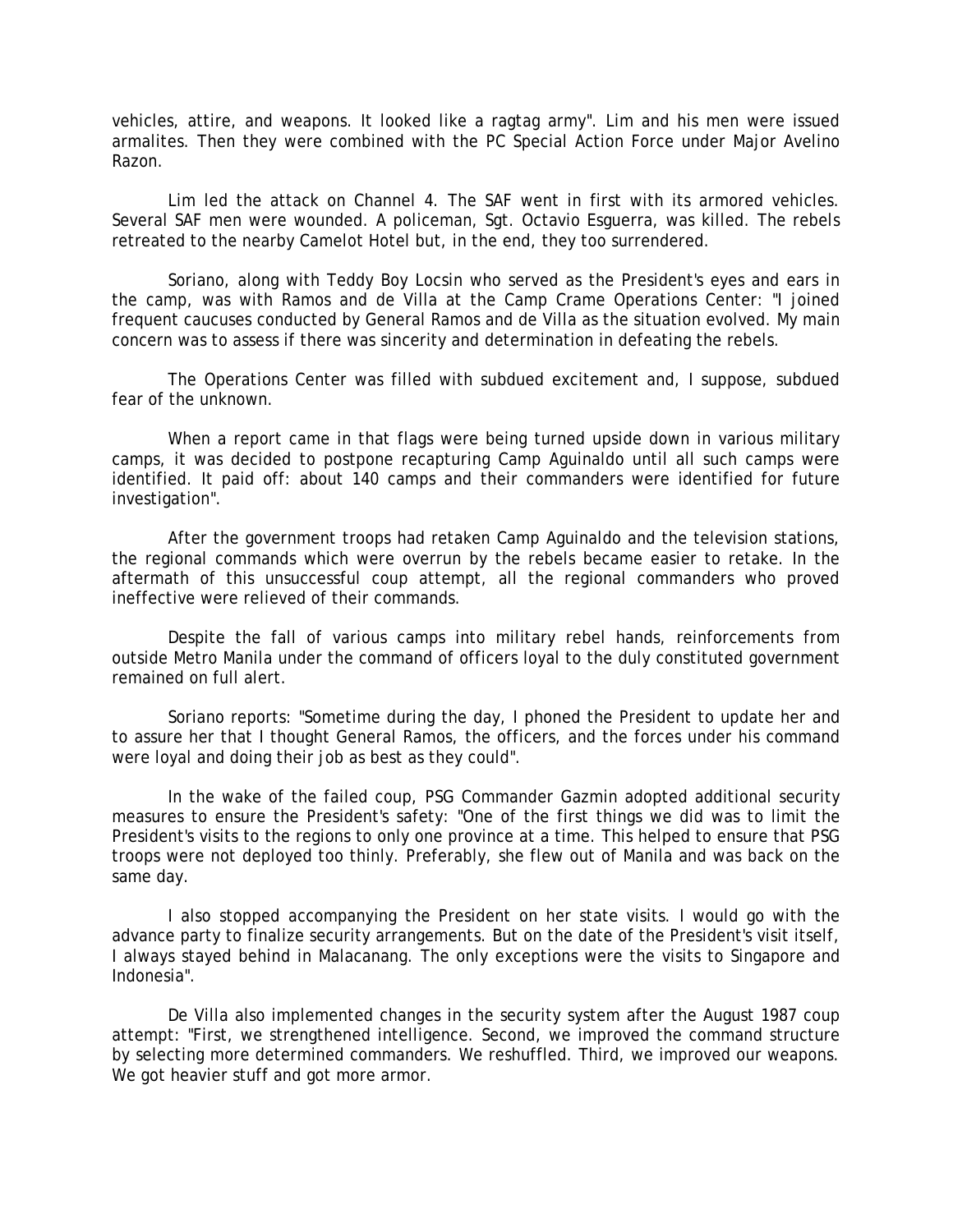vehicles, attire, and weapons. It looked like a ragtag army". Lim and his men were issued armalites. Then they were combined with the PC Special Action Force under Major Avelino Razon.

Lim led the attack on Channel 4. The SAF went in first with its armored vehicles. Several SAF men were wounded. A policeman, Sgt. Octavio Esguerra, was killed. The rebels retreated to the nearby Camelot Hotel but, in the end, they too surrendered.

Soriano, along with Teddy Boy Locsin who served as the President's eyes and ears in the camp, was with Ramos and de Villa at the Camp Crame Operations Center: "I joined frequent caucuses conducted by General Ramos and de Villa as the situation evolved. My main concern was to assess if there was sincerity and determination in defeating the rebels.

The Operations Center was filled with subdued excitement and, I suppose, subdued fear of the unknown.

When a report came in that flags were being turned upside down in various military camps, it was decided to postpone recapturing Camp Aguinaldo until all such camps were identified. It paid off: about 140 camps and their commanders were identified for future investigation".

After the government troops had retaken Camp Aguinaldo and the television stations, the regional commands which were overrun by the rebels became easier to retake. In the aftermath of this unsuccessful coup attempt, all the regional commanders who proved ineffective were relieved of their commands.

Despite the fall of various camps into military rebel hands, reinforcements from outside Metro Manila under the command of officers loyal to the duly constituted government remained on full alert.

Soriano reports: "Sometime during the day, I phoned the President to update her and to assure her that I thought General Ramos, the officers, and the forces under his command were loyal and doing their job as best as they could".

In the wake of the failed coup, PSG Commander Gazmin adopted additional security measures to ensure the President's safety: "One of the first things we did was to limit the President's visits to the regions to only one province at a time. This helped to ensure that PSG troops were not deployed too thinly. Preferably, she flew out of Manila and was back on the same day.

I also stopped accompanying the President on her state visits. I would go with the advance party to finalize security arrangements. But on the date of the President's visit itself, I always stayed behind in Malacanang. The only exceptions were the visits to Singapore and Indonesia".

De Villa also implemented changes in the security system after the August 1987 coup attempt: "First, we strengthened intelligence. Second, we improved the command structure by selecting more determined commanders. We reshuffled. Third, we improved our weapons. We got heavier stuff and got more armor.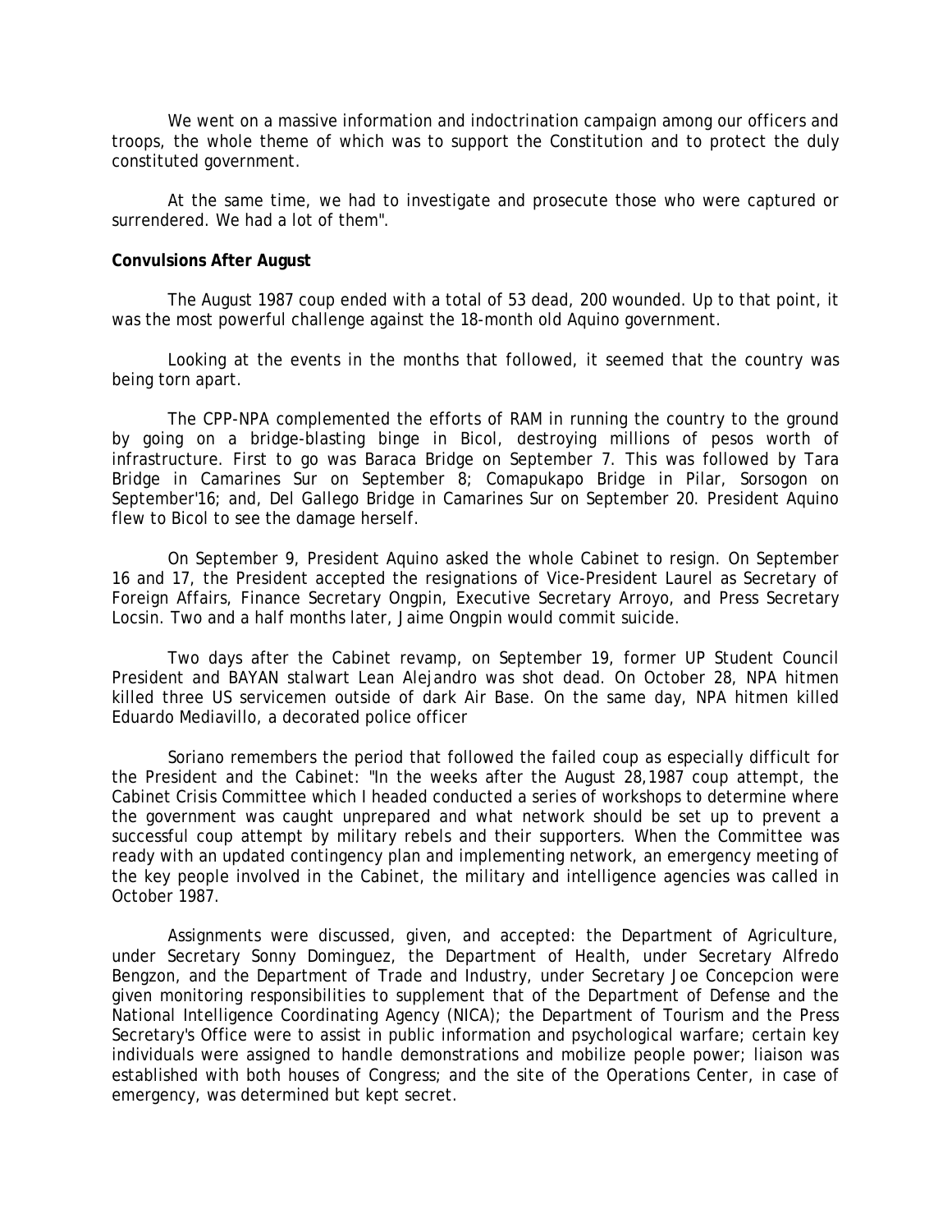We went on a massive information and indoctrination campaign among our officers and troops, the whole theme of which was to support the Constitution and to protect the duly constituted government.

At the same time, we had to investigate and prosecute those who were captured or surrendered. We had a lot of them".

**Convulsions After August**

The August 1987 coup ended with a total of 53 dead, 200 wounded. Up to that point, it was the most powerful challenge against the 18-month old Aquino government.

Looking at the events in the months that followed, it seemed that the country was being torn apart.

The CPP-NPA complemented the efforts of RAM in running the country to the ground by going on a bridge-blasting binge in Bicol, destroying millions of pesos worth of infrastructure. First to go was Baraca Bridge on September 7. This was followed by Tara Bridge in Camarines Sur on September 8; Comapukapo Bridge in Pilar, Sorsogon on September'16; and, Del Gallego Bridge in Camarines Sur on September 20. President Aquino flew to Bicol to see the damage herself.

On September 9, President Aquino asked the whole Cabinet to resign. On September 16 and 17, the President accepted the resignations of Vice-President Laurel as Secretary of Foreign Affairs, Finance Secretary Ongpin, Executive Secretary Arroyo, and Press Secretary Locsin. Two and a half months later, Jaime Ongpin would commit suicide.

Two days after the Cabinet revamp, on September 19, former UP Student Council President and BAYAN stalwart Lean Alejandro was shot dead. On October 28, NPA hitmen killed three US servicemen outside of dark Air Base. On the same day, NPA hitmen killed Eduardo Mediavillo, a decorated police officer

Soriano remembers the period that followed the failed coup as especially difficult for the President and the Cabinet: "In the weeks after the August 28,1987 coup attempt, the Cabinet Crisis Committee which I headed conducted a series of workshops to determine where the government was caught unprepared and what network should be set up to prevent a successful coup attempt by military rebels and their supporters. When the Committee was ready with an updated contingency plan and implementing network, an emergency meeting of the key people involved in the Cabinet, the military and intelligence agencies was called in October 1987.

Assignments were discussed, given, and accepted: the Department of Agriculture, under Secretary Sonny Dominguez, the Department of Health, under Secretary Alfredo Bengzon, and the Department of Trade and Industry, under Secretary Joe Concepcion were given monitoring responsibilities to supplement that of the Department of Defense and the National Intelligence Coordinating Agency (NICA); the Department of Tourism and the Press Secretary's Office were to assist in public information and psychological warfare; certain key individuals were assigned to handle demonstrations and mobilize people power; liaison was established with both houses of Congress; and the site of the Operations Center, in case of emergency, was determined but kept secret.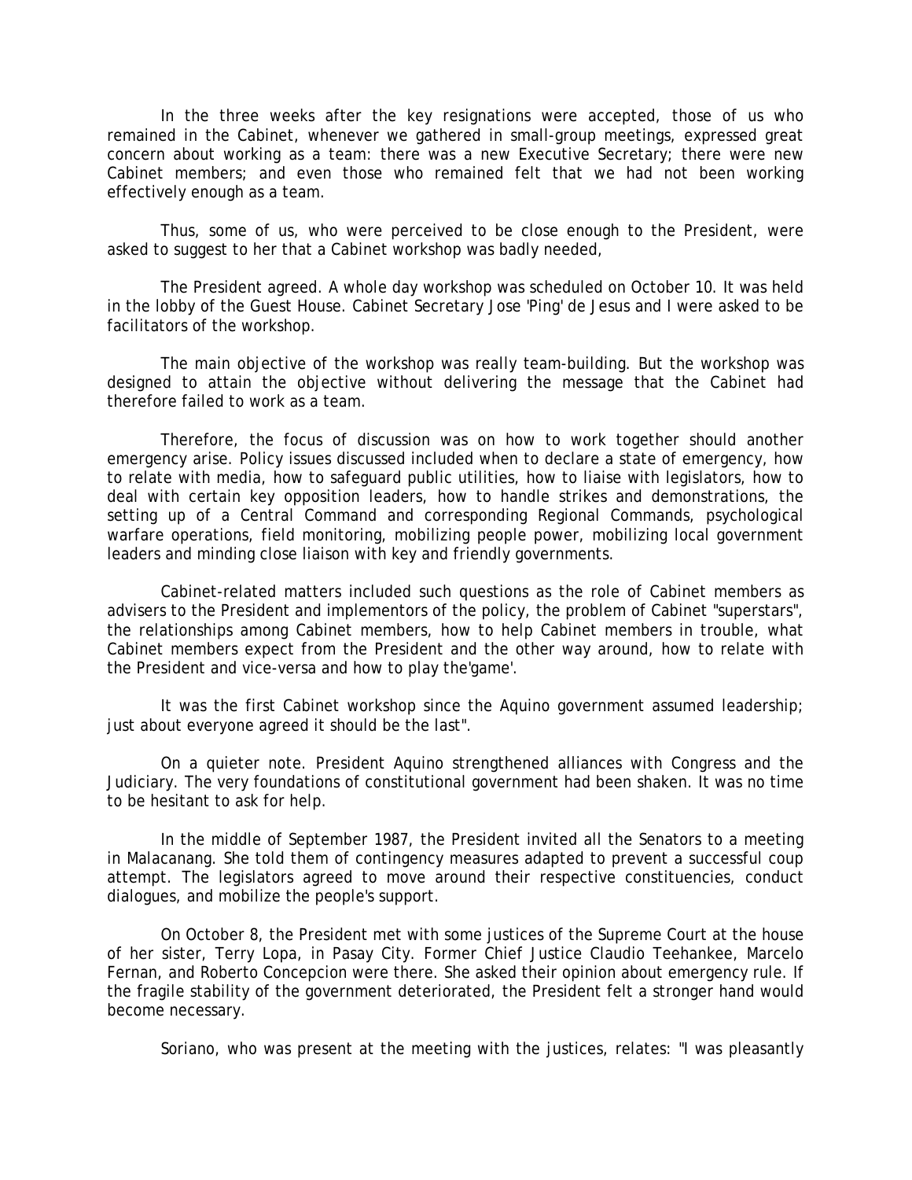In the three weeks after the key resignations were accepted, those of us who remained in the Cabinet, whenever we gathered in small-group meetings, expressed great concern about working as a team: there was a new Executive Secretary; there were new Cabinet members; and even those who remained felt that we had not been working effectively enough as a team.

Thus, some of us, who were perceived to be close enough to the President, were asked to suggest to her that a Cabinet workshop was badly needed,

The President agreed. A whole day workshop was scheduled on October 10. It was held in the lobby of the Guest House. Cabinet Secretary Jose 'Ping' de Jesus and I were asked to be facilitators of the workshop.

The main objective of the workshop was really team-building. But the workshop was designed to attain the objective without delivering the message that the Cabinet had therefore failed to work as a team.

Therefore, the focus of discussion was on how to work together should another emergency arise. Policy issues discussed included when to declare a state of emergency, how to relate with media, how to safeguard public utilities, how to liaise with legislators, how to deal with certain key opposition leaders, how to handle strikes and demonstrations, the setting up of a Central Command and corresponding Regional Commands, psychological warfare operations, field monitoring, mobilizing people power, mobilizing local government leaders and minding close liaison with key and friendly governments.

Cabinet-related matters included such questions as the role of Cabinet members as advisers to the President and implementors of the policy, the problem of Cabinet "superstars", the relationships among Cabinet members, how to help Cabinet members in trouble, what Cabinet members expect from the President and the other way around, how to relate with the President and vice-versa and how to play the'game'.

It was the first Cabinet workshop since the Aquino government assumed leadership; just about everyone agreed it should be the last".

On a quieter note. President Aquino strengthened alliances with Congress and the Judiciary. The very foundations of constitutional government had been shaken. It was no time to be hesitant to ask for help.

In the middle of September 1987, the President invited all the Senators to a meeting in Malacanang. She told them of contingency measures adapted to prevent a successful coup attempt. The legislators agreed to move around their respective constituencies, conduct dialogues, and mobilize the people's support.

On October 8, the President met with some justices of the Supreme Court at the house of her sister, Terry Lopa, in Pasay City. Former Chief Justice Claudio Teehankee, Marcelo Fernan, and Roberto Concepcion were there. She asked their opinion about emergency rule. If the fragile stability of the government deteriorated, the President felt a stronger hand would become necessary.

Soriano, who was present at the meeting with the justices, relates: "I was pleasantly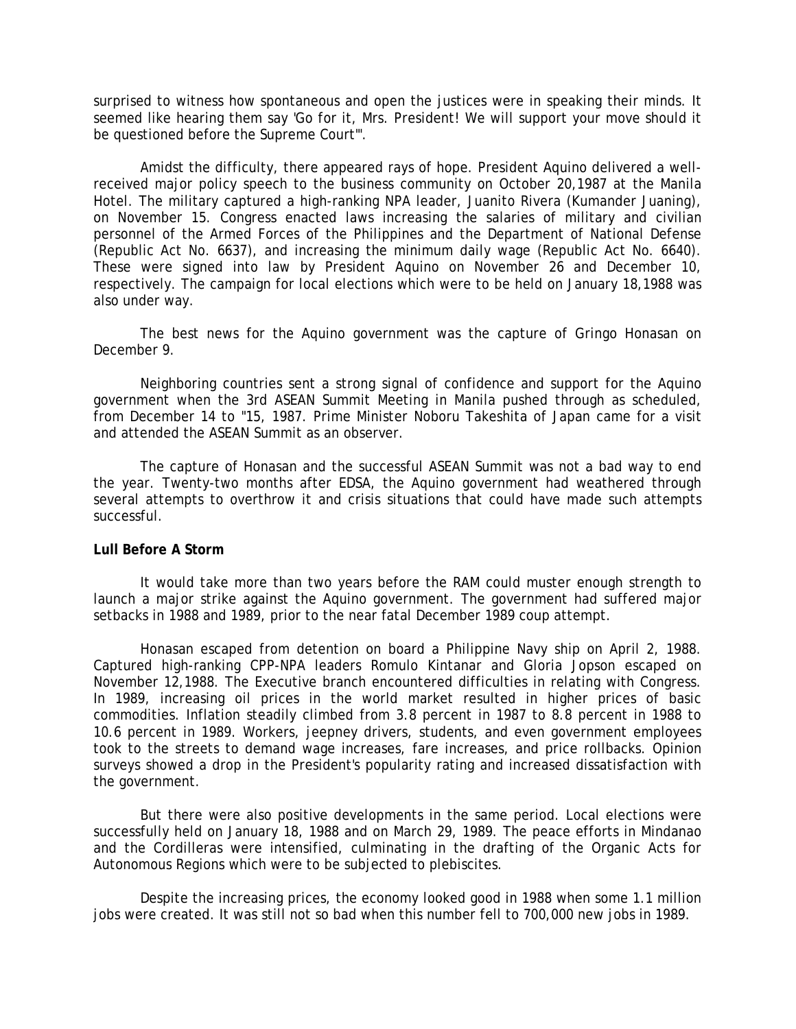surprised to witness how spontaneous and open the justices were in speaking their minds. It seemed like hearing them say 'Go for it, Mrs. President! We will support your move should it be questioned before the Supreme Court'".

Amidst the difficulty, there appeared rays of hope. President Aquino delivered a well-received major policy speech to the business community on October 20,1987 at the Manila Hotel. The military captured a high-ranking NPA leader, Juanito Rivera (Kumander Juaning), on November 15. Congress enacted laws increasing the salaries of military and civilian personnel of the Armed Forces of the Philippines and the Department of National Defense (Republic Act No. 6637), and increasing the minimum daily wage (Republic Act No. 6640). These were signed into law by President Aquino on November 26 and December 10, respectively. The campaign for local elections which were to be held on January 18,1988 was also under way.

The best news for the Aquino government was the capture of Gringo Honasan on December 9.

Neighboring countries sent a strong signal of confidence and support for the Aquino government when the 3rd ASEAN Summit Meeting in Manila pushed through as scheduled, from December 14 to "15, 1987. Prime Minister Noboru Takeshita of Japan came for a visit and attended the ASEAN Summit as an observer.

The capture of Honasan and the successful ASEAN Summit was not a bad way to end the year. Twenty-two months after EDSA, the Aquino government had weathered through several attempts to overthrow it and crisis situations that could have made such attempts successful.

**Lull Before A Storm**

It would take more than two years before the RAM could muster enough strength to launch a major strike against the Aquino government. The government had suffered major setbacks in 1988 and 1989, prior to the near fatal December 1989 coup attempt.

Honasan escaped from detention on board a Philippine Navy ship on April 2, 1988. Captured high-ranking CPP-NPA leaders Romulo Kintanar and Gloria Jopson escaped on November 12,1988. The Executive branch encountered difficulties in relating with Congress. In 1989, increasing oil prices in the world market resulted in higher prices of basic commodities. Inflation steadily climbed from 3.8 percent in 1987 to 8.8 percent in 1988 to 10.6 percent in 1989. Workers, jeepney drivers, students, and even government employees took to the streets to demand wage increases, fare increases, and price rollbacks. Opinion surveys showed a drop in the President's popularity rating and increased dissatisfaction with the government.

But there were also positive developments in the same period. Local elections were successfully held on January 18, 1988 and on March 29, 1989. The peace efforts in Mindanao and the Cordilleras were intensified, culminating in the drafting of the Organic Acts for Autonomous Regions which were to be subjected to plebiscites.

Despite the increasing prices, the economy looked good in 1988 when some 1.1 million jobs were created. It was still not so bad when this number fell to 700,000 new jobs in 1989.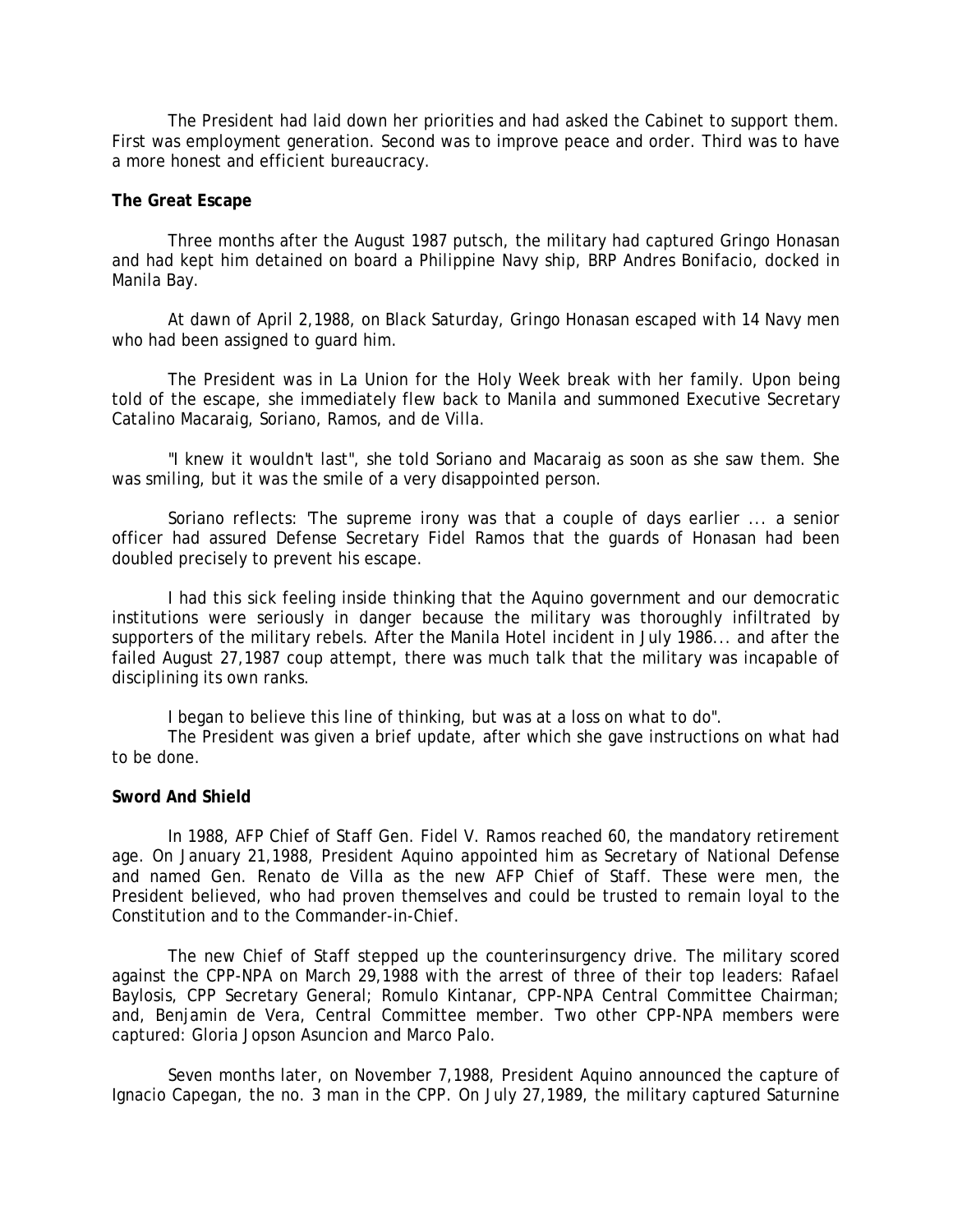The President had laid down her priorities and had asked the Cabinet to support them. First was employment generation. Second was to improve peace and order. Third was to have a more honest and efficient bureaucracy.

**The Great Escape**

Three months after the August 1987 putsch, the military had captured Gringo Honasan and had kept him detained on board a Philippine Navy ship, BRP Andres Bonifacio, docked in Manila Bay.

At dawn of April 2,1988, on Black Saturday, Gringo Honasan escaped with 14 Navy men who had been assigned to guard him.

The President was in La Union for the Holy Week break with her family. Upon being told of the escape, she immediately flew back to Manila and summoned Executive Secretary Catalino Macaraig, Soriano, Ramos, and de Villa.

"I knew it wouldn't last", she told Soriano and Macaraig as soon as she saw them. She was smiling, but it was the smile of a very disappointed person.

Soriano reflects: 'The supreme irony was that a couple of days earlier ... a senior officer had assured Defense Secretary Fidel Ramos that the guards of Honasan had been doubled precisely to prevent his escape.

I had this sick feeling inside thinking that the Aquino government and our democratic institutions were seriously in danger because the military was thoroughly infiltrated by supporters of the military rebels. After the Manila Hotel incident in July 1986... and after the failed August 27,1987 coup attempt, there was much talk that the military was incapable of disciplining its own ranks.

I began to believe this line of thinking, but was at a loss on what to do".

The President was given a brief update, after which she gave instructions on what had to be done.

**Sword And Shield**

In 1988, AFP Chief of Staff Gen. Fidel V. Ramos reached 60, the mandatory retirement age. On January 21,1988, President Aquino appointed him as Secretary of National Defense and named Gen. Renato de Villa as the new AFP Chief of Staff. These were men, the President believed, who had proven themselves and could be trusted to remain loyal to the Constitution and to the Commander-in-Chief.

The new Chief of Staff stepped up the counterinsurgency drive. The military scored against the CPP-NPA on March 29,1988 with the arrest of three of their top leaders: Rafael Baylosis, CPP Secretary General; Romulo Kintanar, CPP-NPA Central Committee Chairman; and, Benjamin de Vera, Central Committee member. Two other CPP-NPA members were captured: Gloria Jopson Asuncion and Marco Palo.

Seven months later, on November 7,1988, President Aquino announced the capture of Ignacio Capegan, the no. 3 man in the CPP. On July 27,1989, the military captured Saturnine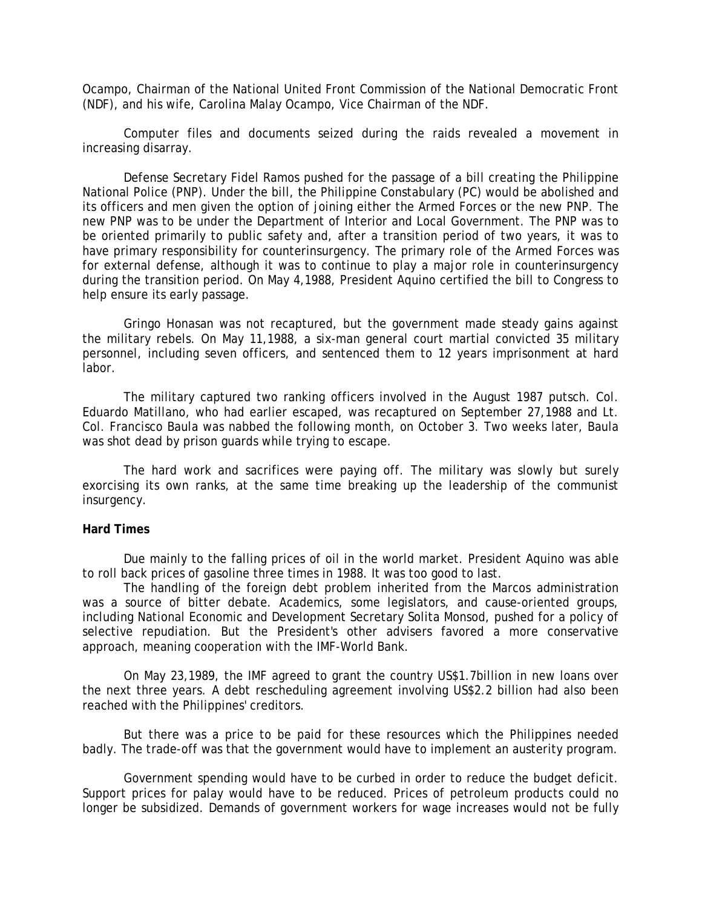Ocampo, Chairman of the National United Front Commission of the National Democratic Front (NDF), and his wife, Carolina Malay Ocampo, Vice Chairman of the NDF.

Computer files and documents seized during the raids revealed a movement in increasing disarray.

Defense Secretary Fidel Ramos pushed for the passage of a bill creating the Philippine National Police (PNP). Under the bill, the Philippine Constabulary (PC) would be abolished and its officers and men given the option of joining either the Armed Forces or the new PNP. The new PNP was to be under the Department of Interior and Local Government. The PNP was to be oriented primarily to public safety and, after a transition period of two years, it was to have primary responsibility for counterinsurgency. The primary role of the Armed Forces was for external defense, although it was to continue to play a major role in counterinsurgency during the transition period. On May 4,1988, President Aquino certified the bill to Congress to help ensure its early passage.

Gringo Honasan was not recaptured, but the government made steady gains against the military rebels. On May 11,1988, a six-man general court martial convicted 35 military personnel, including seven officers, and sentenced them to 12 years imprisonment at hard labor.

The military captured two ranking officers involved in the August 1987 putsch. Col. Eduardo Matillano, who had earlier escaped, was recaptured on September 27,1988 and Lt. Col. Francisco Baula was nabbed the following month, on October 3. Two weeks later, Baula was shot dead by prison guards while trying to escape.

The hard work and sacrifices were paying off. The military was slowly but surely exorcising its own ranks, at the same time breaking up the leadership of the communist insurgency.

**Hard Times**

Due mainly to the falling prices of oil in the world market. President Aquino was able to roll back prices of gasoline three times in 1988. It was too good to last.

The handling of the foreign debt problem inherited from the Marcos administration was a source of bitter debate. Academics, some legislators, and cause-oriented groups, including National Economic and Development Secretary Solita Monsod, pushed for a policy of selective repudiation. But the President's other advisers favored a more conservative approach, meaning cooperation with the IMF-World Bank.

On May 23,1989, the IMF agreed to grant the country US$1.7billion in new loans over the next three years. A debt rescheduling agreement involving US$2.2 billion had also been reached with the Philippines' creditors.

But there was a price to be paid for these resources which the Philippines needed badly. The trade-off was that the government would have to implement an austerity program.

Government spending would have to be curbed in order to reduce the budget deficit. Support prices for palay would have to be reduced. Prices of petroleum products could no longer be subsidized. Demands of government workers for wage increases would not be fully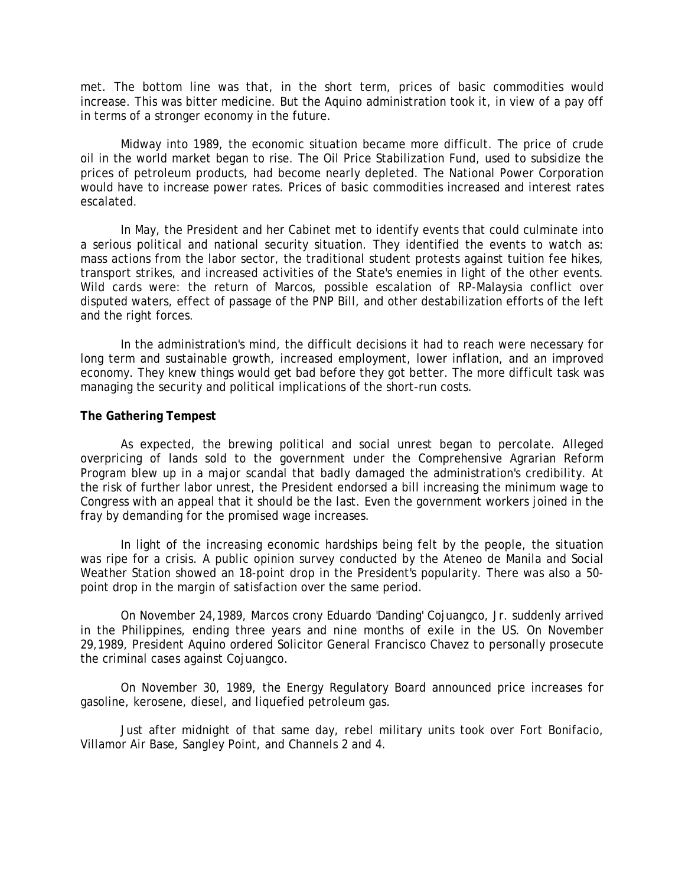met. The bottom line was that, in the short term, prices of basic commodities would increase. This was bitter medicine. But the Aquino administration took it, in view of a pay off in terms of a stronger economy in the future.

Midway into 1989, the economic situation became more difficult. The price of crude oil in the world market began to rise. The Oil Price Stabilization Fund, used to subsidize the prices of petroleum products, had become nearly depleted. The National Power Corporation would have to increase power rates. Prices of basic commodities increased and interest rates escalated.

In May, the President and her Cabinet met to identify events that could culminate into a serious political and national security situation. They identified the events to watch as: mass actions from the labor sector, the traditional student protests against tuition fee hikes, transport strikes, and increased activities of the State's enemies in light of the other events. Wild cards were: the return of Marcos, possible escalation of RP-Malaysia conflict over disputed waters, effect of passage of the PNP Bill, and other destabilization efforts of the left and the right forces.

In the administration's mind, the difficult decisions it had to reach were necessary for long term and sustainable growth, increased employment, lower inflation, and an improved economy. They knew things would get bad before they got better. The more difficult task was managing the security and political implications of the short-run costs.

**The Gathering Tempest**

As expected, the brewing political and social unrest began to percolate. Alleged overpricing of lands sold to the government under the Comprehensive Agrarian Reform Program blew up in a major scandal that badly damaged the administration's credibility. At the risk of further labor unrest, the President endorsed a bill increasing the minimum wage to Congress with an appeal that it should be the last. Even the government workers joined in the fray by demanding for the promised wage increases.

In light of the increasing economic hardships being felt by the people, the situation was ripe for a crisis. A public opinion survey conducted by the Ateneo de Manila and Social Weather Station showed an 18-point drop in the President's popularity. There was also a 50-point drop in the margin of satisfaction over the same period.

On November 24,1989, Marcos crony Eduardo 'Danding' Cojuangco, Jr. suddenly arrived in the Philippines, ending three years and nine months of exile in the US. On November 29,1989, President Aquino ordered Solicitor General Francisco Chavez to personally prosecute the criminal cases against Cojuangco.

On November 30, 1989, the Energy Regulatory Board announced price increases for gasoline, kerosene, diesel, and liquefied petroleum gas.

Just after midnight of that same day, rebel military units took over Fort Bonifacio, Villamor Air Base, Sangley Point, and Channels 2 and 4.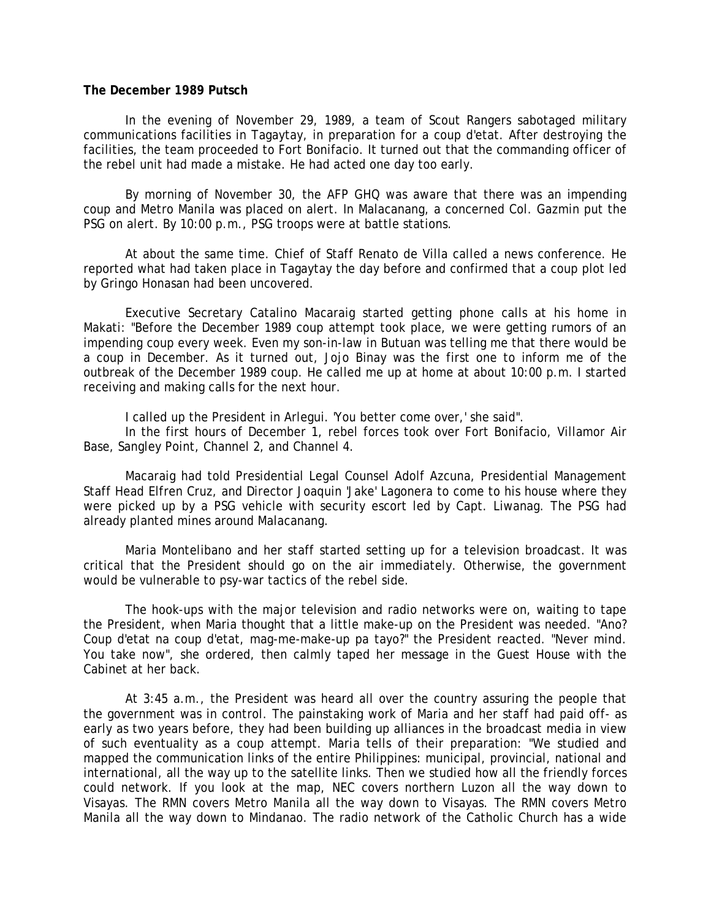**The December 1989 Putsch**

In the evening of November 29, 1989, a team of Scout Rangers sabotaged military communications facilities in Tagaytay, in preparation for a coup d'etat. After destroying the facilities, the team proceeded to Fort Bonifacio. It turned out that the commanding officer of the rebel unit had made a mistake. He had acted one day too early.

By morning of November 30, the AFP GHQ was aware that there was an impending coup and Metro Manila was placed on alert. In Malacanang, a concerned Col. Gazmin put the PSG on alert. By 10:00 p.m., PSG troops were at battle stations.

At about the same time. Chief of Staff Renato de Villa called a news conference. He reported what had taken place in Tagaytay the day before and confirmed that a coup plot led by Gringo Honasan had been uncovered.

Executive Secretary Catalino Macaraig started getting phone calls at his home in Makati: "Before the December 1989 coup attempt took place, we were getting rumors of an impending coup every week. Even my son-in-law in Butuan was telling me that there would be a coup in December. As it turned out, Jojo Binay was the first one to inform me of the outbreak of the December 1989 coup. He called me up at home at about 10:00 p.m. I started receiving and making calls for the next hour.

I called up the President in Arlegui. 'You better come over,' she said".

In the first hours of December 1, rebel forces took over Fort Bonifacio, Villamor Air Base, Sangley Point, Channel 2, and Channel 4.

Macaraig had told Presidential Legal Counsel Adolf Azcuna, Presidential Management Staff Head Elfren Cruz, and Director Joaquin 'Jake' Lagonera to come to his house where they were picked up by a PSG vehicle with security escort led by Capt. Liwanag. The PSG had already planted mines around Malacanang.

Maria Montelibano and her staff started setting up for a television broadcast. It was critical that the President should go on the air immediately. Otherwise, the government would be vulnerable to psy-war tactics of the rebel side.

The hook-ups with the major television and radio networks were on, waiting to tape the President, when Maria thought that a little make-up on the President was needed. "Ano? Coup d'etat na coup d'etat, mag-me-make-up pa tayo?" the President reacted. "Never mind. You take now", she ordered, then calmly taped her message in the Guest House with the Cabinet at her back.

At 3:45 a.m., the President was heard all over the country assuring the people that the government was in control. The painstaking work of Maria and her staff had paid off- as early as two years before, they had been building up alliances in the broadcast media in view of such eventuality as a coup attempt. Maria tells of their preparation: "We studied and mapped the communication links of the entire Philippines: municipal, provincial, national and international, all the way up to the satellite links. Then we studied how all the friendly forces could network. If you look at the map, NEC covers northern Luzon all the way down to Visayas. The RMN covers Metro Manila all the way down to Visayas. The RMN covers Metro Manila all the way down to Mindanao. The radio network of the Catholic Church has a wide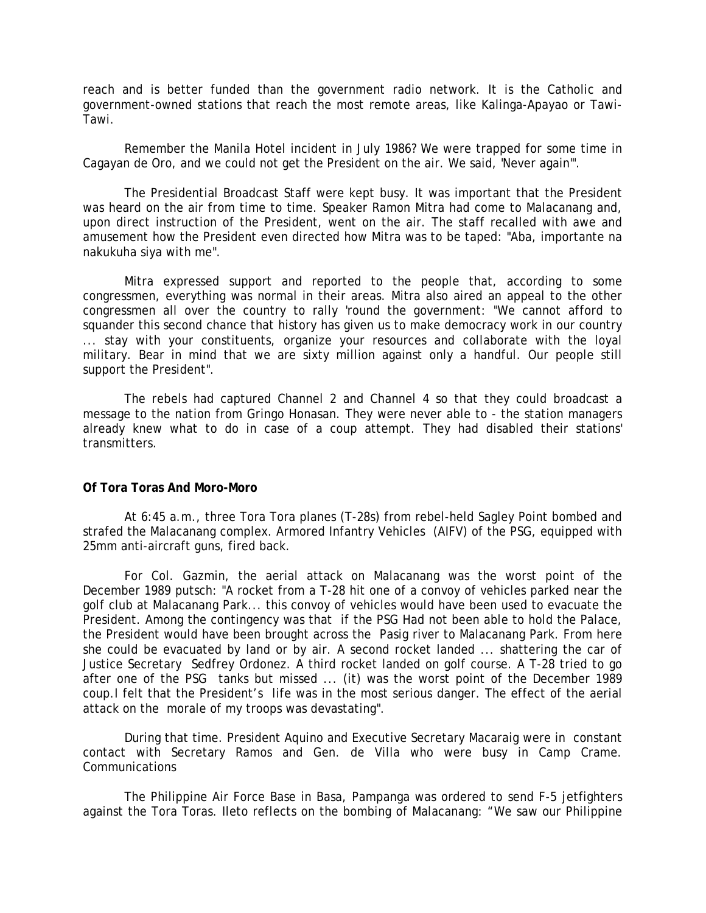reach and is better funded than the government radio network. It is the Catholic and government-owned stations that reach the most remote areas, like Kalinga-Apayao or Tawi-Tawi.

Remember the Manila Hotel incident in July 1986? We were trapped for some time in Cagayan de Oro, and we could not get the President on the air. We said, 'Never again'".

The Presidential Broadcast Staff were kept busy. It was important that the President was heard on the air from time to time. Speaker Ramon Mitra had come to Malacanang and, upon direct instruction of the President, went on the air. The staff recalled with awe and amusement how the President even directed how Mitra was to be taped: "Aba, importante na nakukuha siya with me".

Mitra expressed support and reported to the people that, according to some congressmen, everything was normal in their areas. Mitra also aired an appeal to the other congressmen all over the country to rally 'round the government: "We cannot afford to squander this second chance that history has given us to make democracy work in our country ... stay with your constituents, organize your resources and collaborate with the loyal military. Bear in mind that we are sixty million against only a handful. Our people still support the President".

The rebels had captured Channel 2 and Channel 4 so that they could broadcast a message to the nation from Gringo Honasan. They were never able to - the station managers already knew what to do in case of a coup attempt. They had disabled their stations' transmitters.

**Of Tora Toras And Moro-Moro**

At 6:45 a.m., three Tora Tora planes (T-28s) from rebel-held Sagley Point bombed and strafed the Malacanang complex. Armored Infantry Vehicles (AIFV) of the PSG, equipped with 25mm anti-aircraft guns, fired back.

For Col. Gazmin, the aerial attack on Malacanang was the worst point of the December 1989 putsch: "A rocket from a T-28 hit one of a convoy of vehicles parked near the golf club at Malacanang Park... this convoy of vehicles would have been used to evacuate the President. Among the contingency was that if the PSG Had not been able to hold the Palace, the President would have been brought across the Pasig river to Malacanang Park. From here she could be evacuated by land or by air. A second rocket landed ... shattering the car of Justice Secretary Sedfrey Ordonez. A third rocket landed on golf course. A T-28 tried to go after one of the PSG tanks but missed ... (it) was the worst point of the December 1989 coup.I felt that the President's life was in the most serious danger. The effect of the aerial attack on the morale of my troops was devastating".

During that time. President Aquino and Executive Secretary Macaraig were in constant contact with Secretary Ramos and Gen. de Villa who were busy in Camp Crame. Communications

The Philippine Air Force Base in Basa, Pampanga was ordered to send F-5 jetfighters against the Tora Toras. Ileto reflects on the bombing of Malacanang: "We saw our Philippine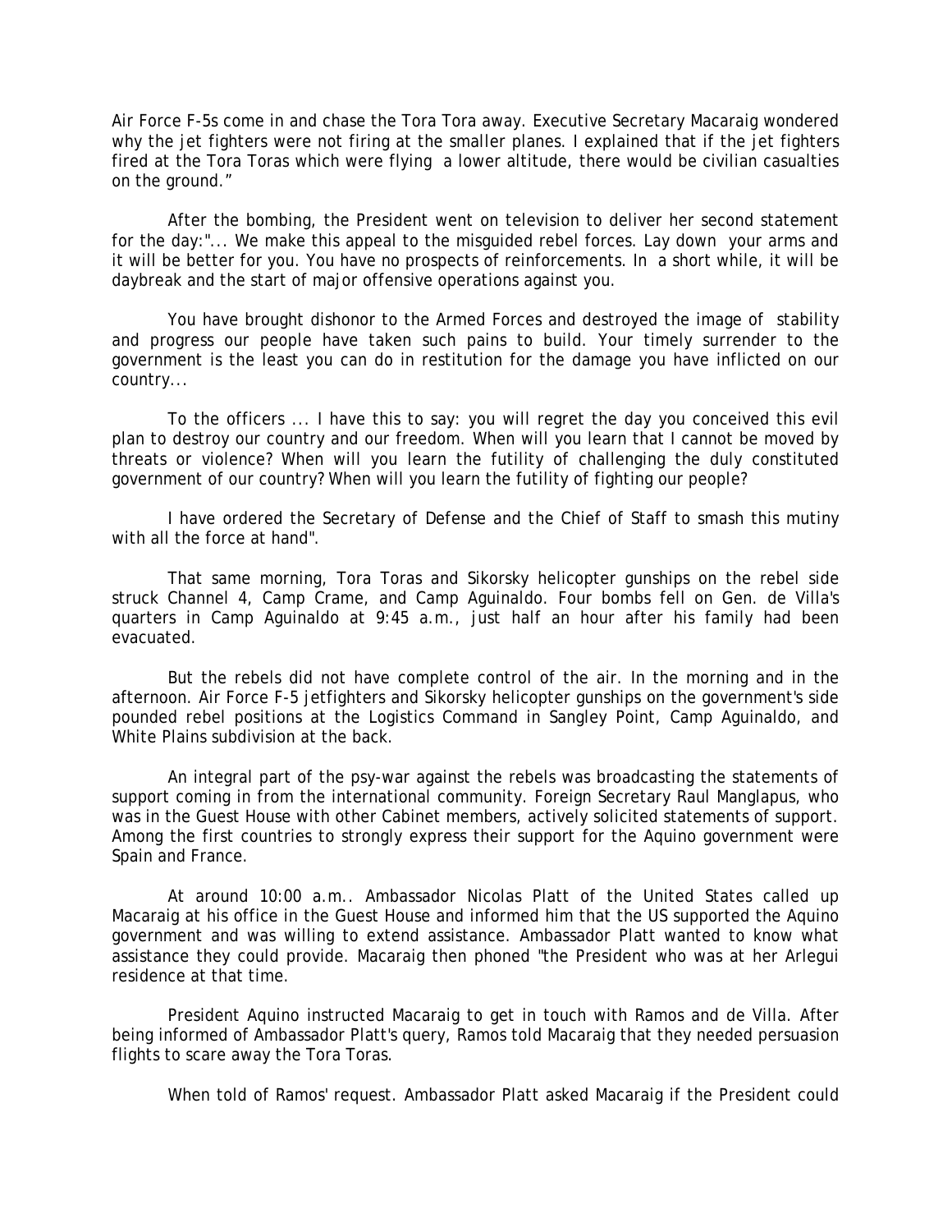Air Force F-5s come in and chase the Tora Tora away. Executive Secretary Macaraig wondered why the jet fighters were not firing at the smaller planes. I explained that if the jet fighters fired at the Tora Toras which were flying a lower altitude, there would be civilian casualties on the ground."

After the bombing, the President went on television to deliver her second statement for the day:"... We make this appeal to the misguided rebel forces. Lay down your arms and it will be better for you. You have no prospects of reinforcements. In a short while, it will be daybreak and the start of major offensive operations against you.

You have brought dishonor to the Armed Forces and destroyed the image of stability and progress our people have taken such pains to build. Your timely surrender to the government is the least you can do in restitution for the damage you have inflicted on our country...

To the officers ... I have this to say: you will regret the day you conceived this evil plan to destroy our country and our freedom. When will you learn that I cannot be moved by threats or violence? When will you learn the futility of challenging the duly constituted government of our country? When will you learn the futility of fighting our people?

I have ordered the Secretary of Defense and the Chief of Staff to smash this mutiny with all the force at hand".

That same morning, Tora Toras and Sikorsky helicopter gunships on the rebel side struck Channel 4, Camp Crame, and Camp Aguinaldo. Four bombs fell on Gen. de Villa's quarters in Camp Aguinaldo at 9:45 a.m., just half an hour after his family had been evacuated.

But the rebels did not have complete control of the air. In the morning and in the afternoon. Air Force F-5 jetfighters and Sikorsky helicopter gunships on the government's side pounded rebel positions at the Logistics Command in Sangley Point, Camp Aguinaldo, and White Plains subdivision at the back.

An integral part of the psy-war against the rebels was broadcasting the statements of support coming in from the international community. Foreign Secretary Raul Manglapus, who was in the Guest House with other Cabinet members, actively solicited statements of support. Among the first countries to strongly express their support for the Aquino government were Spain and France.

At around 10:00 a.m.. Ambassador Nicolas Platt of the United States called up Macaraig at his office in the Guest House and informed him that the US supported the Aquino government and was willing to extend assistance. Ambassador Platt wanted to know what assistance they could provide. Macaraig then phoned "the President who was at her Arlegui residence at that time.

President Aquino instructed Macaraig to get in touch with Ramos and de Villa. After being informed of Ambassador Platt's query, Ramos told Macaraig that they needed persuasion flights to scare away the Tora Toras.

When told of Ramos' request. Ambassador Platt asked Macaraig if the President could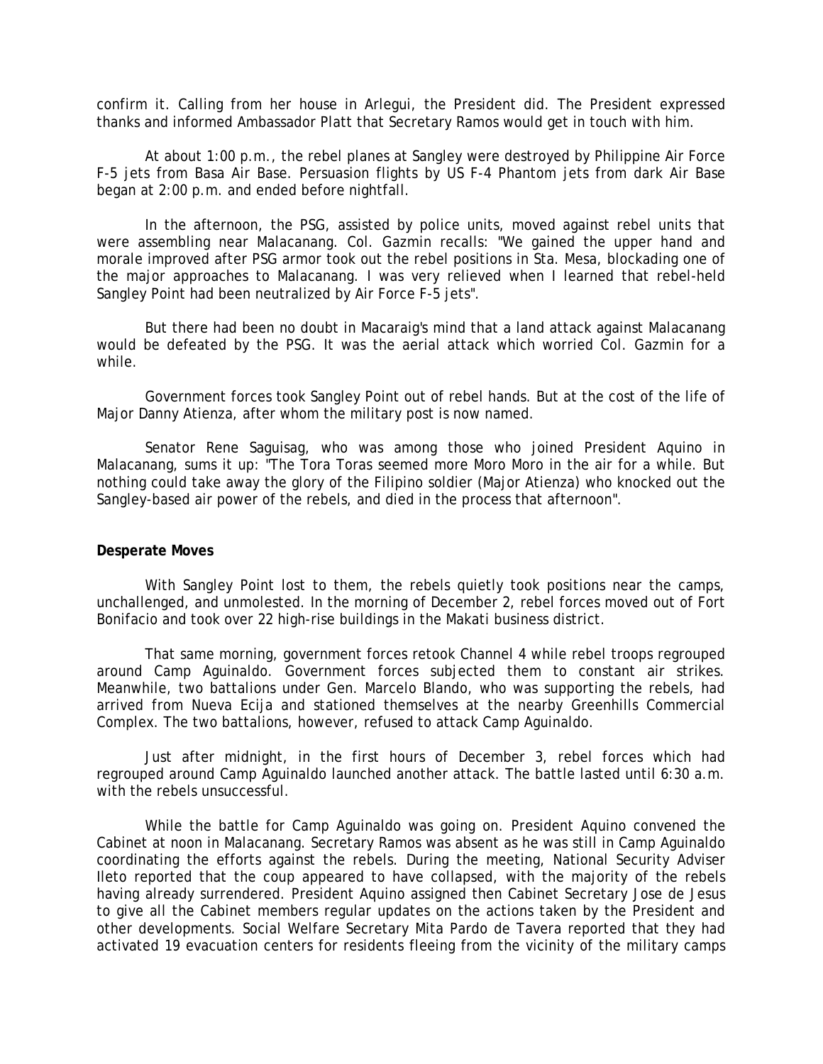confirm it. Calling from her house in Arlegui, the President did. The President expressed thanks and informed Ambassador Platt that Secretary Ramos would get in touch with him.

At about 1:00 p.m., the rebel planes at Sangley were destroyed by Philippine Air Force F-5 jets from Basa Air Base. Persuasion flights by US F-4 Phantom jets from dark Air Base began at 2:00 p.m. and ended before nightfall.

In the afternoon, the PSG, assisted by police units, moved against rebel units that were assembling near Malacanang. Col. Gazmin recalls: "We gained the upper hand and morale improved after PSG armor took out the rebel positions in Sta. Mesa, blockading one of the major approaches to Malacanang. I was very relieved when I learned that rebel-held Sangley Point had been neutralized by Air Force F-5 jets".

But there had been no doubt in Macaraig's mind that a land attack against Malacanang would be defeated by the PSG. It was the aerial attack which worried Col. Gazmin for a while.

Government forces took Sangley Point out of rebel hands. But at the cost of the life of Major Danny Atienza, after whom the military post is now named.

Senator Rene Saguisag, who was among those who joined President Aquino in Malacanang, sums it up: "The Tora Toras seemed more Moro Moro in the air for a while. But nothing could take away the glory of the Filipino soldier (Major Atienza) who knocked out the Sangley-based air power of the rebels, and died in the process that afternoon".

**Desperate Moves**

With Sangley Point lost to them, the rebels quietly took positions near the camps, unchallenged, and unmolested. In the morning of December 2, rebel forces moved out of Fort Bonifacio and took over 22 high-rise buildings in the Makati business district.

That same morning, government forces retook Channel 4 while rebel troops regrouped around Camp Aguinaldo. Government forces subjected them to constant air strikes. Meanwhile, two battalions under Gen. Marcelo Blando, who was supporting the rebels, had arrived from Nueva Ecija and stationed themselves at the nearby Greenhills Commercial Complex. The two battalions, however, refused to attack Camp Aguinaldo.

Just after midnight, in the first hours of December 3, rebel forces which had regrouped around Camp Aguinaldo launched another attack. The battle lasted until 6:30 a.m. with the rebels unsuccessful.

While the battle for Camp Aguinaldo was going on. President Aquino convened the Cabinet at noon in Malacanang. Secretary Ramos was absent as he was still in Camp Aguinaldo coordinating the efforts against the rebels. During the meeting, National Security Adviser Ileto reported that the coup appeared to have collapsed, with the majority of the rebels having already surrendered. President Aquino assigned then Cabinet Secretary Jose de Jesus to give all the Cabinet members regular updates on the actions taken by the President and other developments. Social Welfare Secretary Mita Pardo de Tavera reported that they had activated 19 evacuation centers for residents fleeing from the vicinity of the military camps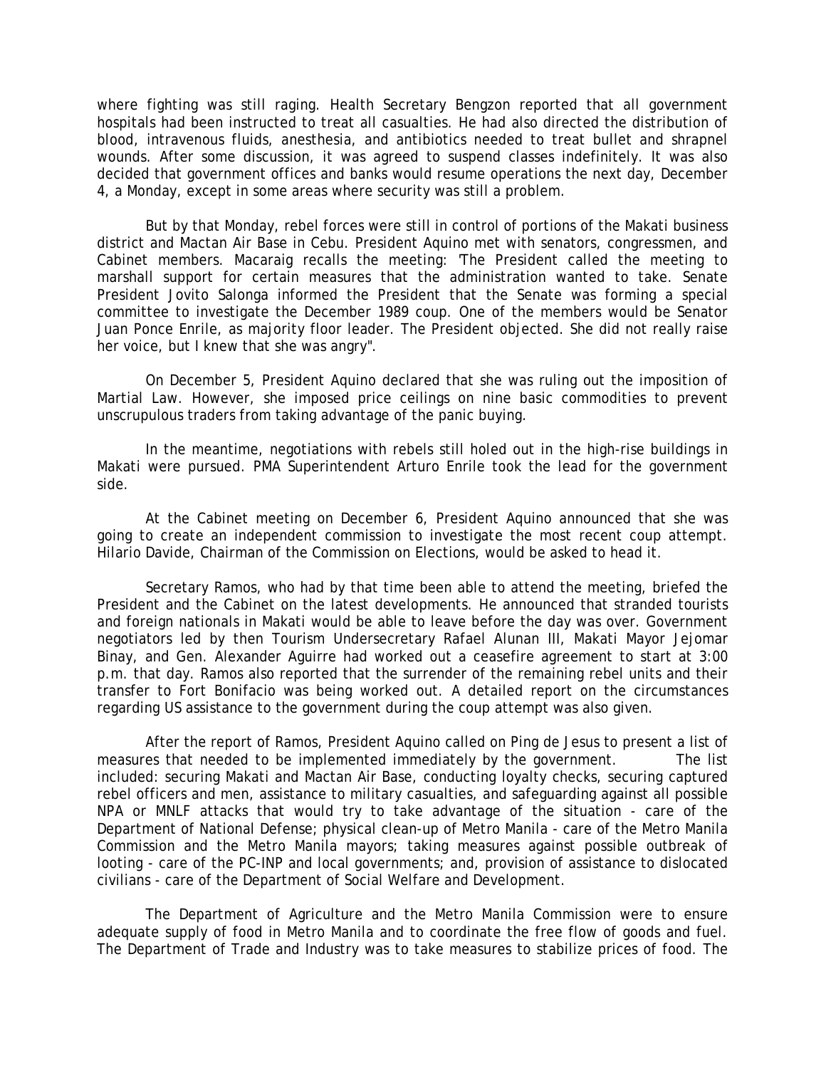where fighting was still raging. Health Secretary Bengzon reported that all government hospitals had been instructed to treat all casualties. He had also directed the distribution of blood, intravenous fluids, anesthesia, and antibiotics needed to treat bullet and shrapnel wounds. After some discussion, it was agreed to suspend classes indefinitely. It was also decided that government offices and banks would resume operations the next day, December 4, a Monday, except in some areas where security was still a problem.

But by that Monday, rebel forces were still in control of portions of the Makati business district and Mactan Air Base in Cebu. President Aquino met with senators, congressmen, and Cabinet members. Macaraig recalls the meeting: 'The President called the meeting to marshall support for certain measures that the administration wanted to take. Senate President Jovito Salonga informed the President that the Senate was forming a special committee to investigate the December 1989 coup. One of the members would be Senator Juan Ponce Enrile, as majority floor leader. The President objected. She did not really raise her voice, but I knew that she was angry".

On December 5, President Aquino declared that she was ruling out the imposition of Martial Law. However, she imposed price ceilings on nine basic commodities to prevent unscrupulous traders from taking advantage of the panic buying.

In the meantime, negotiations with rebels still holed out in the high-rise buildings in Makati were pursued. PMA Superintendent Arturo Enrile took the lead for the government side.

At the Cabinet meeting on December 6, President Aquino announced that she was going to create an independent commission to investigate the most recent coup attempt. Hilario Davide, Chairman of the Commission on Elections, would be asked to head it.

Secretary Ramos, who had by that time been able to attend the meeting, briefed the President and the Cabinet on the latest developments. He announced that stranded tourists and foreign nationals in Makati would be able to leave before the day was over. Government negotiators led by then Tourism Undersecretary Rafael Alunan III, Makati Mayor Jejomar Binay, and Gen. Alexander Aguirre had worked out a ceasefire agreement to start at 3:00 p.m. that day. Ramos also reported that the surrender of the remaining rebel units and their transfer to Fort Bonifacio was being worked out. A detailed report on the circumstances regarding US assistance to the government during the coup attempt was also given.

After the report of Ramos, President Aquino called on Ping de Jesus to present a list of measures that needed to be implemented immediately by the government. The list included: securing Makati and Mactan Air Base, conducting loyalty checks, securing captured rebel officers and men, assistance to military casualties, and safeguarding against all possible NPA or MNLF attacks that would try to take advantage of the situation - care of the Department of National Defense; physical clean-up of Metro Manila - care of the Metro Manila Commission and the Metro Manila mayors; taking measures against possible outbreak of looting - care of the PC-INP and local governments; and, provision of assistance to dislocated civilians - care of the Department of Social Welfare and Development.

The Department of Agriculture and the Metro Manila Commission were to ensure adequate supply of food in Metro Manila and to coordinate the free flow of goods and fuel. The Department of Trade and Industry was to take measures to stabilize prices of food. The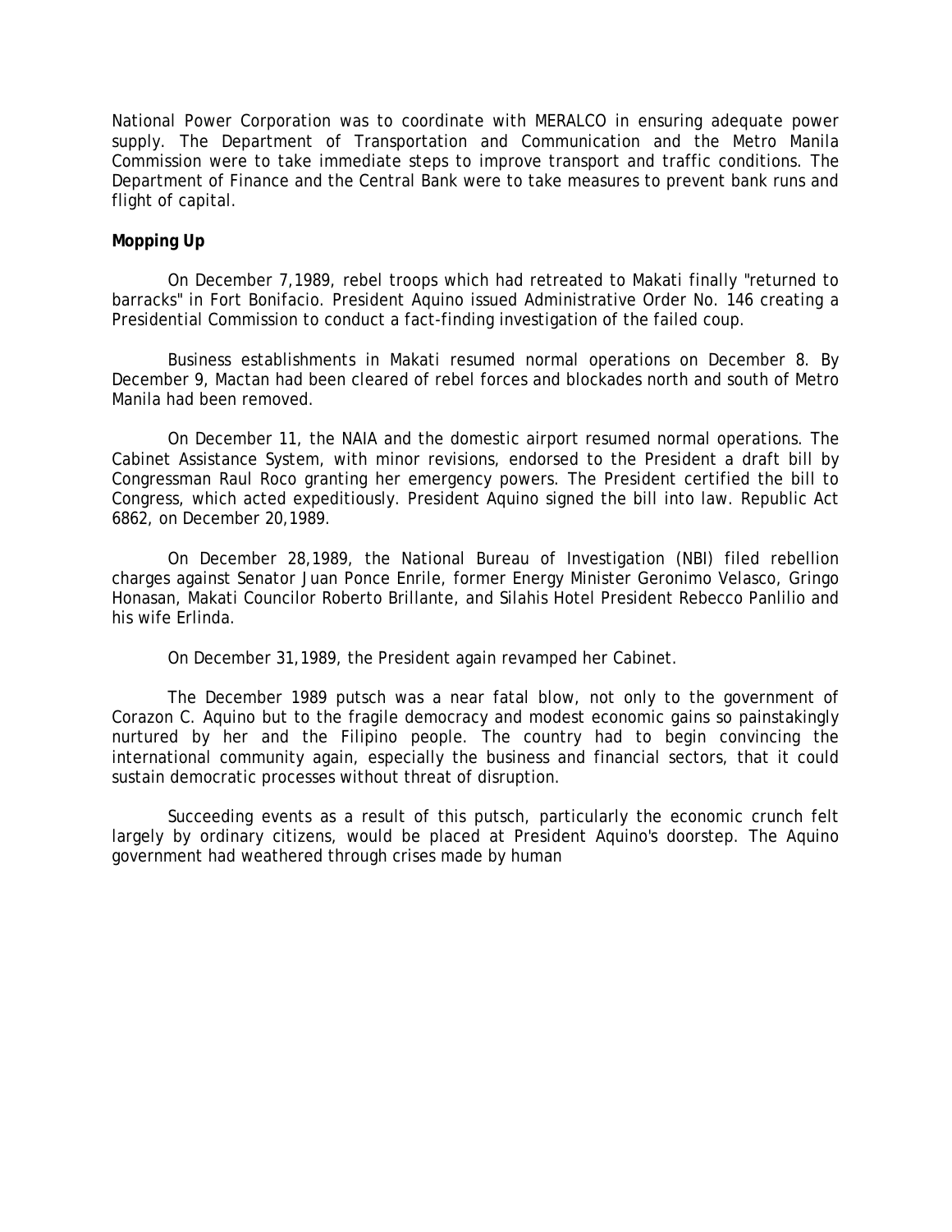National Power Corporation was to coordinate with MERALCO in ensuring adequate power supply. The Department of Transportation and Communication and the Metro Manila Commission were to take immediate steps to improve transport and traffic conditions. The Department of Finance and the Central Bank were to take measures to prevent bank runs and flight of capital.

**Mopping Up**

On December 7,1989, rebel troops which had retreated to Makati finally "returned to barracks" in Fort Bonifacio. President Aquino issued Administrative Order No. 146 creating a Presidential Commission to conduct a fact-finding investigation of the failed coup.

Business establishments in Makati resumed normal operations on December 8. By December 9, Mactan had been cleared of rebel forces and blockades north and south of Metro Manila had been removed.

On December 11, the NAIA and the domestic airport resumed normal operations. The Cabinet Assistance System, with minor revisions, endorsed to the President a draft bill by Congressman Raul Roco granting her emergency powers. The President certified the bill to Congress, which acted expeditiously. President Aquino signed the bill into law. Republic Act 6862, on December 20,1989.

On December 28,1989, the National Bureau of Investigation (NBI) filed rebellion charges against Senator Juan Ponce Enrile, former Energy Minister Geronimo Velasco, Gringo Honasan, Makati Councilor Roberto Brillante, and Silahis Hotel President Rebecco Panlilio and his wife Erlinda.

On December 31,1989, the President again revamped her Cabinet.

The December 1989 putsch was a near fatal blow, not only to the government of Corazon C. Aquino but to the fragile democracy and modest economic gains so painstakingly nurtured by her and the Filipino people. The country had to begin convincing the international community again, especially the business and financial sectors, that it could sustain democratic processes without threat of disruption.

Succeeding events as a result of this putsch, particularly the economic crunch felt largely by ordinary citizens, would be placed at President Aquino's doorstep. The Aquino government had weathered through crises made by human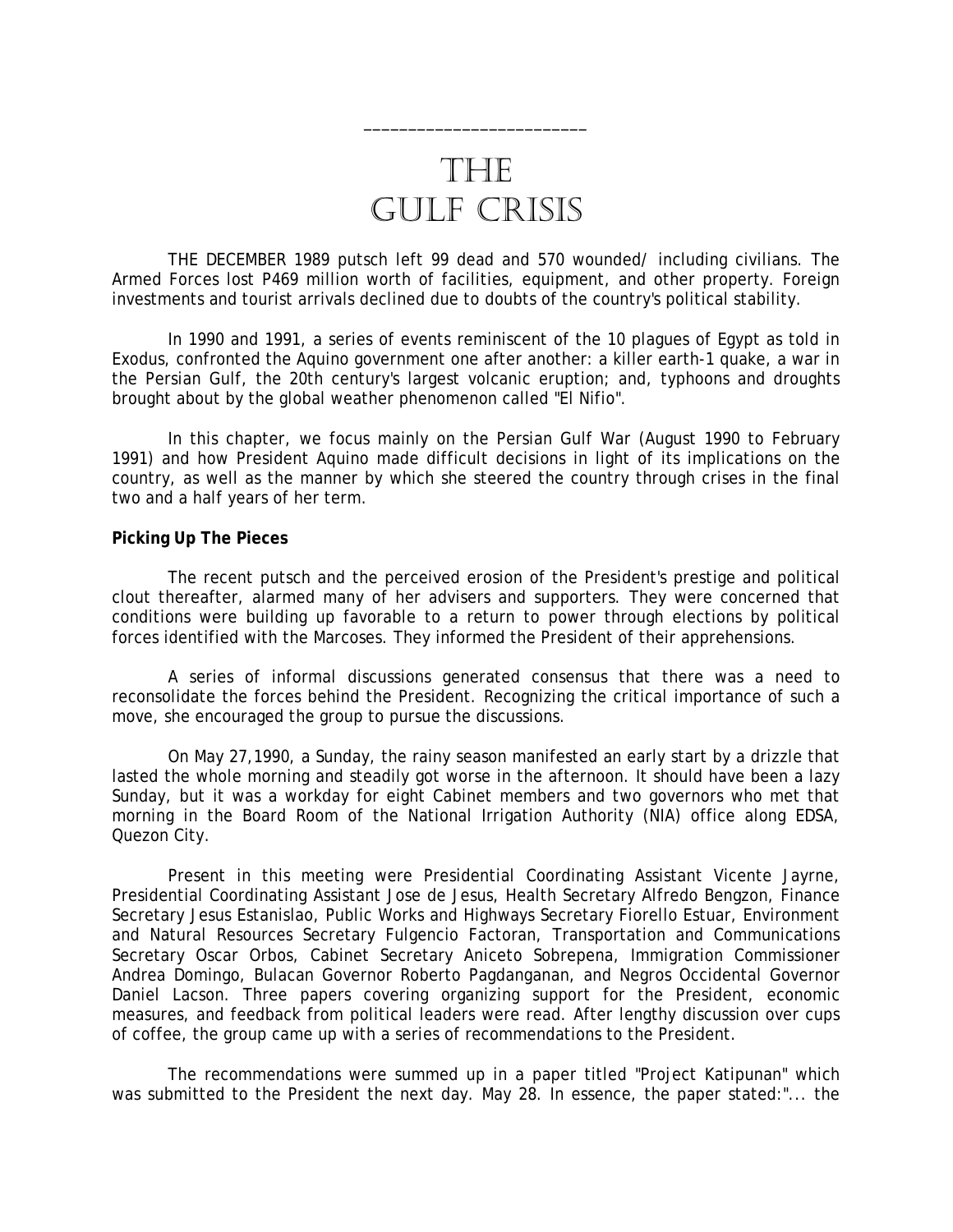# THE GULF CRISIS

THE DECEMBER 1989 putsch left 99 dead and 570 wounded/ including civilians. The Armed Forces lost P469 million worth of facilities, equipment, and other property. Foreign investments and tourist arrivals declined due to doubts of the country's political stability.

In 1990 and 1991, a series of events reminiscent of the 10 plagues of Egypt as told in Exodus, confronted the Aquino government one after another: a killer earth-1 quake, a war in the Persian Gulf, the 20th century's largest volcanic eruption; and, typhoons and droughts brought about by the global weather phenomenon called "El Nifio".

In this chapter, we focus mainly on the Persian Gulf War (August 1990 to February 1991) and how President Aquino made difficult decisions in light of its implications on the country, as well as the manner by which she steered the country through crises in the final two and a half years of her term.

**Picking Up The Pieces**

The recent putsch and the perceived erosion of the President's prestige and political clout thereafter, alarmed many of her advisers and supporters. They were concerned that conditions were building up favorable to a return to power through elections by political forces identified with the Marcoses. They informed the President of their apprehensions.

A series of informal discussions generated consensus that there was a need to reconsolidate the forces behind the President. Recognizing the critical importance of such a move, she encouraged the group to pursue the discussions.

On May 27,1990, a Sunday, the rainy season manifested an early start by a drizzle that lasted the whole morning and steadily got worse in the afternoon. It should have been a lazy Sunday, but it was a workday for eight Cabinet members and two governors who met that morning in the Board Room of the National Irrigation Authority (NIA) office along EDSA, Quezon City.

Present in this meeting were Presidential Coordinating Assistant Vicente Jayrne, Presidential Coordinating Assistant Jose de Jesus, Health Secretary Alfredo Bengzon, Finance Secretary Jesus Estanislao, Public Works and Highways Secretary Fiorello Estuar, Environment and Natural Resources Secretary Fulgencio Factoran, Transportation and Communications Secretary Oscar Orbos, Cabinet Secretary Aniceto Sobrepena, Immigration Commissioner Andrea Domingo, Bulacan Governor Roberto Pagdanganan, and Negros Occidental Governor Daniel Lacson. Three papers covering organizing support for the President, economic measures, and feedback from political leaders were read. After lengthy discussion over cups of coffee, the group came up with a series of recommendations to the President.

The recommendations were summed up in a paper titled "Project Katipunan" which was submitted to the President the next day. May 28. In essence, the paper stated:"... the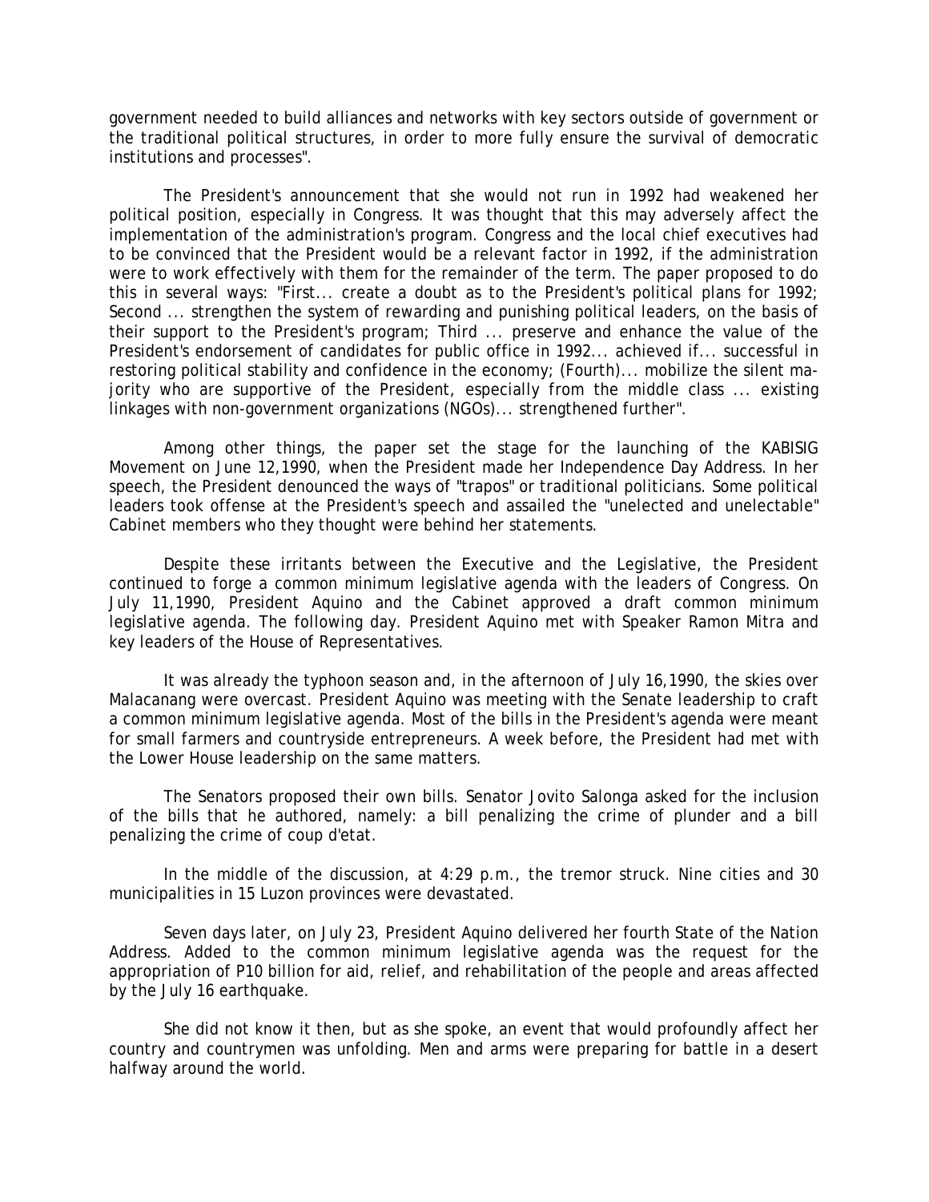government needed to build alliances and networks with key sectors outside of government or the traditional political structures, in order to more fully ensure the survival of democratic institutions and processes".

The President's announcement that she would not run in 1992 had weakened her political position, especially in Congress. It was thought that this may adversely affect the implementation of the administration's program. Congress and the local chief executives had to be convinced that the President would be a relevant factor in 1992, if the administration were to work effectively with them for the remainder of the term. The paper proposed to do this in several ways: "First... create a doubt as to the President's political plans for 1992; Second ... strengthen the system of rewarding and punishing political leaders, on the basis of their support to the President's program; Third ... preserve and enhance the value of the President's endorsement of candidates for public office in 1992... achieved if... successful in restoring political stability and confidence in the economy; (Fourth)... mobilize the silent majority who are supportive of the President, especially from the middle class ... existing linkages with non-government organizations (NGOs)... strengthened further".

Among other things, the paper set the stage for the launching of the KABISIG Movement on June 12,1990, when the President made her Independence Day Address. In her speech, the President denounced the ways of "trapos" or traditional politicians. Some political leaders took offense at the President's speech and assailed the "unelected and unelectable" Cabinet members who they thought were behind her statements.

Despite these irritants between the Executive and the Legislative, the President continued to forge a common minimum legislative agenda with the leaders of Congress. On July 11,1990, President Aquino and the Cabinet approved a draft common minimum legislative agenda. The following day. President Aquino met with Speaker Ramon Mitra and key leaders of the House of Representatives.

It was already the typhoon season and, in the afternoon of July 16,1990, the skies over Malacanang were overcast. President Aquino was meeting with the Senate leadership to craft a common minimum legislative agenda. Most of the bills in the President's agenda were meant for small farmers and countryside entrepreneurs. A week before, the President had met with the Lower House leadership on the same matters.

The Senators proposed their own bills. Senator Jovito Salonga asked for the inclusion of the bills that he authored, namely: a bill penalizing the crime of plunder and a bill penalizing the crime of coup d'etat.

In the middle of the discussion, at 4:29 p.m., the tremor struck. Nine cities and 30 municipalities in 15 Luzon provinces were devastated.

Seven days later, on July 23, President Aquino delivered her fourth State of the Nation Address. Added to the common minimum legislative agenda was the request for the appropriation of P10 billion for aid, relief, and rehabilitation of the people and areas affected by the July 16 earthquake.

She did not know it then, but as she spoke, an event that would profoundly affect her country and countrymen was unfolding. Men and arms were preparing for battle in a desert halfway around the world.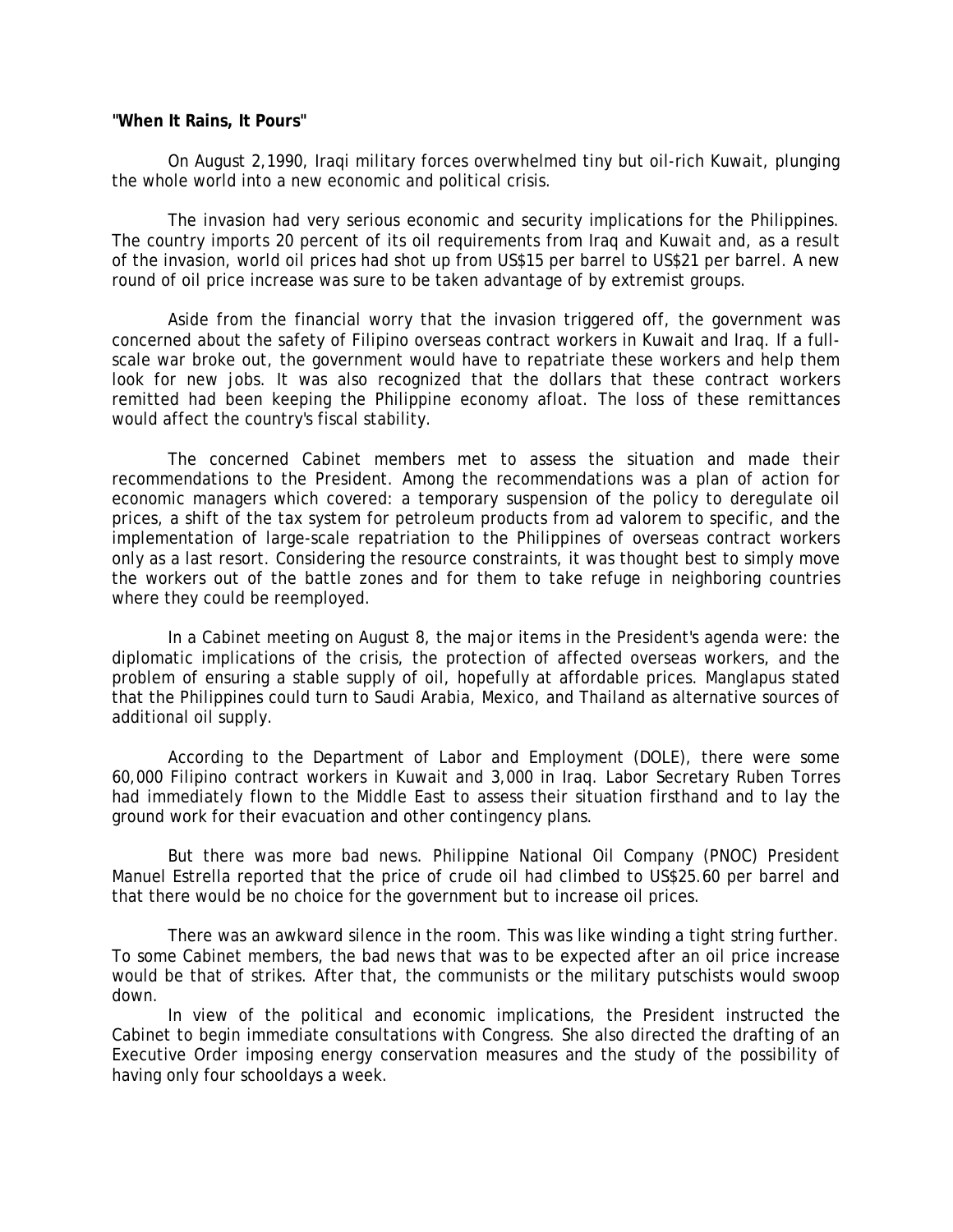**"When It Rains, It Pours"**

On August 2,1990, Iraqi military forces overwhelmed tiny but oil-rich Kuwait, plunging the whole world into a new economic and political crisis.

The invasion had very serious economic and security implications for the Philippines. The country imports 20 percent of its oil requirements from Iraq and Kuwait and, as a result of the invasion, world oil prices had shot up from US$15 per barrel to US$21 per barrel. A new round of oil price increase was sure to be taken advantage of by extremist groups.

Aside from the financial worry that the invasion triggered off, the government was concerned about the safety of Filipino overseas contract workers in Kuwait and Iraq. If a full-scale war broke out, the government would have to repatriate these workers and help them look for new jobs. It was also recognized that the dollars that these contract workers remitted had been keeping the Philippine economy afloat. The loss of these remittances would affect the country's fiscal stability.

The concerned Cabinet members met to assess the situation and made their recommendations to the President. Among the recommendations was a plan of action for economic managers which covered: a temporary suspension of the policy to deregulate oil prices, a shift of the tax system for petroleum products from ad valorem to specific, and the implementation of large-scale repatriation to the Philippines of overseas contract workers only as a last resort. Considering the resource constraints, it was thought best to simply move the workers out of the battle zones and for them to take refuge in neighboring countries where they could be reemployed.

In a Cabinet meeting on August 8, the major items in the President's agenda were: the diplomatic implications of the crisis, the protection of affected overseas workers, and the problem of ensuring a stable supply of oil, hopefully at affordable prices. Manglapus stated that the Philippines could turn to Saudi Arabia, Mexico, and Thailand as alternative sources of additional oil supply.

According to the Department of Labor and Employment (DOLE), there were some 60,000 Filipino contract workers in Kuwait and 3,000 in Iraq. Labor Secretary Ruben Torres had immediately flown to the Middle East to assess their situation firsthand and to lay the ground work for their evacuation and other contingency plans.

But there was more bad news. Philippine National Oil Company (PNOC) President Manuel Estrella reported that the price of crude oil had climbed to US$25.60 per barrel and that there would be no choice for the government but to increase oil prices.

There was an awkward silence in the room. This was like winding a tight string further. To some Cabinet members, the bad news that was to be expected after an oil price increase would be that of strikes. After that, the communists or the military putschists would swoop down.

In view of the political and economic implications, the President instructed the Cabinet to begin immediate consultations with Congress. She also directed the drafting of an Executive Order imposing energy conservation measures and the study of the possibility of having only four schooldays a week.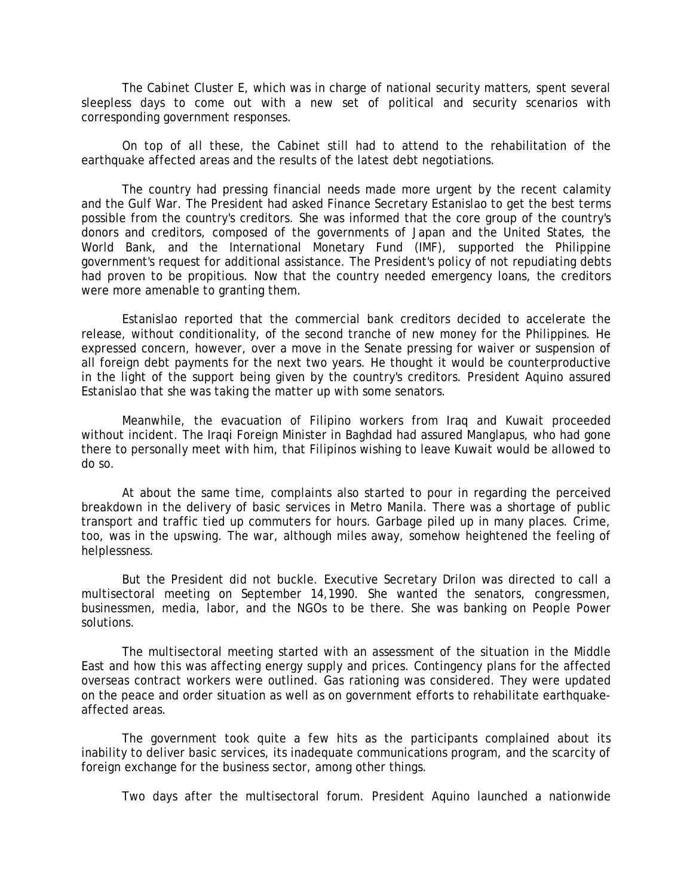The Cabinet Cluster E, which was in charge of national security matters, spent several sleepless days to come out with a new set of political and security scenarios with corresponding government responses.

On top of all these, the Cabinet still had to attend to the rehabilitation of the earthquake affected areas and the results of the latest debt negotiations.

The country had pressing financial needs made more urgent by the recent calamity and the Gulf War. The President had asked Finance Secretary Estanislao to get the best terms possible from the country's creditors. She was informed that the core group of the country's donors and creditors, composed of the governments of Japan and the United States, the World Bank, and the International Monetary Fund (IMF), supported the Philippine government's request for additional assistance. The President's policy of not repudiating debts had proven to be propitious. Now that the country needed emergency loans, the creditors were more amenable to granting them.

Estanislao reported that the commercial bank creditors decided to accelerate the release, without conditionality, of the second tranche of new money for the Philippines. He expressed concern, however, over a move in the Senate pressing for waiver or suspension of all foreign debt payments for the next two years. He thought it would be counterproductive in the light of the support being given by the country's creditors. President Aquino assured Estanislao that she was taking the matter up with some senators.

Meanwhile, the evacuation of Filipino workers from Iraq and Kuwait proceeded without incident. The Iraqi Foreign Minister in Baghdad had assured Manglapus, who had gone there to personally meet with him, that Filipinos wishing to leave Kuwait would be allowed to do so.

At about the same time, complaints also started to pour in regarding the perceived breakdown in the delivery of basic services in Metro Manila. There was a shortage of public transport and traffic tied up commuters for hours. Garbage piled up in many places. Crime, too, was in the upswing. The war, although miles away, somehow heightened the feeling of helplessness.

But the President did not buckle. Executive Secretary Drilon was directed to call a multisectoral meeting on September 14,1990. She wanted the senators, congressmen, businessmen, media, labor, and the NGOs to be there. She was banking on People Power solutions.

The multisectoral meeting started with an assessment of the situation in the Middle East and how this was affecting energy supply and prices. Contingency plans for the affected overseas contract workers were outlined. Gas rationing was considered. They were updated on the peace and order situation as well as on government efforts to rehabilitate earthquake-affected areas.

The government took quite a few hits as the participants complained about its inability to deliver basic services, its inadequate communications program, and the scarcity of foreign exchange for the business sector, among other things.

Two days after the multisectoral forum. President Aquino launched a nationwide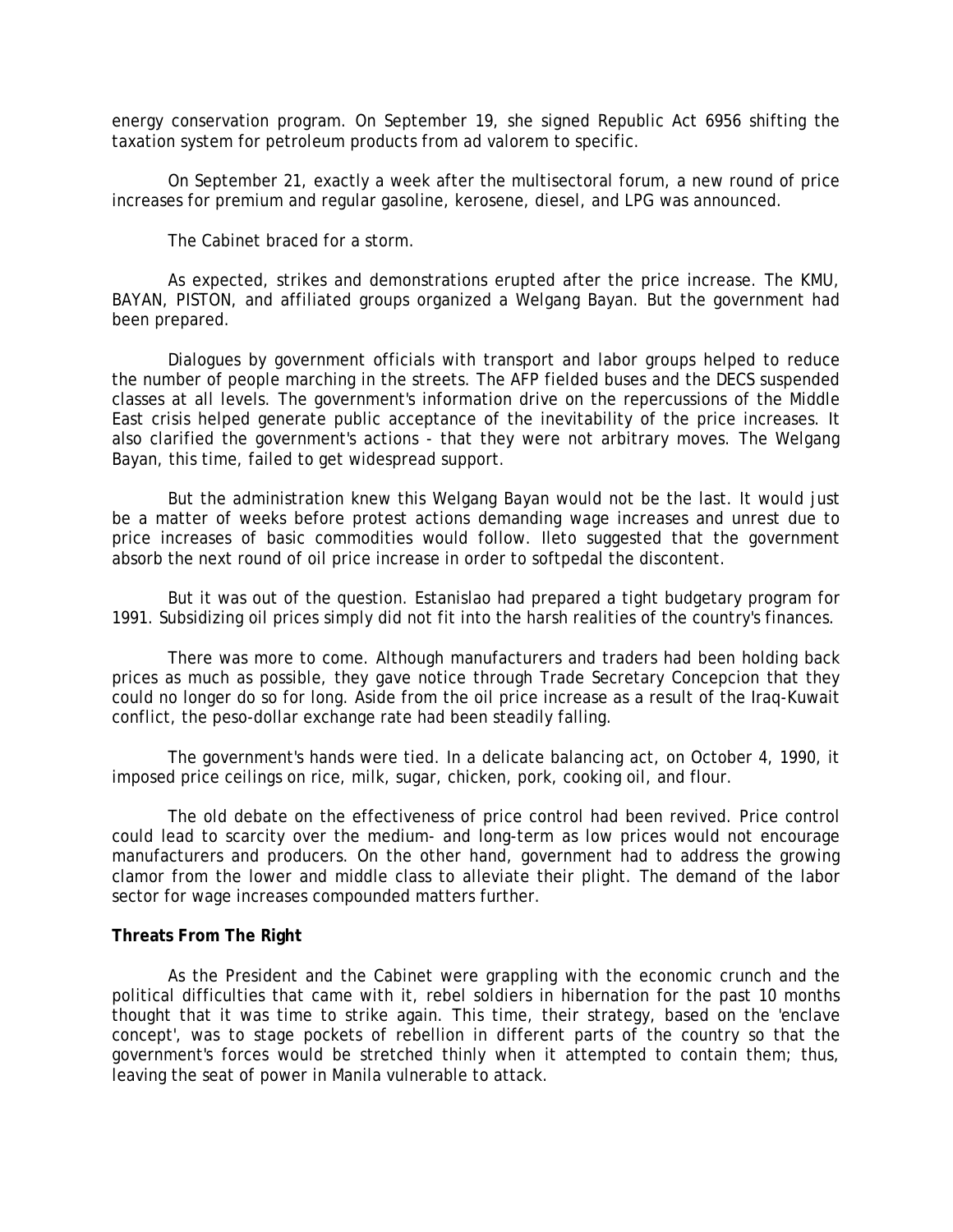energy conservation program. On September 19, she signed Republic Act 6956 shifting the taxation system for petroleum products from ad valorem to specific.

On September 21, exactly a week after the multisectoral forum, a new round of price increases for premium and regular gasoline, kerosene, diesel, and LPG was announced.

The Cabinet braced for a storm.

As expected, strikes and demonstrations erupted after the price increase. The KMU, BAYAN, PISTON, and affiliated groups organized a Welgang Bayan. But the government had been prepared.

Dialogues by government officials with transport and labor groups helped to reduce the number of people marching in the streets. The AFP fielded buses and the DECS suspended classes at all levels. The government's information drive on the repercussions of the Middle East crisis helped generate public acceptance of the inevitability of the price increases. It also clarified the government's actions - that they were not arbitrary moves. The Welgang Bayan, this time, failed to get widespread support.

But the administration knew this Welgang Bayan would not be the last. It would just be a matter of weeks before protest actions demanding wage increases and unrest due to price increases of basic commodities would follow. Ileto suggested that the government absorb the next round of oil price increase in order to softpedal the discontent.

But it was out of the question. Estanislao had prepared a tight budgetary program for 1991. Subsidizing oil prices simply did not fit into the harsh realities of the country's finances.

There was more to come. Although manufacturers and traders had been holding back prices as much as possible, they gave notice through Trade Secretary Concepcion that they could no longer do so for long. Aside from the oil price increase as a result of the Iraq-Kuwait conflict, the peso-dollar exchange rate had been steadily falling.

The government's hands were tied. In a delicate balancing act, on October 4, 1990, it imposed price ceilings on rice, milk, sugar, chicken, pork, cooking oil, and flour.

The old debate on the effectiveness of price control had been revived. Price control could lead to scarcity over the medium- and long-term as low prices would not encourage manufacturers and producers. On the other hand, government had to address the growing clamor from the lower and middle class to alleviate their plight. The demand of the labor sector for wage increases compounded matters further.

**Threats From The Right**

As the President and the Cabinet were grappling with the economic crunch and the political difficulties that came with it, rebel soldiers in hibernation for the past 10 months thought that it was time to strike again. This time, their strategy, based on the 'enclave concept', was to stage pockets of rebellion in different parts of the country so that the government's forces would be stretched thinly when it attempted to contain them; thus, leaving the seat of power in Manila vulnerable to attack.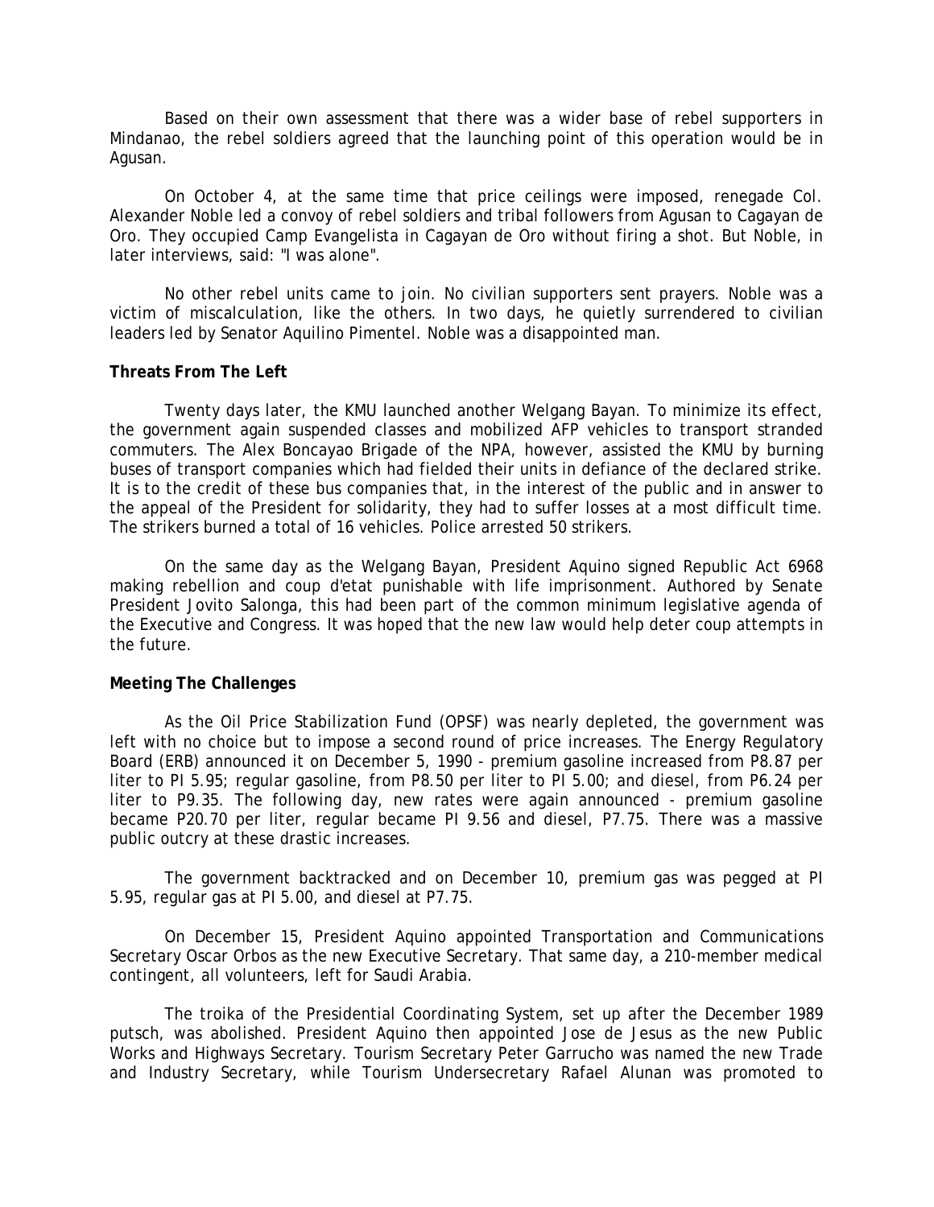Based on their own assessment that there was a wider base of rebel supporters in Mindanao, the rebel soldiers agreed that the launching point of this operation would be in Agusan.

On October 4, at the same time that price ceilings were imposed, renegade Col. Alexander Noble led a convoy of rebel soldiers and tribal followers from Agusan to Cagayan de Oro. They occupied Camp Evangelista in Cagayan de Oro without firing a shot. But Noble, in later interviews, said: "I was alone".

No other rebel units came to join. No civilian supporters sent prayers. Noble was a victim of miscalculation, like the others. In two days, he quietly surrendered to civilian leaders led by Senator Aquilino Pimentel. Noble was a disappointed man.

**Threats From The Left**

Twenty days later, the KMU launched another Welgang Bayan. To minimize its effect, the government again suspended classes and mobilized AFP vehicles to transport stranded commuters. The Alex Boncayao Brigade of the NPA, however, assisted the KMU by burning buses of transport companies which had fielded their units in defiance of the declared strike. It is to the credit of these bus companies that, in the interest of the public and in answer to the appeal of the President for solidarity, they had to suffer losses at a most difficult time. The strikers burned a total of 16 vehicles. Police arrested 50 strikers.

On the same day as the Welgang Bayan, President Aquino signed Republic Act 6968 making rebellion and coup d'etat punishable with life imprisonment. Authored by Senate President Jovito Salonga, this had been part of the common minimum legislative agenda of the Executive and Congress. It was hoped that the new law would help deter coup attempts in the future.

**Meeting The Challenges**

As the Oil Price Stabilization Fund (OPSF) was nearly depleted, the government was left with no choice but to impose a second round of price increases. The Energy Regulatory Board (ERB) announced it on December 5, 1990 - premium gasoline increased from P8.87 per liter to PI 5.95; regular gasoline, from P8.50 per liter to PI 5.00; and diesel, from P6.24 per liter to P9.35. The following day, new rates were again announced - premium gasoline became P20.70 per liter, regular became PI 9.56 and diesel, P7.75. There was a massive public outcry at these drastic increases.

The government backtracked and on December 10, premium gas was pegged at PI 5.95, regular gas at PI 5.00, and diesel at P7.75.

On December 15, President Aquino appointed Transportation and Communications Secretary Oscar Orbos as the new Executive Secretary. That same day, a 210-member medical contingent, all volunteers, left for Saudi Arabia.

The troika of the Presidential Coordinating System, set up after the December 1989 putsch, was abolished. President Aquino then appointed Jose de Jesus as the new Public Works and Highways Secretary. Tourism Secretary Peter Garrucho was named the new Trade and Industry Secretary, while Tourism Undersecretary Rafael Alunan was promoted to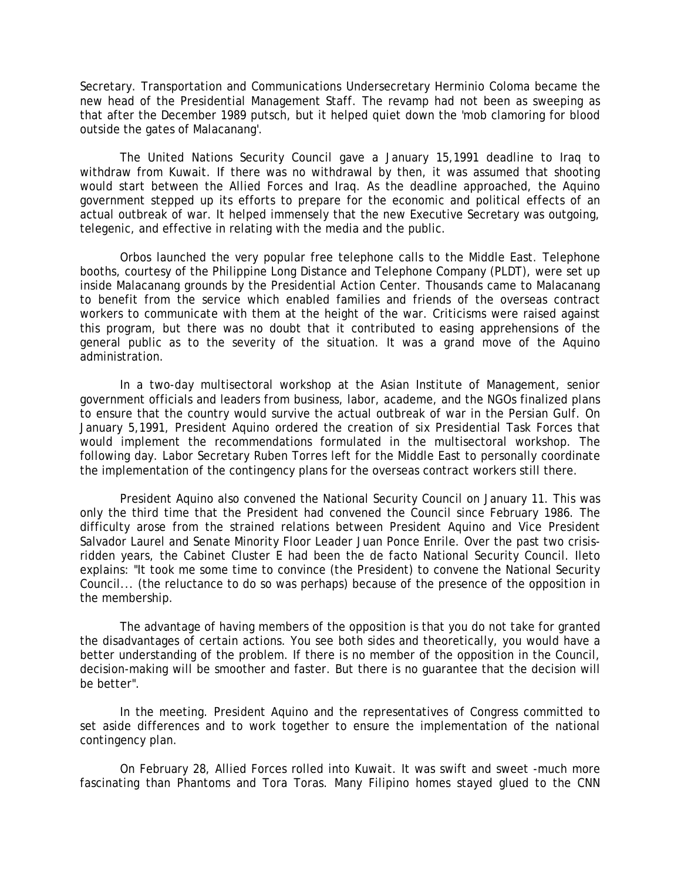Secretary. Transportation and Communications Undersecretary Herminio Coloma became the new head of the Presidential Management Staff. The revamp had not been as sweeping as that after the December 1989 putsch, but it helped quiet down the 'mob clamoring for blood outside the gates of Malacanang'.

The United Nations Security Council gave a January 15,1991 deadline to Iraq to withdraw from Kuwait. If there was no withdrawal by then, it was assumed that shooting would start between the Allied Forces and Iraq. As the deadline approached, the Aquino government stepped up its efforts to prepare for the economic and political effects of an actual outbreak of war. It helped immensely that the new Executive Secretary was outgoing, telegenic, and effective in relating with the media and the public.

Orbos launched the very popular free telephone calls to the Middle East. Telephone booths, courtesy of the Philippine Long Distance and Telephone Company (PLDT), were set up inside Malacanang grounds by the Presidential Action Center. Thousands came to Malacanang to benefit from the service which enabled families and friends of the overseas contract workers to communicate with them at the height of the war. Criticisms were raised against this program, but there was no doubt that it contributed to easing apprehensions of the general public as to the severity of the situation. It was a grand move of the Aquino administration.

In a two-day multisectoral workshop at the Asian Institute of Management, senior government officials and leaders from business, labor, academe, and the NGOs finalized plans to ensure that the country would survive the actual outbreak of war in the Persian Gulf. On January 5,1991, President Aquino ordered the creation of six Presidential Task Forces that would implement the recommendations formulated in the multisectoral workshop. The following day. Labor Secretary Ruben Torres left for the Middle East to personally coordinate the implementation of the contingency plans for the overseas contract workers still there.

President Aquino also convened the National Security Council on January 11. This was only the third time that the President had convened the Council since February 1986. The difficulty arose from the strained relations between President Aquino and Vice President Salvador Laurel and Senate Minority Floor Leader Juan Ponce Enrile. Over the past two crisis-ridden years, the Cabinet Cluster E had been the de facto National Security Council. Ileto explains: "It took me some time to convince (the President) to convene the National Security Council... (the reluctance to do so was perhaps) because of the presence of the opposition in the membership.

The advantage of having members of the opposition is that you do not take for granted the disadvantages of certain actions. You see both sides and theoretically, you would have a better understanding of the problem. If there is no member of the opposition in the Council, decision-making will be smoother and faster. But there is no guarantee that the decision will be better".

In the meeting. President Aquino and the representatives of Congress committed to set aside differences and to work together to ensure the implementation of the national contingency plan.

On February 28, Allied Forces rolled into Kuwait. It was swift and sweet -much more fascinating than Phantoms and Tora Toras. Many Filipino homes stayed glued to the CNN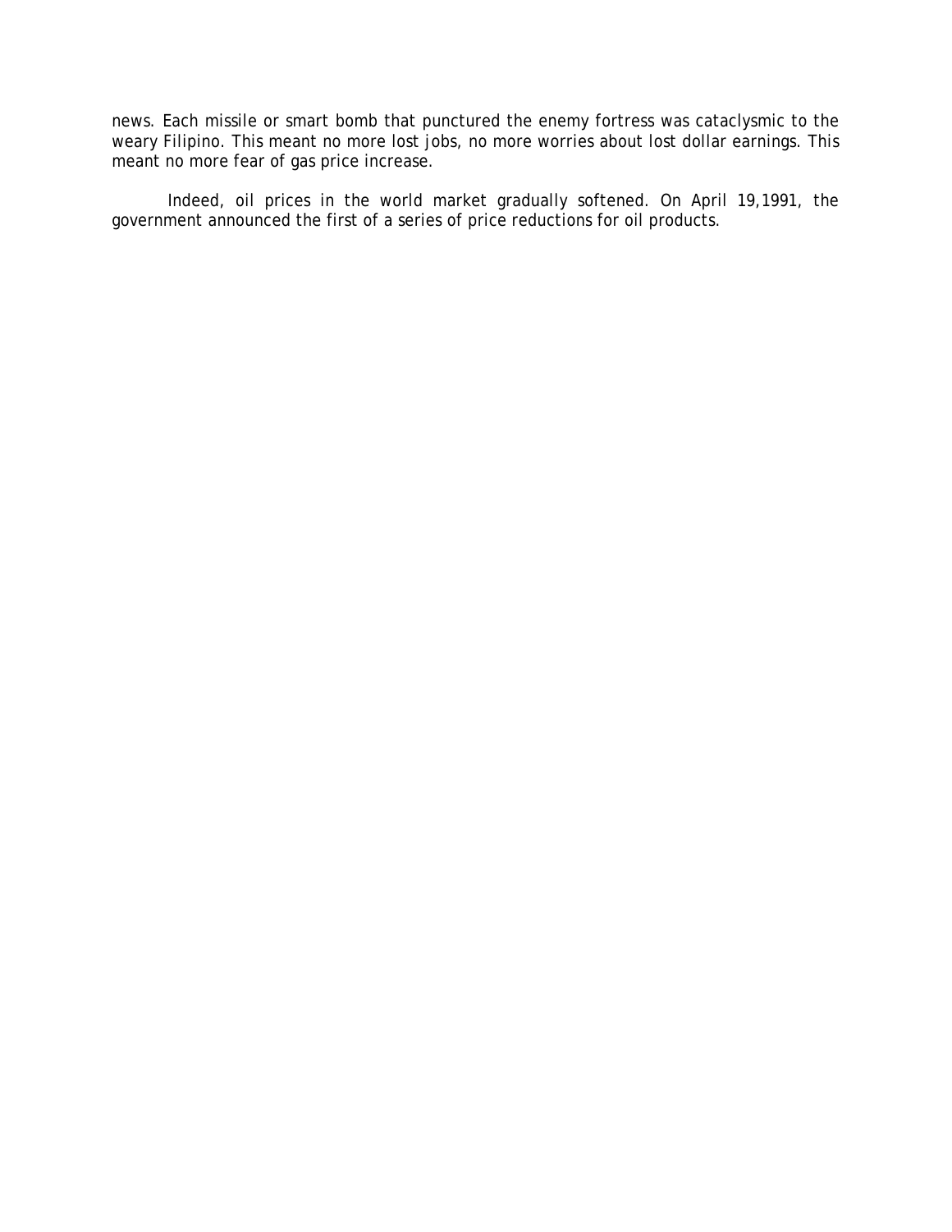news. Each missile or smart bomb that punctured the enemy fortress was cataclysmic to the weary Filipino. This meant no more lost jobs, no more worries about lost dollar earnings. This meant no more fear of gas price increase.

Indeed, oil prices in the world market gradually softened. On April 19,1991, the government announced the first of a series of price reductions for oil products.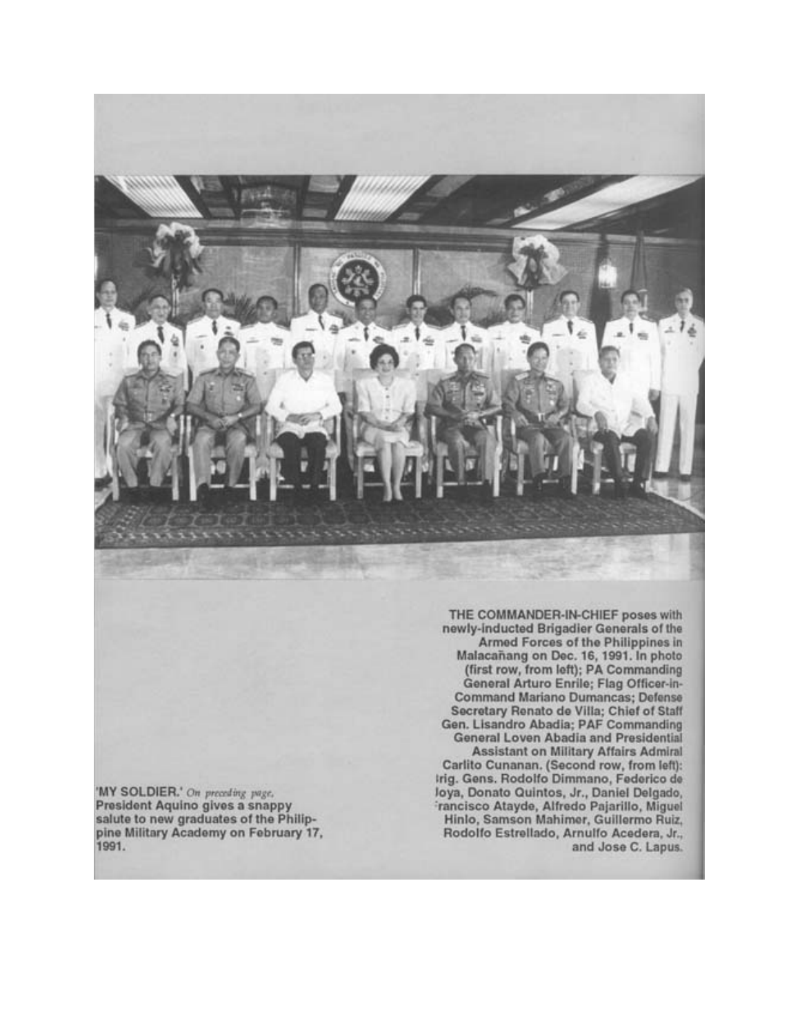THE COMMANDER-IN-CHIEF poses with newly-inducted Brigadier Generals of the Armed Forces of the Philippines in Malacañang on Dec. 16, 1991. In photo (first row, from left); PA Commanding General Arturo Enrile; Flag Officer-in-Command Mariano Dumancas; Defense Secretary Renato de Villa; Chief of Staff Gen. Lisandro Abadia; PAF Commanding General Loven Abadia and Presidential Assistant on Military Affairs Admiral Carlito Cunanan. (Second row, from left): Brig. Gens. Rodolfo Dimmano, Federico de Joya, Donato Quintos, Jr., Daniel Delgado, Francisco Atayde, Alfredo Pajarillo, Miguel Hinlo, Samson Mahimer, Guillermo Ruiz, Rodolfo Estrellado, Arnulfo Acedera, Jr., and Jose C. Lapus.

'MY SOLDIER.' *On preceding page,* President Aquino gives a snappy salute to new graduates of the Philippine Military Academy on February 17, 1991.